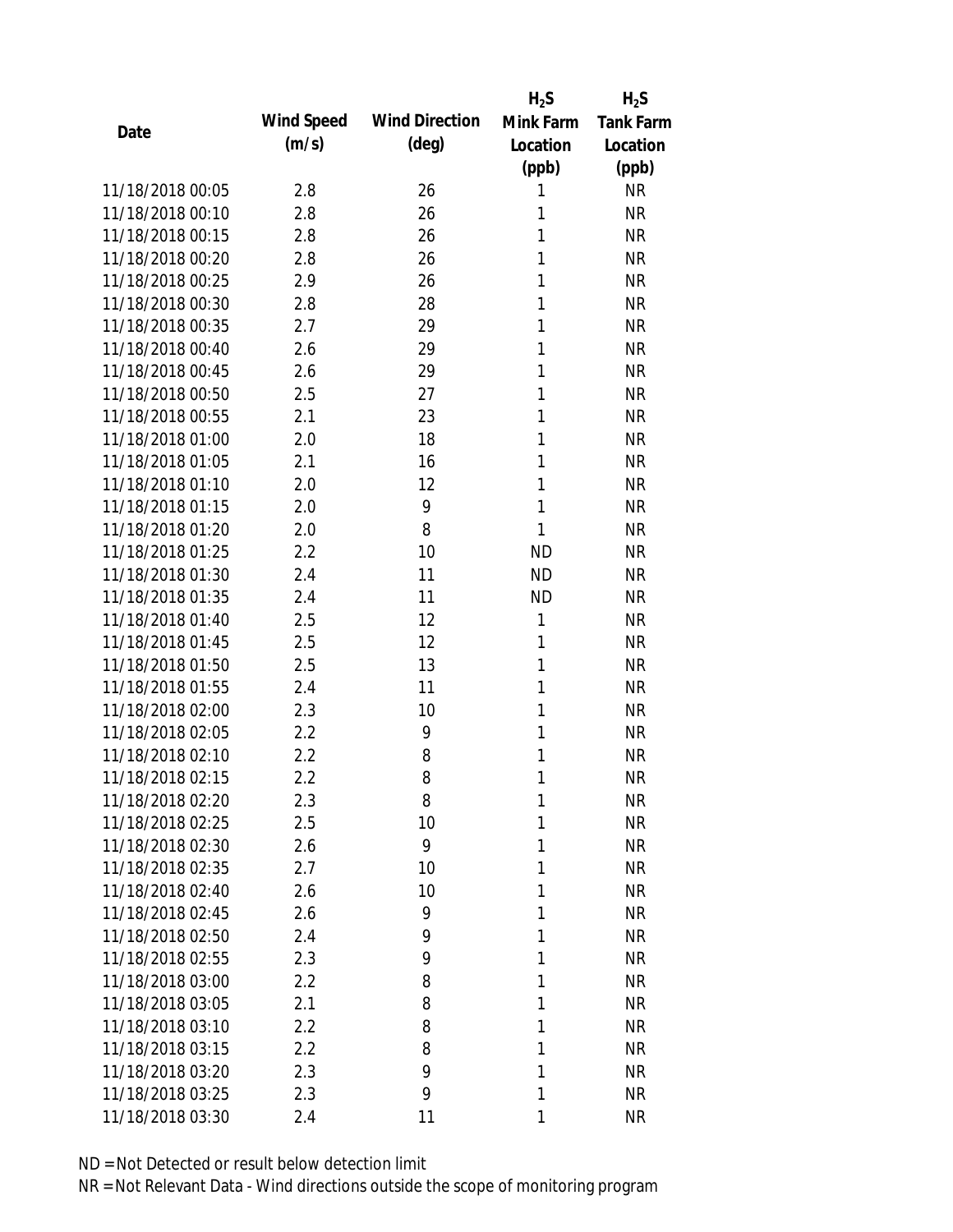| Date | Wind Speed (m/s) | Wind Direction (deg) | $H_2S$ Mink Farm Location (ppb) | $H_2S$ Tank Farm Location (ppb) |
|---|---|---|---|---|
| 11/18/2018 00:05 | 2.8 | 26 | 1 | NR |
| 11/18/2018 00:10 | 2.8 | 26 | 1 | NR |
| 11/18/2018 00:15 | 2.8 | 26 | 1 | NR |
| 11/18/2018 00:20 | 2.8 | 26 | 1 | NR |
| 11/18/2018 00:25 | 2.9 | 26 | 1 | NR |
| 11/18/2018 00:30 | 2.8 | 28 | 1 | NR |
| 11/18/2018 00:35 | 2.7 | 29 | 1 | NR |
| 11/18/2018 00:40 | 2.6 | 29 | 1 | NR |
| 11/18/2018 00:45 | 2.6 | 29 | 1 | NR |
| 11/18/2018 00:50 | 2.5 | 27 | 1 | NR |
| 11/18/2018 00:55 | 2.1 | 23 | 1 | NR |
| 11/18/2018 01:00 | 2.0 | 18 | 1 | NR |
| 11/18/2018 01:05 | 2.1 | 16 | 1 | NR |
| 11/18/2018 01:10 | 2.0 | 12 | 1 | NR |
| 11/18/2018 01:15 | 2.0 | 9 | 1 | NR |
| 11/18/2018 01:20 | 2.0 | 8 | 1 | NR |
| 11/18/2018 01:25 | 2.2 | 10 | ND | NR |
| 11/18/2018 01:30 | 2.4 | 11 | ND | NR |
| 11/18/2018 01:35 | 2.4 | 11 | ND | NR |
| 11/18/2018 01:40 | 2.5 | 12 | 1 | NR |
| 11/18/2018 01:45 | 2.5 | 12 | 1 | NR |
| 11/18/2018 01:50 | 2.5 | 13 | 1 | NR |
| 11/18/2018 01:55 | 2.4 | 11 | 1 | NR |
| 11/18/2018 02:00 | 2.3 | 10 | 1 | NR |
| 11/18/2018 02:05 | 2.2 | 9 | 1 | NR |
| 11/18/2018 02:10 | 2.2 | 8 | 1 | NR |
| 11/18/2018 02:15 | 2.2 | 8 | 1 | NR |
| 11/18/2018 02:20 | 2.3 | 8 | 1 | NR |
| 11/18/2018 02:25 | 2.5 | 10 | 1 | NR |
| 11/18/2018 02:30 | 2.6 | 9 | 1 | NR |
| 11/18/2018 02:35 | 2.7 | 10 | 1 | NR |
| 11/18/2018 02:40 | 2.6 | 10 | 1 | NR |
| 11/18/2018 02:45 | 2.6 | 9 | 1 | NR |
| 11/18/2018 02:50 | 2.4 | 9 | 1 | NR |
| 11/18/2018 02:55 | 2.3 | 9 | 1 | NR |
| 11/18/2018 03:00 | 2.2 | 8 | 1 | NR |
| 11/18/2018 03:05 | 2.1 | 8 | 1 | NR |
| 11/18/2018 03:10 | 2.2 | 8 | 1 | NR |
| 11/18/2018 03:15 | 2.2 | 8 | 1 | NR |
| 11/18/2018 03:20 | 2.3 | 9 | 1 | NR |
| 11/18/2018 03:25 | 2.3 | 9 | 1 | NR |
| 11/18/2018 03:30 | 2.4 | 11 | 1 | NR |

ND = Not Detected or result below detection limit

NR = Not Relevant Data - Wind directions outside the scope of monitoring program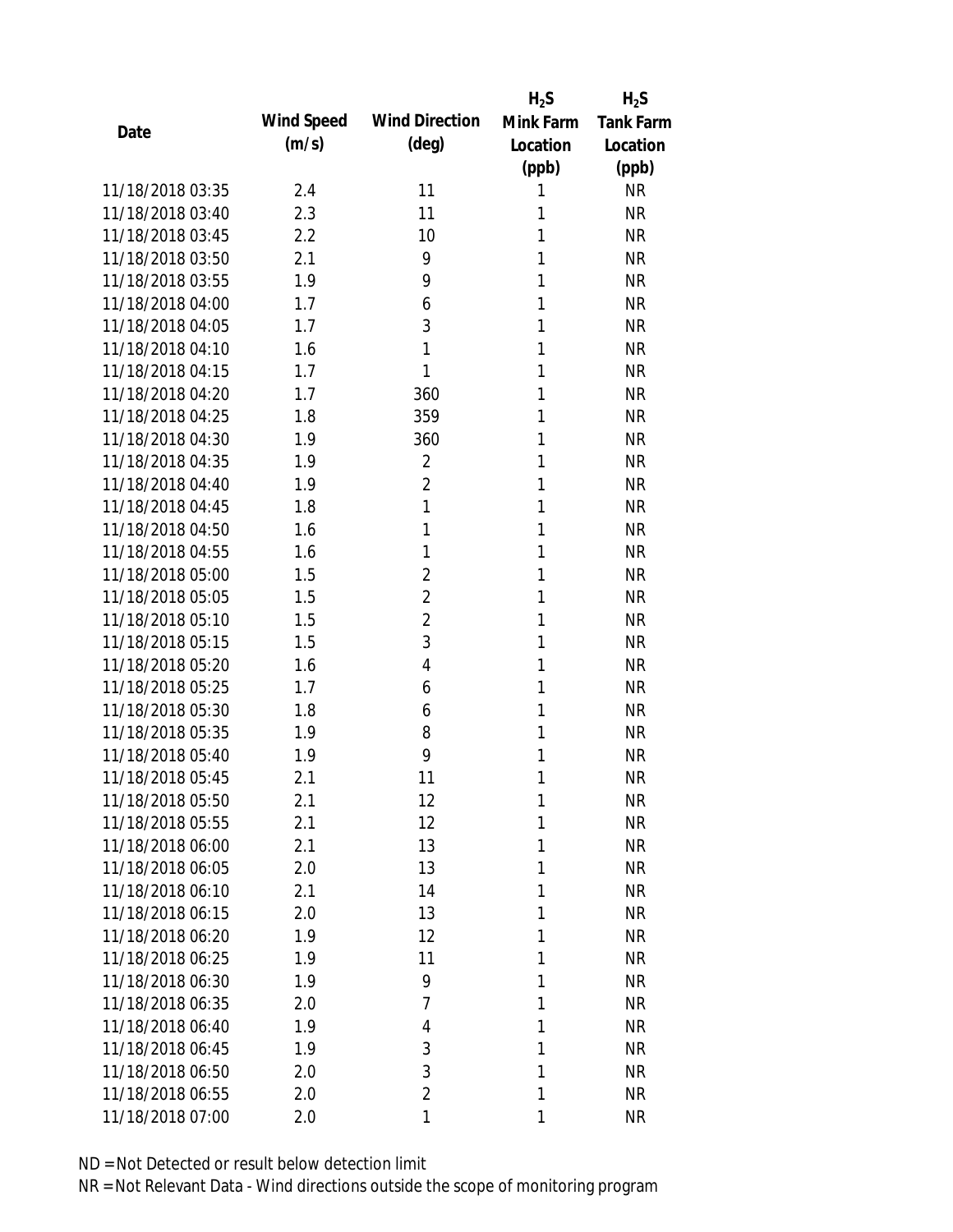| Date | Wind Speed (m/s) | Wind Direction (deg) | $H_2S$ Mink Farm Location (ppb) | $H_2S$ Tank Farm Location (ppb) |
|---|---|---|---|---|
| 11/18/2018 03:35 | 2.4 | 11 | 1 | NR |
| 11/18/2018 03:40 | 2.3 | 11 | 1 | NR |
| 11/18/2018 03:45 | 2.2 | 10 | 1 | NR |
| 11/18/2018 03:50 | 2.1 | 9 | 1 | NR |
| 11/18/2018 03:55 | 1.9 | 9 | 1 | NR |
| 11/18/2018 04:00 | 1.7 | 6 | 1 | NR |
| 11/18/2018 04:05 | 1.7 | 3 | 1 | NR |
| 11/18/2018 04:10 | 1.6 | 1 | 1 | NR |
| 11/18/2018 04:15 | 1.7 | 1 | 1 | NR |
| 11/18/2018 04:20 | 1.7 | 360 | 1 | NR |
| 11/18/2018 04:25 | 1.8 | 359 | 1 | NR |
| 11/18/2018 04:30 | 1.9 | 360 | 1 | NR |
| 11/18/2018 04:35 | 1.9 | 2 | 1 | NR |
| 11/18/2018 04:40 | 1.9 | 2 | 1 | NR |
| 11/18/2018 04:45 | 1.8 | 1 | 1 | NR |
| 11/18/2018 04:50 | 1.6 | 1 | 1 | NR |
| 11/18/2018 04:55 | 1.6 | 1 | 1 | NR |
| 11/18/2018 05:00 | 1.5 | 2 | 1 | NR |
| 11/18/2018 05:05 | 1.5 | 2 | 1 | NR |
| 11/18/2018 05:10 | 1.5 | 2 | 1 | NR |
| 11/18/2018 05:15 | 1.5 | 3 | 1 | NR |
| 11/18/2018 05:20 | 1.6 | 4 | 1 | NR |
| 11/18/2018 05:25 | 1.7 | 6 | 1 | NR |
| 11/18/2018 05:30 | 1.8 | 6 | 1 | NR |
| 11/18/2018 05:35 | 1.9 | 8 | 1 | NR |
| 11/18/2018 05:40 | 1.9 | 9 | 1 | NR |
| 11/18/2018 05:45 | 2.1 | 11 | 1 | NR |
| 11/18/2018 05:50 | 2.1 | 12 | 1 | NR |
| 11/18/2018 05:55 | 2.1 | 12 | 1 | NR |
| 11/18/2018 06:00 | 2.1 | 13 | 1 | NR |
| 11/18/2018 06:05 | 2.0 | 13 | 1 | NR |
| 11/18/2018 06:10 | 2.1 | 14 | 1 | NR |
| 11/18/2018 06:15 | 2.0 | 13 | 1 | NR |
| 11/18/2018 06:20 | 1.9 | 12 | 1 | NR |
| 11/18/2018 06:25 | 1.9 | 11 | 1 | NR |
| 11/18/2018 06:30 | 1.9 | 9 | 1 | NR |
| 11/18/2018 06:35 | 2.0 | 7 | 1 | NR |
| 11/18/2018 06:40 | 1.9 | 4 | 1 | NR |
| 11/18/2018 06:45 | 1.9 | 3 | 1 | NR |
| 11/18/2018 06:50 | 2.0 | 3 | 1 | NR |
| 11/18/2018 06:55 | 2.0 | 2 | 1 | NR |
| 11/18/2018 07:00 | 2.0 | 1 | 1 | NR |

ND = Not Detected or result below detection limit

NR = Not Relevant Data - Wind directions outside the scope of monitoring program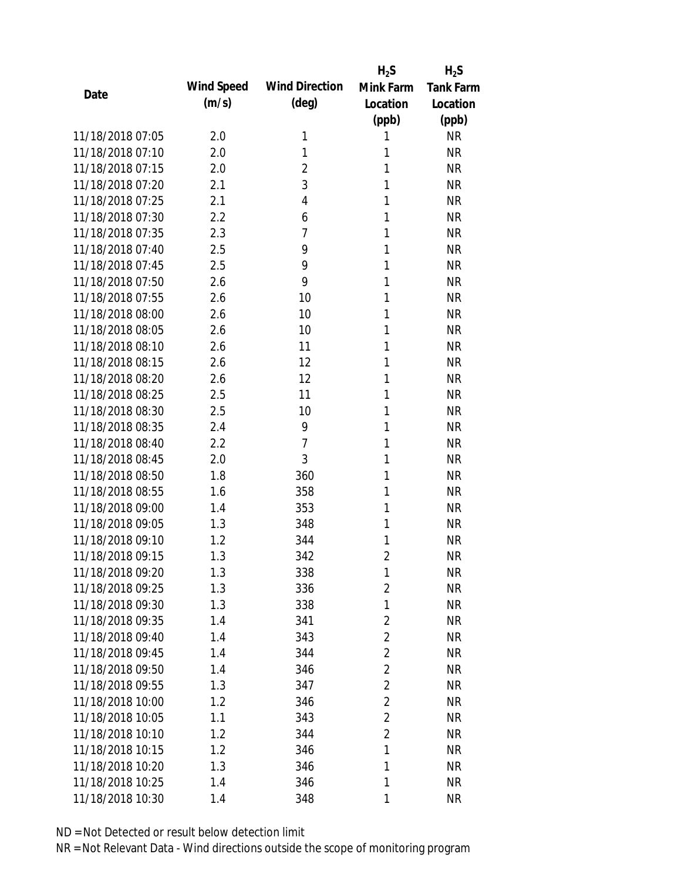| Date | Wind Speed (m/s) | Wind Direction (deg) | $H_2S$ Mink Farm Location (ppb) | $H_2S$ Tank Farm Location (ppb) |
|---|---|---|---|---|
| 11/18/2018 07:05 | 2.0 | 1 | 1 | NR |
| 11/18/2018 07:10 | 2.0 | 1 | 1 | NR |
| 11/18/2018 07:15 | 2.0 | 2 | 1 | NR |
| 11/18/2018 07:20 | 2.1 | 3 | 1 | NR |
| 11/18/2018 07:25 | 2.1 | 4 | 1 | NR |
| 11/18/2018 07:30 | 2.2 | 6 | 1 | NR |
| 11/18/2018 07:35 | 2.3 | 7 | 1 | NR |
| 11/18/2018 07:40 | 2.5 | 9 | 1 | NR |
| 11/18/2018 07:45 | 2.5 | 9 | 1 | NR |
| 11/18/2018 07:50 | 2.6 | 9 | 1 | NR |
| 11/18/2018 07:55 | 2.6 | 10 | 1 | NR |
| 11/18/2018 08:00 | 2.6 | 10 | 1 | NR |
| 11/18/2018 08:05 | 2.6 | 10 | 1 | NR |
| 11/18/2018 08:10 | 2.6 | 11 | 1 | NR |
| 11/18/2018 08:15 | 2.6 | 12 | 1 | NR |
| 11/18/2018 08:20 | 2.6 | 12 | 1 | NR |
| 11/18/2018 08:25 | 2.5 | 11 | 1 | NR |
| 11/18/2018 08:30 | 2.5 | 10 | 1 | NR |
| 11/18/2018 08:35 | 2.4 | 9 | 1 | NR |
| 11/18/2018 08:40 | 2.2 | 7 | 1 | NR |
| 11/18/2018 08:45 | 2.0 | 3 | 1 | NR |
| 11/18/2018 08:50 | 1.8 | 360 | 1 | NR |
| 11/18/2018 08:55 | 1.6 | 358 | 1 | NR |
| 11/18/2018 09:00 | 1.4 | 353 | 1 | NR |
| 11/18/2018 09:05 | 1.3 | 348 | 1 | NR |
| 11/18/2018 09:10 | 1.2 | 344 | 1 | NR |
| 11/18/2018 09:15 | 1.3 | 342 | 2 | NR |
| 11/18/2018 09:20 | 1.3 | 338 | 1 | NR |
| 11/18/2018 09:25 | 1.3 | 336 | 2 | NR |
| 11/18/2018 09:30 | 1.3 | 338 | 1 | NR |
| 11/18/2018 09:35 | 1.4 | 341 | 2 | NR |
| 11/18/2018 09:40 | 1.4 | 343 | 2 | NR |
| 11/18/2018 09:45 | 1.4 | 344 | 2 | NR |
| 11/18/2018 09:50 | 1.4 | 346 | 2 | NR |
| 11/18/2018 09:55 | 1.3 | 347 | 2 | NR |
| 11/18/2018 10:00 | 1.2 | 346 | 2 | NR |
| 11/18/2018 10:05 | 1.1 | 343 | 2 | NR |
| 11/18/2018 10:10 | 1.2 | 344 | 2 | NR |
| 11/18/2018 10:15 | 1.2 | 346 | 1 | NR |
| 11/18/2018 10:20 | 1.3 | 346 | 1 | NR |
| 11/18/2018 10:25 | 1.4 | 346 | 1 | NR |
| 11/18/2018 10:30 | 1.4 | 348 | 1 | NR |

ND = Not Detected or result below detection limit

NR = Not Relevant Data - Wind directions outside the scope of monitoring program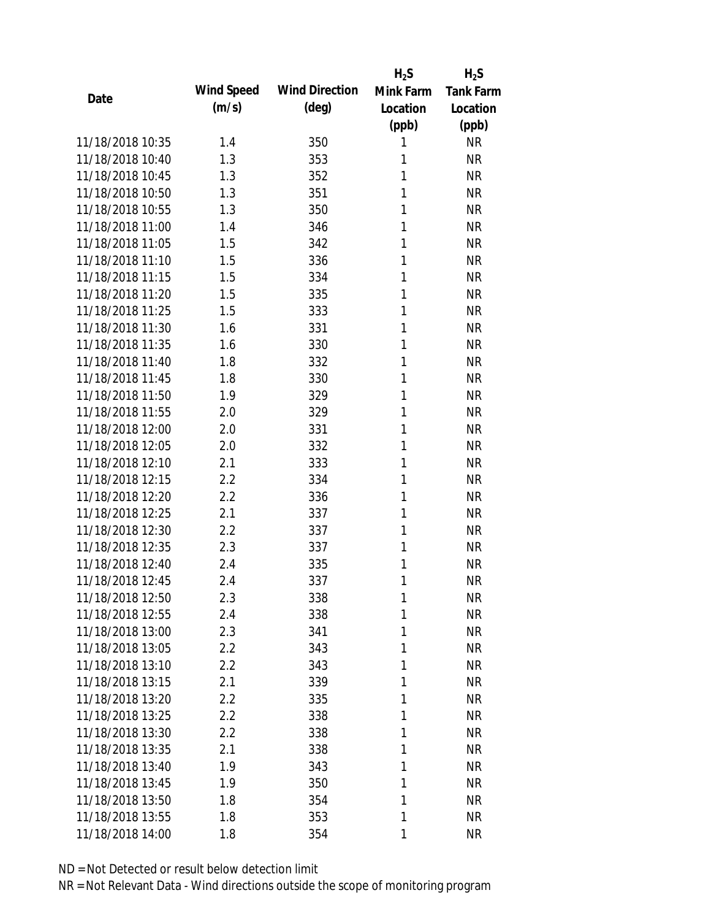| Date | Wind Speed (m/s) | Wind Direction (deg) | $H_2S$ Mink Farm Location (ppb) | $H_2S$ Tank Farm Location (ppb) |
|---|---|---|---|---|
| 11/18/2018 10:35 | 1.4 | 350 | 1 | NR |
| 11/18/2018 10:40 | 1.3 | 353 | 1 | NR |
| 11/18/2018 10:45 | 1.3 | 352 | 1 | NR |
| 11/18/2018 10:50 | 1.3 | 351 | 1 | NR |
| 11/18/2018 10:55 | 1.3 | 350 | 1 | NR |
| 11/18/2018 11:00 | 1.4 | 346 | 1 | NR |
| 11/18/2018 11:05 | 1.5 | 342 | 1 | NR |
| 11/18/2018 11:10 | 1.5 | 336 | 1 | NR |
| 11/18/2018 11:15 | 1.5 | 334 | 1 | NR |
| 11/18/2018 11:20 | 1.5 | 335 | 1 | NR |
| 11/18/2018 11:25 | 1.5 | 333 | 1 | NR |
| 11/18/2018 11:30 | 1.6 | 331 | 1 | NR |
| 11/18/2018 11:35 | 1.6 | 330 | 1 | NR |
| 11/18/2018 11:40 | 1.8 | 332 | 1 | NR |
| 11/18/2018 11:45 | 1.8 | 330 | 1 | NR |
| 11/18/2018 11:50 | 1.9 | 329 | 1 | NR |
| 11/18/2018 11:55 | 2.0 | 329 | 1 | NR |
| 11/18/2018 12:00 | 2.0 | 331 | 1 | NR |
| 11/18/2018 12:05 | 2.0 | 332 | 1 | NR |
| 11/18/2018 12:10 | 2.1 | 333 | 1 | NR |
| 11/18/2018 12:15 | 2.2 | 334 | 1 | NR |
| 11/18/2018 12:20 | 2.2 | 336 | 1 | NR |
| 11/18/2018 12:25 | 2.1 | 337 | 1 | NR |
| 11/18/2018 12:30 | 2.2 | 337 | 1 | NR |
| 11/18/2018 12:35 | 2.3 | 337 | 1 | NR |
| 11/18/2018 12:40 | 2.4 | 335 | 1 | NR |
| 11/18/2018 12:45 | 2.4 | 337 | 1 | NR |
| 11/18/2018 12:50 | 2.3 | 338 | 1 | NR |
| 11/18/2018 12:55 | 2.4 | 338 | 1 | NR |
| 11/18/2018 13:00 | 2.3 | 341 | 1 | NR |
| 11/18/2018 13:05 | 2.2 | 343 | 1 | NR |
| 11/18/2018 13:10 | 2.2 | 343 | 1 | NR |
| 11/18/2018 13:15 | 2.1 | 339 | 1 | NR |
| 11/18/2018 13:20 | 2.2 | 335 | 1 | NR |
| 11/18/2018 13:25 | 2.2 | 338 | 1 | NR |
| 11/18/2018 13:30 | 2.2 | 338 | 1 | NR |
| 11/18/2018 13:35 | 2.1 | 338 | 1 | NR |
| 11/18/2018 13:40 | 1.9 | 343 | 1 | NR |
| 11/18/2018 13:45 | 1.9 | 350 | 1 | NR |
| 11/18/2018 13:50 | 1.8 | 354 | 1 | NR |
| 11/18/2018 13:55 | 1.8 | 353 | 1 | NR |
| 11/18/2018 14:00 | 1.8 | 354 | 1 | NR |

ND = Not Detected or result below detection limit

NR = Not Relevant Data - Wind directions outside the scope of monitoring program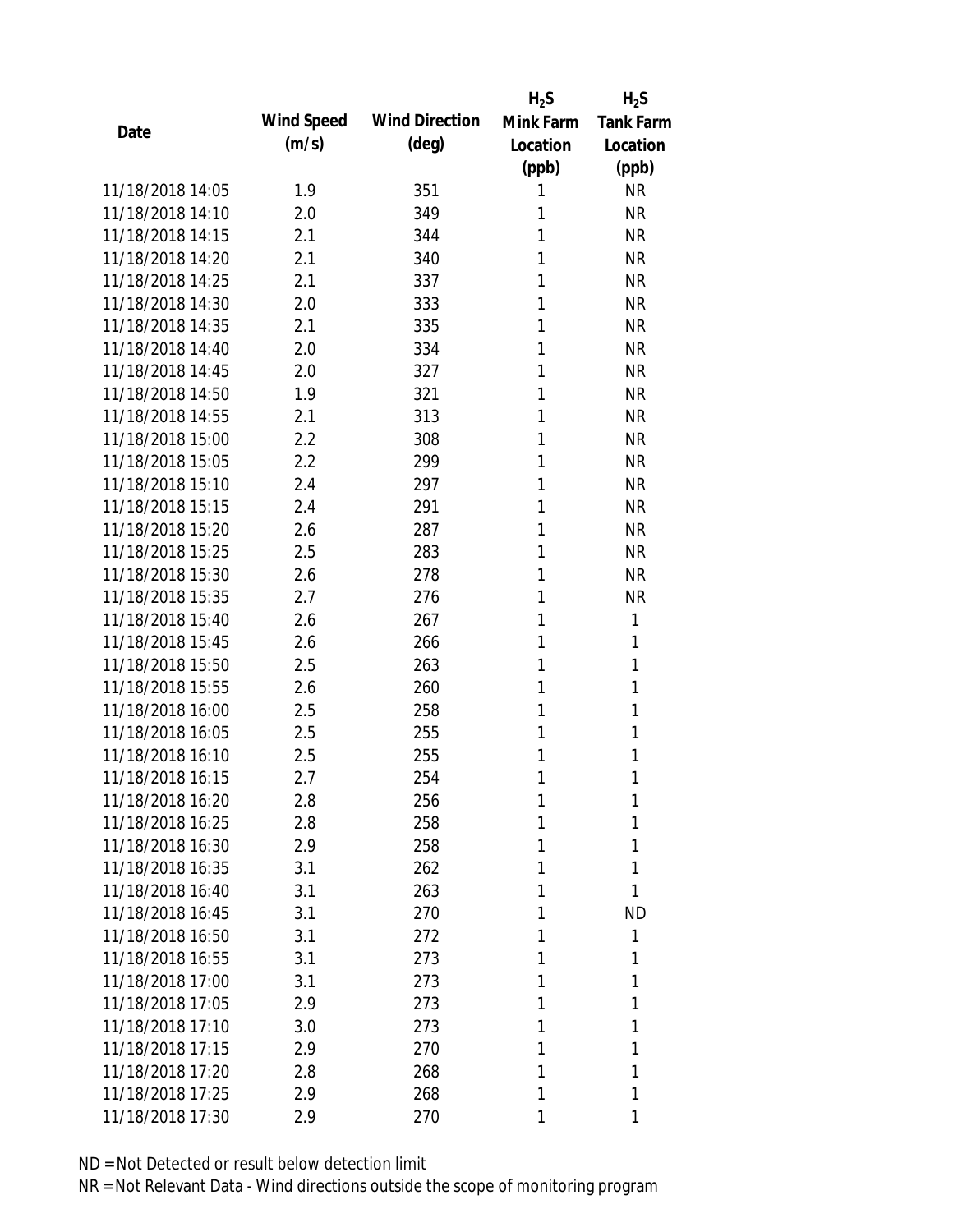| Date | Wind Speed (m/s) | Wind Direction (deg) | $H_2S$ Mink Farm Location (ppb) | $H_2S$ Tank Farm Location (ppb) |
|---|---|---|---|---|
| 11/18/2018 14:05 | 1.9 | 351 | 1 | NR |
| 11/18/2018 14:10 | 2.0 | 349 | 1 | NR |
| 11/18/2018 14:15 | 2.1 | 344 | 1 | NR |
| 11/18/2018 14:20 | 2.1 | 340 | 1 | NR |
| 11/18/2018 14:25 | 2.1 | 337 | 1 | NR |
| 11/18/2018 14:30 | 2.0 | 333 | 1 | NR |
| 11/18/2018 14:35 | 2.1 | 335 | 1 | NR |
| 11/18/2018 14:40 | 2.0 | 334 | 1 | NR |
| 11/18/2018 14:45 | 2.0 | 327 | 1 | NR |
| 11/18/2018 14:50 | 1.9 | 321 | 1 | NR |
| 11/18/2018 14:55 | 2.1 | 313 | 1 | NR |
| 11/18/2018 15:00 | 2.2 | 308 | 1 | NR |
| 11/18/2018 15:05 | 2.2 | 299 | 1 | NR |
| 11/18/2018 15:10 | 2.4 | 297 | 1 | NR |
| 11/18/2018 15:15 | 2.4 | 291 | 1 | NR |
| 11/18/2018 15:20 | 2.6 | 287 | 1 | NR |
| 11/18/2018 15:25 | 2.5 | 283 | 1 | NR |
| 11/18/2018 15:30 | 2.6 | 278 | 1 | NR |
| 11/18/2018 15:35 | 2.7 | 276 | 1 | NR |
| 11/18/2018 15:40 | 2.6 | 267 | 1 | 1 |
| 11/18/2018 15:45 | 2.6 | 266 | 1 | 1 |
| 11/18/2018 15:50 | 2.5 | 263 | 1 | 1 |
| 11/18/2018 15:55 | 2.6 | 260 | 1 | 1 |
| 11/18/2018 16:00 | 2.5 | 258 | 1 | 1 |
| 11/18/2018 16:05 | 2.5 | 255 | 1 | 1 |
| 11/18/2018 16:10 | 2.5 | 255 | 1 | 1 |
| 11/18/2018 16:15 | 2.7 | 254 | 1 | 1 |
| 11/18/2018 16:20 | 2.8 | 256 | 1 | 1 |
| 11/18/2018 16:25 | 2.8 | 258 | 1 | 1 |
| 11/18/2018 16:30 | 2.9 | 258 | 1 | 1 |
| 11/18/2018 16:35 | 3.1 | 262 | 1 | 1 |
| 11/18/2018 16:40 | 3.1 | 263 | 1 | 1 |
| 11/18/2018 16:45 | 3.1 | 270 | 1 | ND |
| 11/18/2018 16:50 | 3.1 | 272 | 1 | 1 |
| 11/18/2018 16:55 | 3.1 | 273 | 1 | 1 |
| 11/18/2018 17:00 | 3.1 | 273 | 1 | 1 |
| 11/18/2018 17:05 | 2.9 | 273 | 1 | 1 |
| 11/18/2018 17:10 | 3.0 | 273 | 1 | 1 |
| 11/18/2018 17:15 | 2.9 | 270 | 1 | 1 |
| 11/18/2018 17:20 | 2.8 | 268 | 1 | 1 |
| 11/18/2018 17:25 | 2.9 | 268 | 1 | 1 |
| 11/18/2018 17:30 | 2.9 | 270 | 1 | 1 |

ND = Not Detected or result below detection limit

NR = Not Relevant Data - Wind directions outside the scope of monitoring program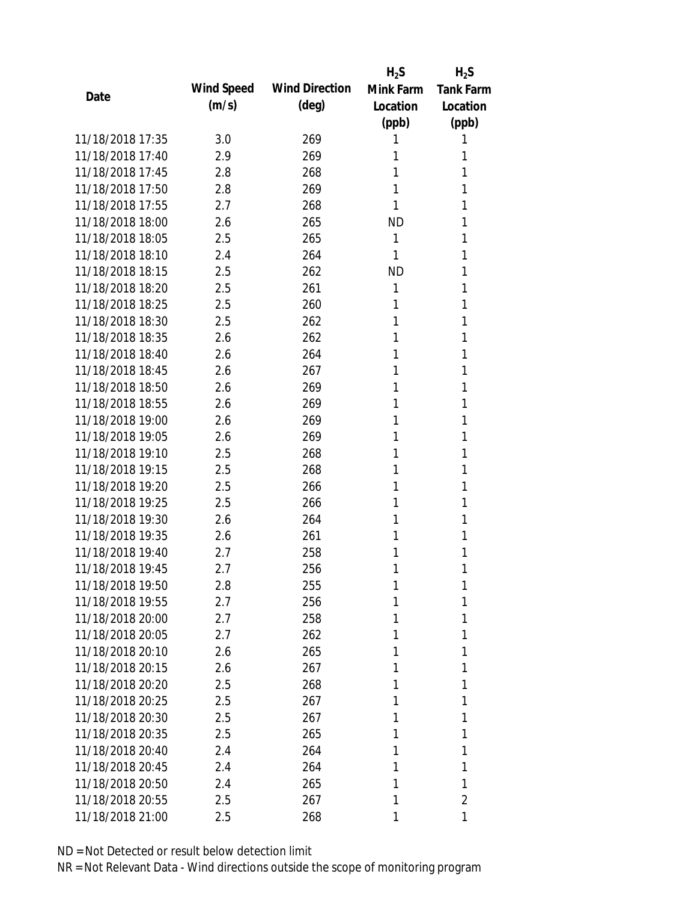| Date | Wind Speed (m/s) | Wind Direction (deg) | $H_2S$ Mink Farm Location (ppb) | $H_2S$ Tank Farm Location (ppb) |
|---|---|---|---|---|
| 11/18/2018 17:35 | 3.0 | 269 | 1 | 1 |
| 11/18/2018 17:40 | 2.9 | 269 | 1 | 1 |
| 11/18/2018 17:45 | 2.8 | 268 | 1 | 1 |
| 11/18/2018 17:50 | 2.8 | 269 | 1 | 1 |
| 11/18/2018 17:55 | 2.7 | 268 | 1 | 1 |
| 11/18/2018 18:00 | 2.6 | 265 | ND | 1 |
| 11/18/2018 18:05 | 2.5 | 265 | 1 | 1 |
| 11/18/2018 18:10 | 2.4 | 264 | 1 | 1 |
| 11/18/2018 18:15 | 2.5 | 262 | ND | 1 |
| 11/18/2018 18:20 | 2.5 | 261 | 1 | 1 |
| 11/18/2018 18:25 | 2.5 | 260 | 1 | 1 |
| 11/18/2018 18:30 | 2.5 | 262 | 1 | 1 |
| 11/18/2018 18:35 | 2.6 | 262 | 1 | 1 |
| 11/18/2018 18:40 | 2.6 | 264 | 1 | 1 |
| 11/18/2018 18:45 | 2.6 | 267 | 1 | 1 |
| 11/18/2018 18:50 | 2.6 | 269 | 1 | 1 |
| 11/18/2018 18:55 | 2.6 | 269 | 1 | 1 |
| 11/18/2018 19:00 | 2.6 | 269 | 1 | 1 |
| 11/18/2018 19:05 | 2.6 | 269 | 1 | 1 |
| 11/18/2018 19:10 | 2.5 | 268 | 1 | 1 |
| 11/18/2018 19:15 | 2.5 | 268 | 1 | 1 |
| 11/18/2018 19:20 | 2.5 | 266 | 1 | 1 |
| 11/18/2018 19:25 | 2.5 | 266 | 1 | 1 |
| 11/18/2018 19:30 | 2.6 | 264 | 1 | 1 |
| 11/18/2018 19:35 | 2.6 | 261 | 1 | 1 |
| 11/18/2018 19:40 | 2.7 | 258 | 1 | 1 |
| 11/18/2018 19:45 | 2.7 | 256 | 1 | 1 |
| 11/18/2018 19:50 | 2.8 | 255 | 1 | 1 |
| 11/18/2018 19:55 | 2.7 | 256 | 1 | 1 |
| 11/18/2018 20:00 | 2.7 | 258 | 1 | 1 |
| 11/18/2018 20:05 | 2.7 | 262 | 1 | 1 |
| 11/18/2018 20:10 | 2.6 | 265 | 1 | 1 |
| 11/18/2018 20:15 | 2.6 | 267 | 1 | 1 |
| 11/18/2018 20:20 | 2.5 | 268 | 1 | 1 |
| 11/18/2018 20:25 | 2.5 | 267 | 1 | 1 |
| 11/18/2018 20:30 | 2.5 | 267 | 1 | 1 |
| 11/18/2018 20:35 | 2.5 | 265 | 1 | 1 |
| 11/18/2018 20:40 | 2.4 | 264 | 1 | 1 |
| 11/18/2018 20:45 | 2.4 | 264 | 1 | 1 |
| 11/18/2018 20:50 | 2.4 | 265 | 1 | 1 |
| 11/18/2018 20:55 | 2.5 | 267 | 1 | 2 |
| 11/18/2018 21:00 | 2.5 | 268 | 1 | 1 |

ND = Not Detected or result below detection limit

NR = Not Relevant Data - Wind directions outside the scope of monitoring program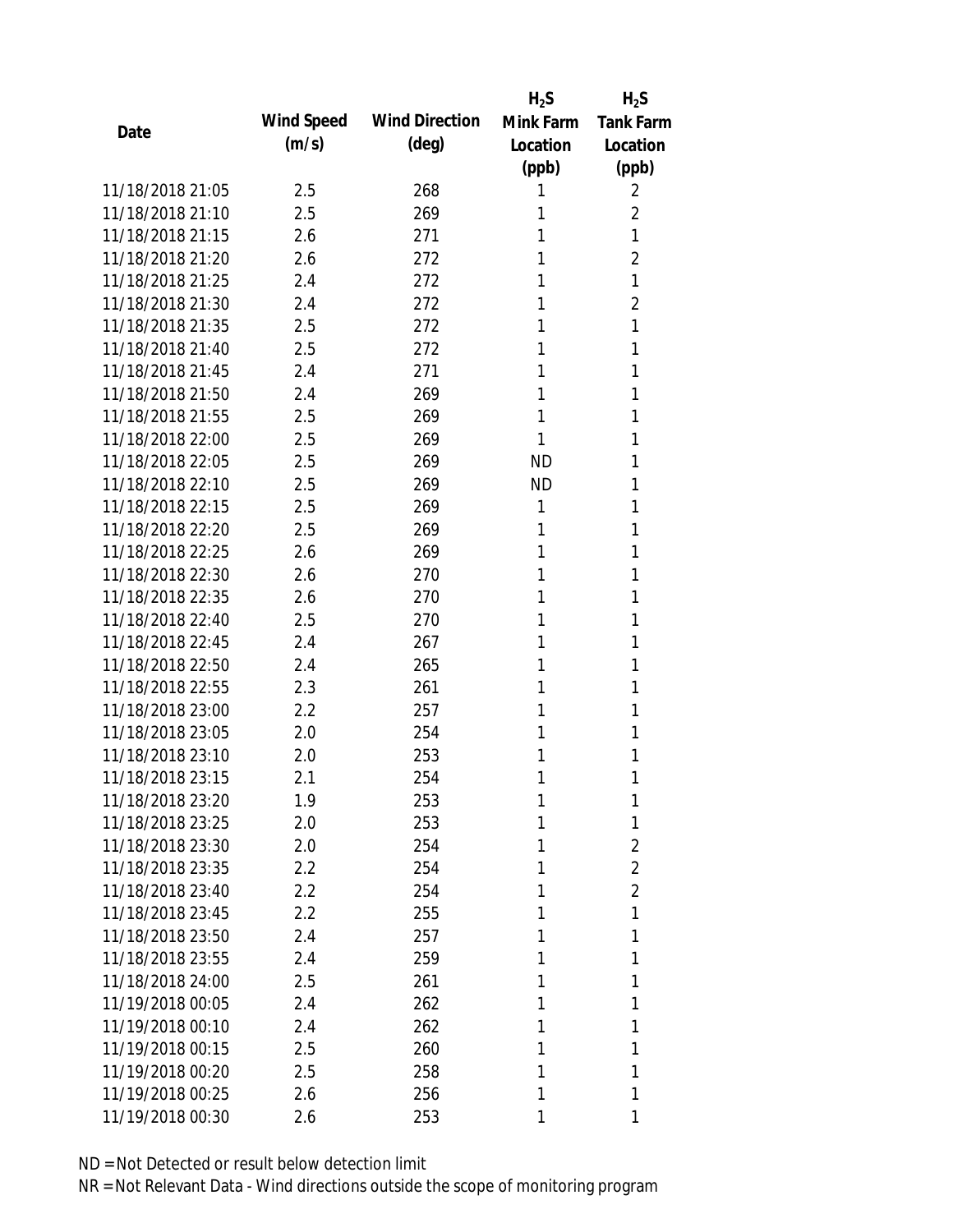| Date | Wind Speed (m/s) | Wind Direction (deg) | $H_2S$ Mink Farm Location (ppb) | $H_2S$ Tank Farm Location (ppb) |
|---|---|---|---|---|
| 11/18/2018 21:05 | 2.5 | 268 | 1 | 2 |
| 11/18/2018 21:10 | 2.5 | 269 | 1 | 2 |
| 11/18/2018 21:15 | 2.6 | 271 | 1 | 1 |
| 11/18/2018 21:20 | 2.6 | 272 | 1 | 2 |
| 11/18/2018 21:25 | 2.4 | 272 | 1 | 1 |
| 11/18/2018 21:30 | 2.4 | 272 | 1 | 2 |
| 11/18/2018 21:35 | 2.5 | 272 | 1 | 1 |
| 11/18/2018 21:40 | 2.5 | 272 | 1 | 1 |
| 11/18/2018 21:45 | 2.4 | 271 | 1 | 1 |
| 11/18/2018 21:50 | 2.4 | 269 | 1 | 1 |
| 11/18/2018 21:55 | 2.5 | 269 | 1 | 1 |
| 11/18/2018 22:00 | 2.5 | 269 | 1 | 1 |
| 11/18/2018 22:05 | 2.5 | 269 | ND | 1 |
| 11/18/2018 22:10 | 2.5 | 269 | ND | 1 |
| 11/18/2018 22:15 | 2.5 | 269 | 1 | 1 |
| 11/18/2018 22:20 | 2.5 | 269 | 1 | 1 |
| 11/18/2018 22:25 | 2.6 | 269 | 1 | 1 |
| 11/18/2018 22:30 | 2.6 | 270 | 1 | 1 |
| 11/18/2018 22:35 | 2.6 | 270 | 1 | 1 |
| 11/18/2018 22:40 | 2.5 | 270 | 1 | 1 |
| 11/18/2018 22:45 | 2.4 | 267 | 1 | 1 |
| 11/18/2018 22:50 | 2.4 | 265 | 1 | 1 |
| 11/18/2018 22:55 | 2.3 | 261 | 1 | 1 |
| 11/18/2018 23:00 | 2.2 | 257 | 1 | 1 |
| 11/18/2018 23:05 | 2.0 | 254 | 1 | 1 |
| 11/18/2018 23:10 | 2.0 | 253 | 1 | 1 |
| 11/18/2018 23:15 | 2.1 | 254 | 1 | 1 |
| 11/18/2018 23:20 | 1.9 | 253 | 1 | 1 |
| 11/18/2018 23:25 | 2.0 | 253 | 1 | 1 |
| 11/18/2018 23:30 | 2.0 | 254 | 1 | 2 |
| 11/18/2018 23:35 | 2.2 | 254 | 1 | 2 |
| 11/18/2018 23:40 | 2.2 | 254 | 1 | 2 |
| 11/18/2018 23:45 | 2.2 | 255 | 1 | 1 |
| 11/18/2018 23:50 | 2.4 | 257 | 1 | 1 |
| 11/18/2018 23:55 | 2.4 | 259 | 1 | 1 |
| 11/18/2018 24:00 | 2.5 | 261 | 1 | 1 |
| 11/19/2018 00:05 | 2.4 | 262 | 1 | 1 |
| 11/19/2018 00:10 | 2.4 | 262 | 1 | 1 |
| 11/19/2018 00:15 | 2.5 | 260 | 1 | 1 |
| 11/19/2018 00:20 | 2.5 | 258 | 1 | 1 |
| 11/19/2018 00:25 | 2.6 | 256 | 1 | 1 |
| 11/19/2018 00:30 | 2.6 | 253 | 1 | 1 |

ND = Not Detected or result below detection limit

NR = Not Relevant Data - Wind directions outside the scope of monitoring program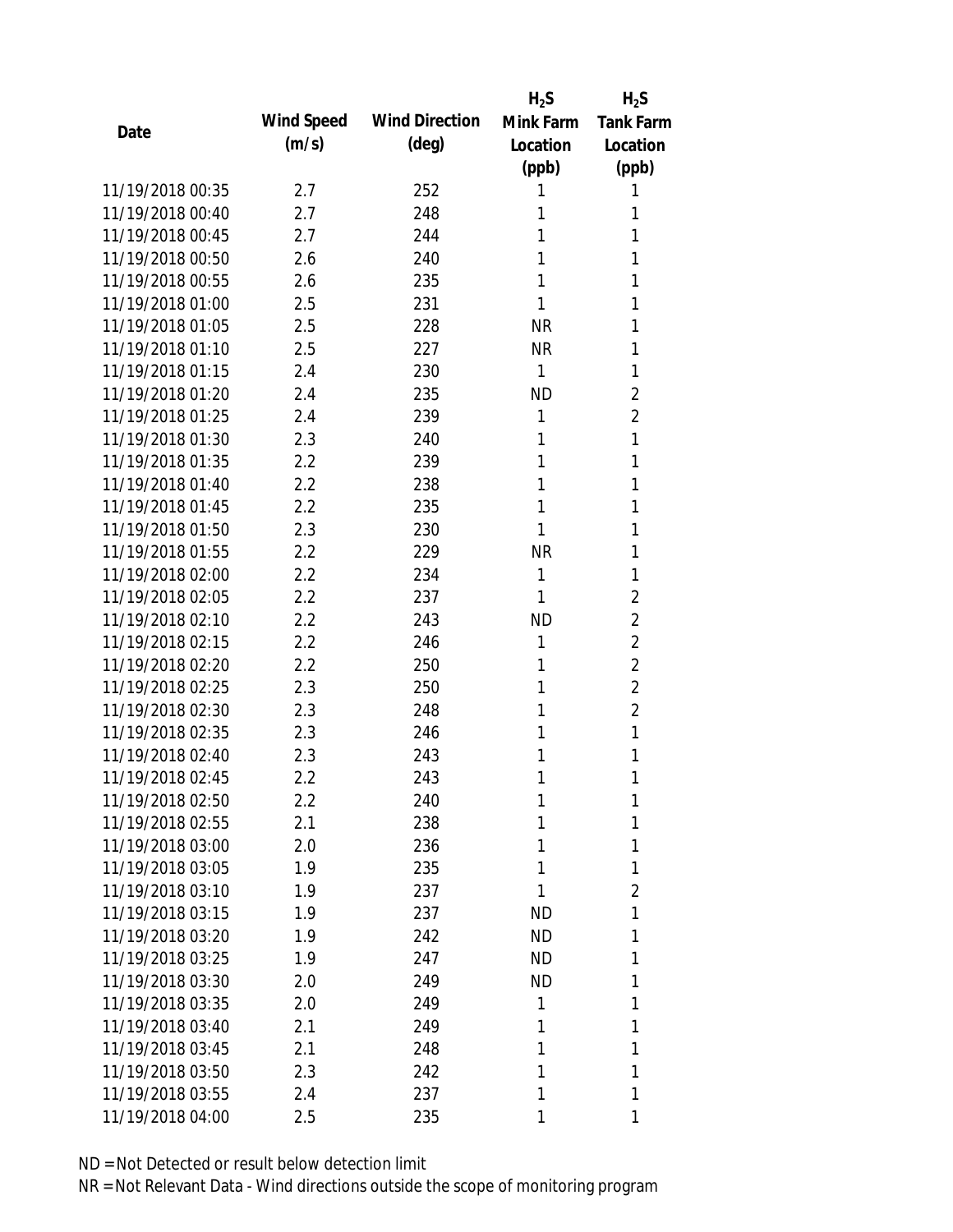| Date | Wind Speed (m/s) | Wind Direction (deg) | $H_2S$ Mink Farm Location (ppb) | $H_2S$ Tank Farm Location (ppb) |
|---|---|---|---|---|
| 11/19/2018 00:35 | 2.7 | 252 | 1 | 1 |
| 11/19/2018 00:40 | 2.7 | 248 | 1 | 1 |
| 11/19/2018 00:45 | 2.7 | 244 | 1 | 1 |
| 11/19/2018 00:50 | 2.6 | 240 | 1 | 1 |
| 11/19/2018 00:55 | 2.6 | 235 | 1 | 1 |
| 11/19/2018 01:00 | 2.5 | 231 | 1 | 1 |
| 11/19/2018 01:05 | 2.5 | 228 | NR | 1 |
| 11/19/2018 01:10 | 2.5 | 227 | NR | 1 |
| 11/19/2018 01:15 | 2.4 | 230 | 1 | 1 |
| 11/19/2018 01:20 | 2.4 | 235 | ND | 2 |
| 11/19/2018 01:25 | 2.4 | 239 | 1 | 2 |
| 11/19/2018 01:30 | 2.3 | 240 | 1 | 1 |
| 11/19/2018 01:35 | 2.2 | 239 | 1 | 1 |
| 11/19/2018 01:40 | 2.2 | 238 | 1 | 1 |
| 11/19/2018 01:45 | 2.2 | 235 | 1 | 1 |
| 11/19/2018 01:50 | 2.3 | 230 | 1 | 1 |
| 11/19/2018 01:55 | 2.2 | 229 | NR | 1 |
| 11/19/2018 02:00 | 2.2 | 234 | 1 | 1 |
| 11/19/2018 02:05 | 2.2 | 237 | 1 | 2 |
| 11/19/2018 02:10 | 2.2 | 243 | ND | 2 |
| 11/19/2018 02:15 | 2.2 | 246 | 1 | 2 |
| 11/19/2018 02:20 | 2.2 | 250 | 1 | 2 |
| 11/19/2018 02:25 | 2.3 | 250 | 1 | 2 |
| 11/19/2018 02:30 | 2.3 | 248 | 1 | 2 |
| 11/19/2018 02:35 | 2.3 | 246 | 1 | 1 |
| 11/19/2018 02:40 | 2.3 | 243 | 1 | 1 |
| 11/19/2018 02:45 | 2.2 | 243 | 1 | 1 |
| 11/19/2018 02:50 | 2.2 | 240 | 1 | 1 |
| 11/19/2018 02:55 | 2.1 | 238 | 1 | 1 |
| 11/19/2018 03:00 | 2.0 | 236 | 1 | 1 |
| 11/19/2018 03:05 | 1.9 | 235 | 1 | 1 |
| 11/19/2018 03:10 | 1.9 | 237 | 1 | 2 |
| 11/19/2018 03:15 | 1.9 | 237 | ND | 1 |
| 11/19/2018 03:20 | 1.9 | 242 | ND | 1 |
| 11/19/2018 03:25 | 1.9 | 247 | ND | 1 |
| 11/19/2018 03:30 | 2.0 | 249 | ND | 1 |
| 11/19/2018 03:35 | 2.0 | 249 | 1 | 1 |
| 11/19/2018 03:40 | 2.1 | 249 | 1 | 1 |
| 11/19/2018 03:45 | 2.1 | 248 | 1 | 1 |
| 11/19/2018 03:50 | 2.3 | 242 | 1 | 1 |
| 11/19/2018 03:55 | 2.4 | 237 | 1 | 1 |
| 11/19/2018 04:00 | 2.5 | 235 | 1 | 1 |

ND = Not Detected or result below detection limit

NR = Not Relevant Data - Wind directions outside the scope of monitoring program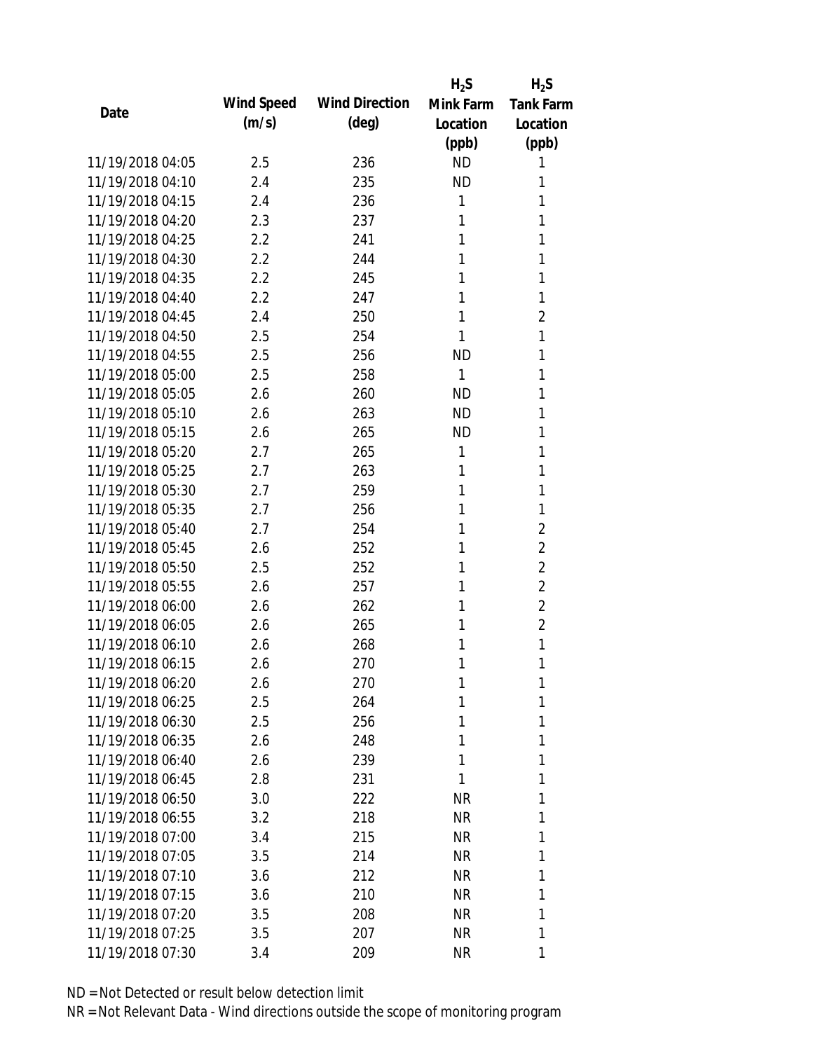| Date | Wind Speed (m/s) | Wind Direction (deg) | $H_2S$ Mink Farm Location (ppb) | $H_2S$ Tank Farm Location (ppb) |
|---|---|---|---|---|
| 11/19/2018 04:05 | 2.5 | 236 | ND | 1 |
| 11/19/2018 04:10 | 2.4 | 235 | ND | 1 |
| 11/19/2018 04:15 | 2.4 | 236 | 1 | 1 |
| 11/19/2018 04:20 | 2.3 | 237 | 1 | 1 |
| 11/19/2018 04:25 | 2.2 | 241 | 1 | 1 |
| 11/19/2018 04:30 | 2.2 | 244 | 1 | 1 |
| 11/19/2018 04:35 | 2.2 | 245 | 1 | 1 |
| 11/19/2018 04:40 | 2.2 | 247 | 1 | 1 |
| 11/19/2018 04:45 | 2.4 | 250 | 1 | 2 |
| 11/19/2018 04:50 | 2.5 | 254 | 1 | 1 |
| 11/19/2018 04:55 | 2.5 | 256 | ND | 1 |
| 11/19/2018 05:00 | 2.5 | 258 | 1 | 1 |
| 11/19/2018 05:05 | 2.6 | 260 | ND | 1 |
| 11/19/2018 05:10 | 2.6 | 263 | ND | 1 |
| 11/19/2018 05:15 | 2.6 | 265 | ND | 1 |
| 11/19/2018 05:20 | 2.7 | 265 | 1 | 1 |
| 11/19/2018 05:25 | 2.7 | 263 | 1 | 1 |
| 11/19/2018 05:30 | 2.7 | 259 | 1 | 1 |
| 11/19/2018 05:35 | 2.7 | 256 | 1 | 1 |
| 11/19/2018 05:40 | 2.7 | 254 | 1 | 2 |
| 11/19/2018 05:45 | 2.6 | 252 | 1 | 2 |
| 11/19/2018 05:50 | 2.5 | 252 | 1 | 2 |
| 11/19/2018 05:55 | 2.6 | 257 | 1 | 2 |
| 11/19/2018 06:00 | 2.6 | 262 | 1 | 2 |
| 11/19/2018 06:05 | 2.6 | 265 | 1 | 2 |
| 11/19/2018 06:10 | 2.6 | 268 | 1 | 1 |
| 11/19/2018 06:15 | 2.6 | 270 | 1 | 1 |
| 11/19/2018 06:20 | 2.6 | 270 | 1 | 1 |
| 11/19/2018 06:25 | 2.5 | 264 | 1 | 1 |
| 11/19/2018 06:30 | 2.5 | 256 | 1 | 1 |
| 11/19/2018 06:35 | 2.6 | 248 | 1 | 1 |
| 11/19/2018 06:40 | 2.6 | 239 | 1 | 1 |
| 11/19/2018 06:45 | 2.8 | 231 | 1 | 1 |
| 11/19/2018 06:50 | 3.0 | 222 | NR | 1 |
| 11/19/2018 06:55 | 3.2 | 218 | NR | 1 |
| 11/19/2018 07:00 | 3.4 | 215 | NR | 1 |
| 11/19/2018 07:05 | 3.5 | 214 | NR | 1 |
| 11/19/2018 07:10 | 3.6 | 212 | NR | 1 |
| 11/19/2018 07:15 | 3.6 | 210 | NR | 1 |
| 11/19/2018 07:20 | 3.5 | 208 | NR | 1 |
| 11/19/2018 07:25 | 3.5 | 207 | NR | 1 |
| 11/19/2018 07:30 | 3.4 | 209 | NR | 1 |

ND = Not Detected or result below detection limit

NR = Not Relevant Data - Wind directions outside the scope of monitoring program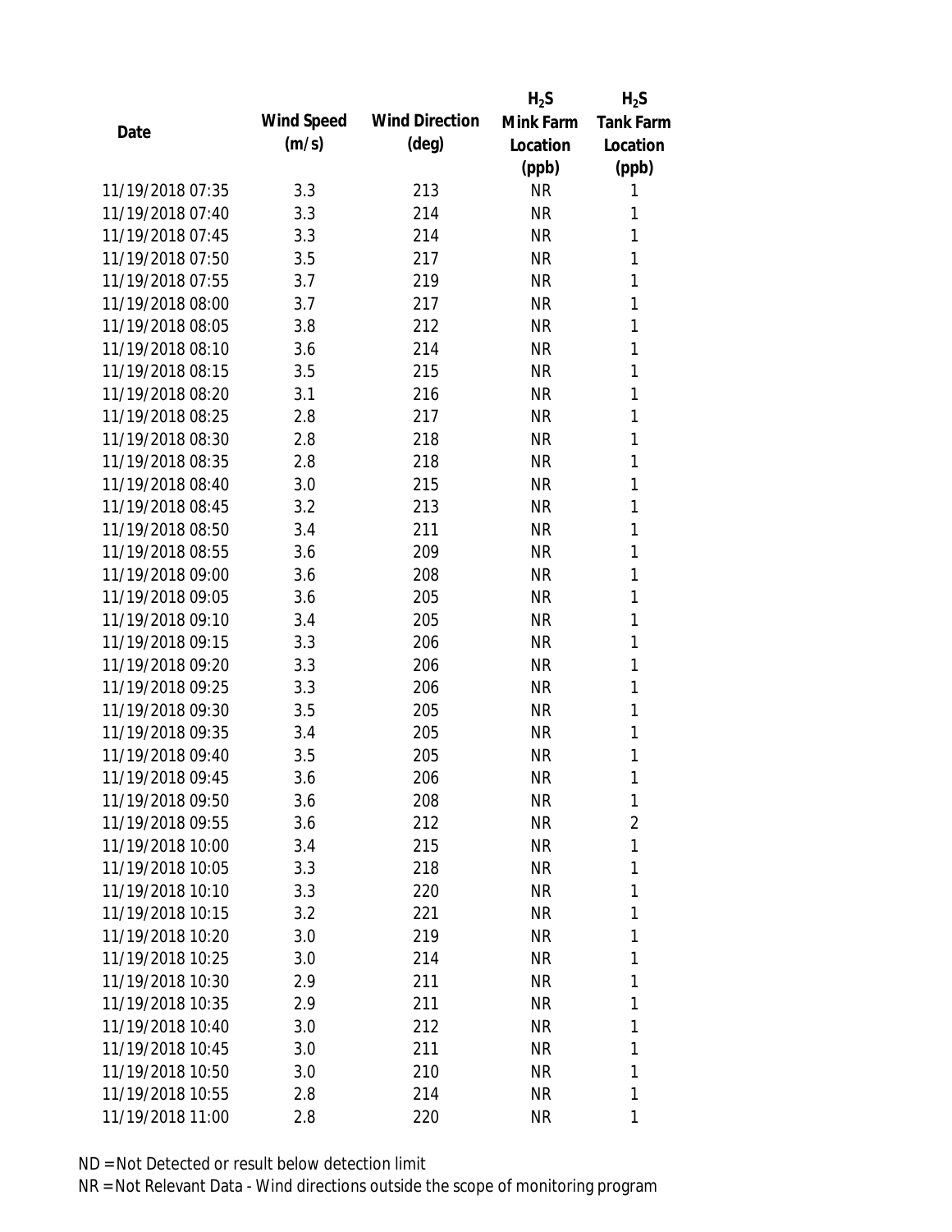| Date | Wind Speed (m/s) | Wind Direction (deg) | $H_2S$ Mink Farm Location (ppb) | $H_2S$ Tank Farm Location (ppb) |
|---|---|---|---|---|
| 11/19/2018 07:35 | 3.3 | 213 | NR | 1 |
| 11/19/2018 07:40 | 3.3 | 214 | NR | 1 |
| 11/19/2018 07:45 | 3.3 | 214 | NR | 1 |
| 11/19/2018 07:50 | 3.5 | 217 | NR | 1 |
| 11/19/2018 07:55 | 3.7 | 219 | NR | 1 |
| 11/19/2018 08:00 | 3.7 | 217 | NR | 1 |
| 11/19/2018 08:05 | 3.8 | 212 | NR | 1 |
| 11/19/2018 08:10 | 3.6 | 214 | NR | 1 |
| 11/19/2018 08:15 | 3.5 | 215 | NR | 1 |
| 11/19/2018 08:20 | 3.1 | 216 | NR | 1 |
| 11/19/2018 08:25 | 2.8 | 217 | NR | 1 |
| 11/19/2018 08:30 | 2.8 | 218 | NR | 1 |
| 11/19/2018 08:35 | 2.8 | 218 | NR | 1 |
| 11/19/2018 08:40 | 3.0 | 215 | NR | 1 |
| 11/19/2018 08:45 | 3.2 | 213 | NR | 1 |
| 11/19/2018 08:50 | 3.4 | 211 | NR | 1 |
| 11/19/2018 08:55 | 3.6 | 209 | NR | 1 |
| 11/19/2018 09:00 | 3.6 | 208 | NR | 1 |
| 11/19/2018 09:05 | 3.6 | 205 | NR | 1 |
| 11/19/2018 09:10 | 3.4 | 205 | NR | 1 |
| 11/19/2018 09:15 | 3.3 | 206 | NR | 1 |
| 11/19/2018 09:20 | 3.3 | 206 | NR | 1 |
| 11/19/2018 09:25 | 3.3 | 206 | NR | 1 |
| 11/19/2018 09:30 | 3.5 | 205 | NR | 1 |
| 11/19/2018 09:35 | 3.4 | 205 | NR | 1 |
| 11/19/2018 09:40 | 3.5 | 205 | NR | 1 |
| 11/19/2018 09:45 | 3.6 | 206 | NR | 1 |
| 11/19/2018 09:50 | 3.6 | 208 | NR | 1 |
| 11/19/2018 09:55 | 3.6 | 212 | NR | 2 |
| 11/19/2018 10:00 | 3.4 | 215 | NR | 1 |
| 11/19/2018 10:05 | 3.3 | 218 | NR | 1 |
| 11/19/2018 10:10 | 3.3 | 220 | NR | 1 |
| 11/19/2018 10:15 | 3.2 | 221 | NR | 1 |
| 11/19/2018 10:20 | 3.0 | 219 | NR | 1 |
| 11/19/2018 10:25 | 3.0 | 214 | NR | 1 |
| 11/19/2018 10:30 | 2.9 | 211 | NR | 1 |
| 11/19/2018 10:35 | 2.9 | 211 | NR | 1 |
| 11/19/2018 10:40 | 3.0 | 212 | NR | 1 |
| 11/19/2018 10:45 | 3.0 | 211 | NR | 1 |
| 11/19/2018 10:50 | 3.0 | 210 | NR | 1 |
| 11/19/2018 10:55 | 2.8 | 214 | NR | 1 |
| 11/19/2018 11:00 | 2.8 | 220 | NR | 1 |

ND = Not Detected or result below detection limit

NR = Not Relevant Data - Wind directions outside the scope of monitoring program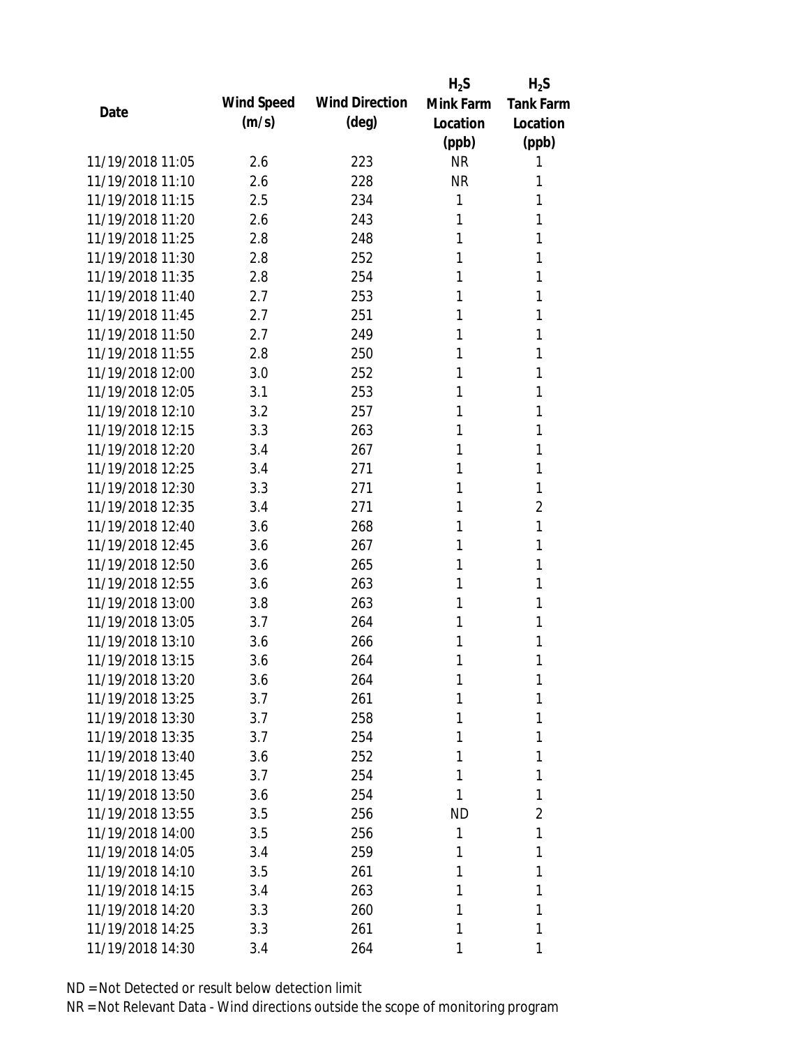| Date | Wind Speed (m/s) | Wind Direction (deg) | $H_2S$ Mink Farm Location (ppb) | $H_2S$ Tank Farm Location (ppb) |
| --- | --- | --- | --- | --- |
| 11/19/2018 11:05 | 2.6 | 223 | NR | 1 |
| 11/19/2018 11:10 | 2.6 | 228 | NR | 1 |
| 11/19/2018 11:15 | 2.5 | 234 | 1 | 1 |
| 11/19/2018 11:20 | 2.6 | 243 | 1 | 1 |
| 11/19/2018 11:25 | 2.8 | 248 | 1 | 1 |
| 11/19/2018 11:30 | 2.8 | 252 | 1 | 1 |
| 11/19/2018 11:35 | 2.8 | 254 | 1 | 1 |
| 11/19/2018 11:40 | 2.7 | 253 | 1 | 1 |
| 11/19/2018 11:45 | 2.7 | 251 | 1 | 1 |
| 11/19/2018 11:50 | 2.7 | 249 | 1 | 1 |
| 11/19/2018 11:55 | 2.8 | 250 | 1 | 1 |
| 11/19/2018 12:00 | 3.0 | 252 | 1 | 1 |
| 11/19/2018 12:05 | 3.1 | 253 | 1 | 1 |
| 11/19/2018 12:10 | 3.2 | 257 | 1 | 1 |
| 11/19/2018 12:15 | 3.3 | 263 | 1 | 1 |
| 11/19/2018 12:20 | 3.4 | 267 | 1 | 1 |
| 11/19/2018 12:25 | 3.4 | 271 | 1 | 1 |
| 11/19/2018 12:30 | 3.3 | 271 | 1 | 1 |
| 11/19/2018 12:35 | 3.4 | 271 | 1 | 2 |
| 11/19/2018 12:40 | 3.6 | 268 | 1 | 1 |
| 11/19/2018 12:45 | 3.6 | 267 | 1 | 1 |
| 11/19/2018 12:50 | 3.6 | 265 | 1 | 1 |
| 11/19/2018 12:55 | 3.6 | 263 | 1 | 1 |
| 11/19/2018 13:00 | 3.8 | 263 | 1 | 1 |
| 11/19/2018 13:05 | 3.7 | 264 | 1 | 1 |
| 11/19/2018 13:10 | 3.6 | 266 | 1 | 1 |
| 11/19/2018 13:15 | 3.6 | 264 | 1 | 1 |
| 11/19/2018 13:20 | 3.6 | 264 | 1 | 1 |
| 11/19/2018 13:25 | 3.7 | 261 | 1 | 1 |
| 11/19/2018 13:30 | 3.7 | 258 | 1 | 1 |
| 11/19/2018 13:35 | 3.7 | 254 | 1 | 1 |
| 11/19/2018 13:40 | 3.6 | 252 | 1 | 1 |
| 11/19/2018 13:45 | 3.7 | 254 | 1 | 1 |
| 11/19/2018 13:50 | 3.6 | 254 | 1 | 1 |
| 11/19/2018 13:55 | 3.5 | 256 | ND | 2 |
| 11/19/2018 14:00 | 3.5 | 256 | 1 | 1 |
| 11/19/2018 14:05 | 3.4 | 259 | 1 | 1 |
| 11/19/2018 14:10 | 3.5 | 261 | 1 | 1 |
| 11/19/2018 14:15 | 3.4 | 263 | 1 | 1 |
| 11/19/2018 14:20 | 3.3 | 260 | 1 | 1 |
| 11/19/2018 14:25 | 3.3 | 261 | 1 | 1 |
| 11/19/2018 14:30 | 3.4 | 264 | 1 | 1 |

ND = Not Detected or result below detection limit

NR = Not Relevant Data - Wind directions outside the scope of monitoring program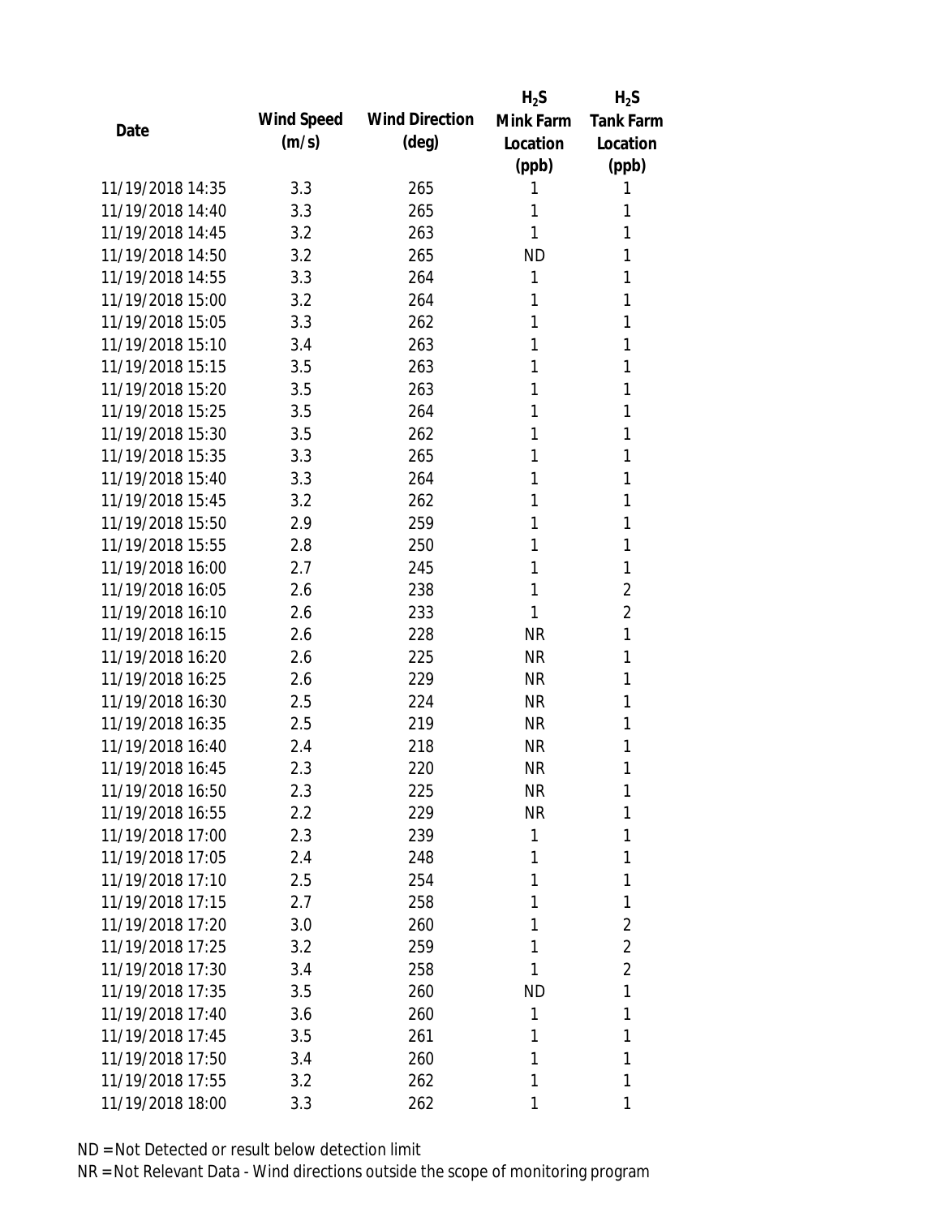| Date | Wind Speed (m/s) | Wind Direction (deg) | $H_2S$ Mink Farm Location (ppb) | $H_2S$ Tank Farm Location (ppb) |
|---|---|---|---|---|
| 11/19/2018 14:35 | 3.3 | 265 | 1 | 1 |
| 11/19/2018 14:40 | 3.3 | 265 | 1 | 1 |
| 11/19/2018 14:45 | 3.2 | 263 | 1 | 1 |
| 11/19/2018 14:50 | 3.2 | 265 | ND | 1 |
| 11/19/2018 14:55 | 3.3 | 264 | 1 | 1 |
| 11/19/2018 15:00 | 3.2 | 264 | 1 | 1 |
| 11/19/2018 15:05 | 3.3 | 262 | 1 | 1 |
| 11/19/2018 15:10 | 3.4 | 263 | 1 | 1 |
| 11/19/2018 15:15 | 3.5 | 263 | 1 | 1 |
| 11/19/2018 15:20 | 3.5 | 263 | 1 | 1 |
| 11/19/2018 15:25 | 3.5 | 264 | 1 | 1 |
| 11/19/2018 15:30 | 3.5 | 262 | 1 | 1 |
| 11/19/2018 15:35 | 3.3 | 265 | 1 | 1 |
| 11/19/2018 15:40 | 3.3 | 264 | 1 | 1 |
| 11/19/2018 15:45 | 3.2 | 262 | 1 | 1 |
| 11/19/2018 15:50 | 2.9 | 259 | 1 | 1 |
| 11/19/2018 15:55 | 2.8 | 250 | 1 | 1 |
| 11/19/2018 16:00 | 2.7 | 245 | 1 | 1 |
| 11/19/2018 16:05 | 2.6 | 238 | 1 | 2 |
| 11/19/2018 16:10 | 2.6 | 233 | 1 | 2 |
| 11/19/2018 16:15 | 2.6 | 228 | NR | 1 |
| 11/19/2018 16:20 | 2.6 | 225 | NR | 1 |
| 11/19/2018 16:25 | 2.6 | 229 | NR | 1 |
| 11/19/2018 16:30 | 2.5 | 224 | NR | 1 |
| 11/19/2018 16:35 | 2.5 | 219 | NR | 1 |
| 11/19/2018 16:40 | 2.4 | 218 | NR | 1 |
| 11/19/2018 16:45 | 2.3 | 220 | NR | 1 |
| 11/19/2018 16:50 | 2.3 | 225 | NR | 1 |
| 11/19/2018 16:55 | 2.2 | 229 | NR | 1 |
| 11/19/2018 17:00 | 2.3 | 239 | 1 | 1 |
| 11/19/2018 17:05 | 2.4 | 248 | 1 | 1 |
| 11/19/2018 17:10 | 2.5 | 254 | 1 | 1 |
| 11/19/2018 17:15 | 2.7 | 258 | 1 | 1 |
| 11/19/2018 17:20 | 3.0 | 260 | 1 | 2 |
| 11/19/2018 17:25 | 3.2 | 259 | 1 | 2 |
| 11/19/2018 17:30 | 3.4 | 258 | 1 | 2 |
| 11/19/2018 17:35 | 3.5 | 260 | ND | 1 |
| 11/19/2018 17:40 | 3.6 | 260 | 1 | 1 |
| 11/19/2018 17:45 | 3.5 | 261 | 1 | 1 |
| 11/19/2018 17:50 | 3.4 | 260 | 1 | 1 |
| 11/19/2018 17:55 | 3.2 | 262 | 1 | 1 |
| 11/19/2018 18:00 | 3.3 | 262 | 1 | 1 |

ND = Not Detected or result below detection limit

NR = Not Relevant Data - Wind directions outside the scope of monitoring program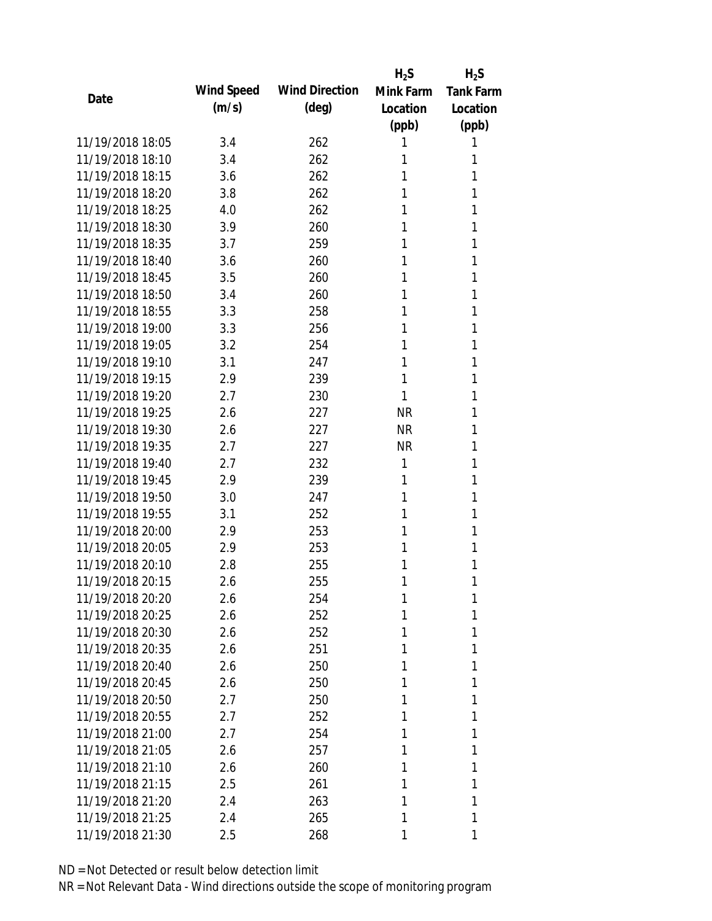| Date | Wind Speed (m/s) | Wind Direction (deg) | $H_2S$ Mink Farm Location (ppb) | $H_2S$ Tank Farm Location (ppb) |
|---|---|---|---|---|
| 11/19/2018 18:05 | 3.4 | 262 | 1 | 1 |
| 11/19/2018 18:10 | 3.4 | 262 | 1 | 1 |
| 11/19/2018 18:15 | 3.6 | 262 | 1 | 1 |
| 11/19/2018 18:20 | 3.8 | 262 | 1 | 1 |
| 11/19/2018 18:25 | 4.0 | 262 | 1 | 1 |
| 11/19/2018 18:30 | 3.9 | 260 | 1 | 1 |
| 11/19/2018 18:35 | 3.7 | 259 | 1 | 1 |
| 11/19/2018 18:40 | 3.6 | 260 | 1 | 1 |
| 11/19/2018 18:45 | 3.5 | 260 | 1 | 1 |
| 11/19/2018 18:50 | 3.4 | 260 | 1 | 1 |
| 11/19/2018 18:55 | 3.3 | 258 | 1 | 1 |
| 11/19/2018 19:00 | 3.3 | 256 | 1 | 1 |
| 11/19/2018 19:05 | 3.2 | 254 | 1 | 1 |
| 11/19/2018 19:10 | 3.1 | 247 | 1 | 1 |
| 11/19/2018 19:15 | 2.9 | 239 | 1 | 1 |
| 11/19/2018 19:20 | 2.7 | 230 | 1 | 1 |
| 11/19/2018 19:25 | 2.6 | 227 | NR | 1 |
| 11/19/2018 19:30 | 2.6 | 227 | NR | 1 |
| 11/19/2018 19:35 | 2.7 | 227 | NR | 1 |
| 11/19/2018 19:40 | 2.7 | 232 | 1 | 1 |
| 11/19/2018 19:45 | 2.9 | 239 | 1 | 1 |
| 11/19/2018 19:50 | 3.0 | 247 | 1 | 1 |
| 11/19/2018 19:55 | 3.1 | 252 | 1 | 1 |
| 11/19/2018 20:00 | 2.9 | 253 | 1 | 1 |
| 11/19/2018 20:05 | 2.9 | 253 | 1 | 1 |
| 11/19/2018 20:10 | 2.8 | 255 | 1 | 1 |
| 11/19/2018 20:15 | 2.6 | 255 | 1 | 1 |
| 11/19/2018 20:20 | 2.6 | 254 | 1 | 1 |
| 11/19/2018 20:25 | 2.6 | 252 | 1 | 1 |
| 11/19/2018 20:30 | 2.6 | 252 | 1 | 1 |
| 11/19/2018 20:35 | 2.6 | 251 | 1 | 1 |
| 11/19/2018 20:40 | 2.6 | 250 | 1 | 1 |
| 11/19/2018 20:45 | 2.6 | 250 | 1 | 1 |
| 11/19/2018 20:50 | 2.7 | 250 | 1 | 1 |
| 11/19/2018 20:55 | 2.7 | 252 | 1 | 1 |
| 11/19/2018 21:00 | 2.7 | 254 | 1 | 1 |
| 11/19/2018 21:05 | 2.6 | 257 | 1 | 1 |
| 11/19/2018 21:10 | 2.6 | 260 | 1 | 1 |
| 11/19/2018 21:15 | 2.5 | 261 | 1 | 1 |
| 11/19/2018 21:20 | 2.4 | 263 | 1 | 1 |
| 11/19/2018 21:25 | 2.4 | 265 | 1 | 1 |
| 11/19/2018 21:30 | 2.5 | 268 | 1 | 1 |

ND = Not Detected or result below detection limit
NR = Not Relevant Data - Wind directions outside the scope of monitoring program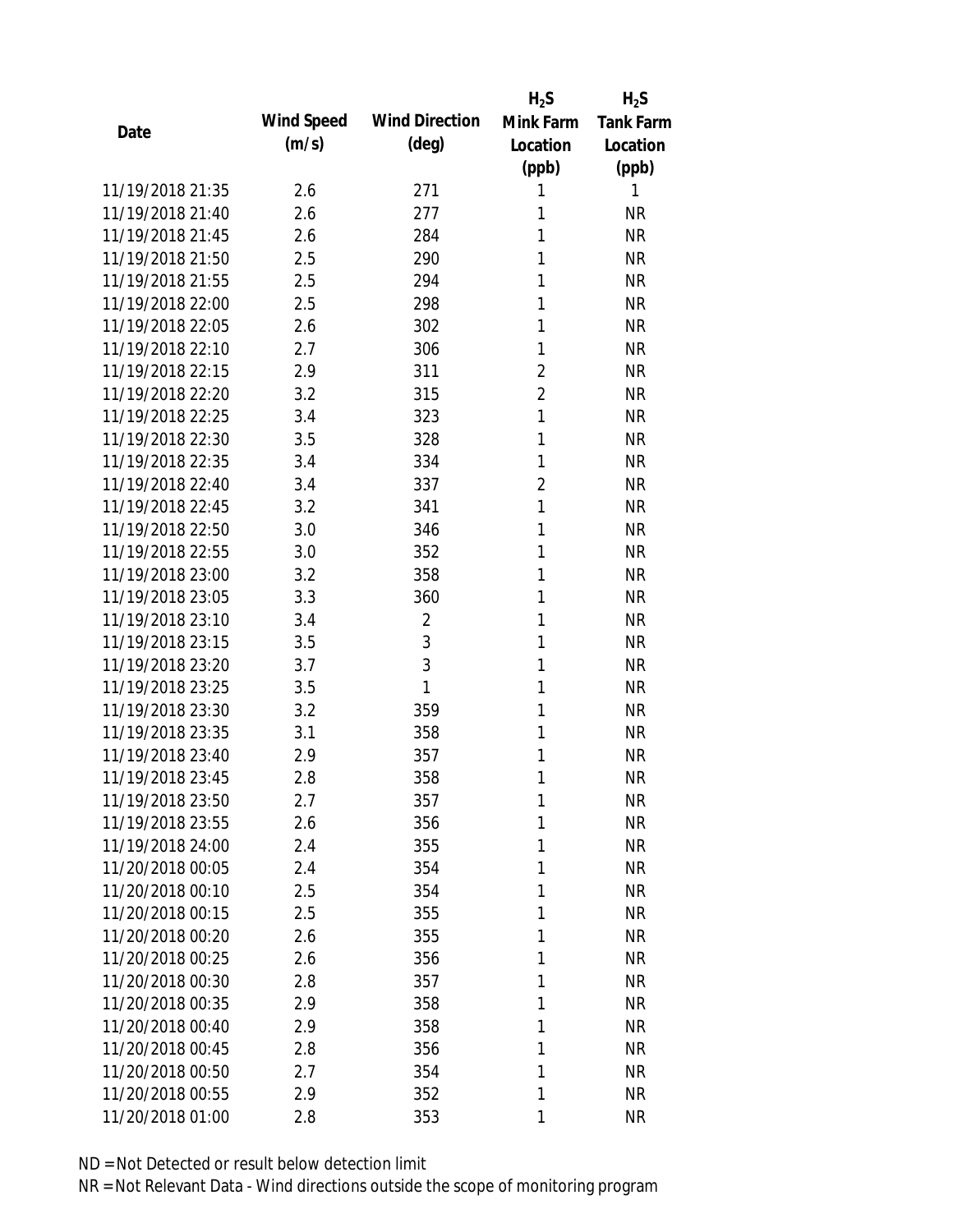| Date | Wind Speed (m/s) | Wind Direction (deg) | $H_2S$ Mink Farm Location (ppb) | $H_2S$ Tank Farm Location (ppb) |
|---|---|---|---|---|
| 11/19/2018 21:35 | 2.6 | 271 | 1 | 1 |
| 11/19/2018 21:40 | 2.6 | 277 | 1 | NR |
| 11/19/2018 21:45 | 2.6 | 284 | 1 | NR |
| 11/19/2018 21:50 | 2.5 | 290 | 1 | NR |
| 11/19/2018 21:55 | 2.5 | 294 | 1 | NR |
| 11/19/2018 22:00 | 2.5 | 298 | 1 | NR |
| 11/19/2018 22:05 | 2.6 | 302 | 1 | NR |
| 11/19/2018 22:10 | 2.7 | 306 | 1 | NR |
| 11/19/2018 22:15 | 2.9 | 311 | 2 | NR |
| 11/19/2018 22:20 | 3.2 | 315 | 2 | NR |
| 11/19/2018 22:25 | 3.4 | 323 | 1 | NR |
| 11/19/2018 22:30 | 3.5 | 328 | 1 | NR |
| 11/19/2018 22:35 | 3.4 | 334 | 1 | NR |
| 11/19/2018 22:40 | 3.4 | 337 | 2 | NR |
| 11/19/2018 22:45 | 3.2 | 341 | 1 | NR |
| 11/19/2018 22:50 | 3.0 | 346 | 1 | NR |
| 11/19/2018 22:55 | 3.0 | 352 | 1 | NR |
| 11/19/2018 23:00 | 3.2 | 358 | 1 | NR |
| 11/19/2018 23:05 | 3.3 | 360 | 1 | NR |
| 11/19/2018 23:10 | 3.4 | 2 | 1 | NR |
| 11/19/2018 23:15 | 3.5 | 3 | 1 | NR |
| 11/19/2018 23:20 | 3.7 | 3 | 1 | NR |
| 11/19/2018 23:25 | 3.5 | 1 | 1 | NR |
| 11/19/2018 23:30 | 3.2 | 359 | 1 | NR |
| 11/19/2018 23:35 | 3.1 | 358 | 1 | NR |
| 11/19/2018 23:40 | 2.9 | 357 | 1 | NR |
| 11/19/2018 23:45 | 2.8 | 358 | 1 | NR |
| 11/19/2018 23:50 | 2.7 | 357 | 1 | NR |
| 11/19/2018 23:55 | 2.6 | 356 | 1 | NR |
| 11/19/2018 24:00 | 2.4 | 355 | 1 | NR |
| 11/20/2018 00:05 | 2.4 | 354 | 1 | NR |
| 11/20/2018 00:10 | 2.5 | 354 | 1 | NR |
| 11/20/2018 00:15 | 2.5 | 355 | 1 | NR |
| 11/20/2018 00:20 | 2.6 | 355 | 1 | NR |
| 11/20/2018 00:25 | 2.6 | 356 | 1 | NR |
| 11/20/2018 00:30 | 2.8 | 357 | 1 | NR |
| 11/20/2018 00:35 | 2.9 | 358 | 1 | NR |
| 11/20/2018 00:40 | 2.9 | 358 | 1 | NR |
| 11/20/2018 00:45 | 2.8 | 356 | 1 | NR |
| 11/20/2018 00:50 | 2.7 | 354 | 1 | NR |
| 11/20/2018 00:55 | 2.9 | 352 | 1 | NR |
| 11/20/2018 01:00 | 2.8 | 353 | 1 | NR |

ND = Not Detected or result below detection limit

NR = Not Relevant Data - Wind directions outside the scope of monitoring program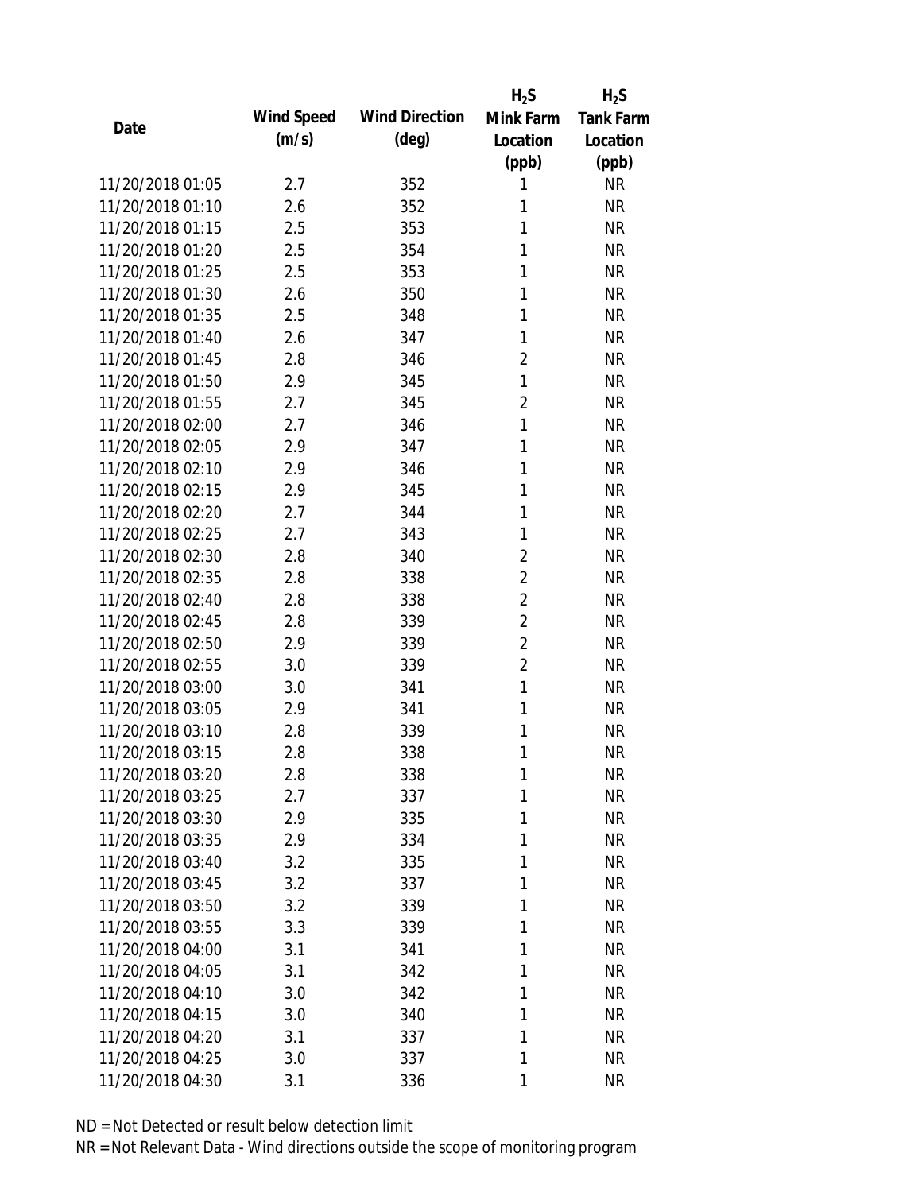| Date | Wind Speed (m/s) | Wind Direction (deg) | $H_2S$ Mink Farm Location (ppb) | $H_2S$ Tank Farm Location (ppb) |
|---|---|---|---|---|
| 11/20/2018 01:05 | 2.7 | 352 | 1 | NR |
| 11/20/2018 01:10 | 2.6 | 352 | 1 | NR |
| 11/20/2018 01:15 | 2.5 | 353 | 1 | NR |
| 11/20/2018 01:20 | 2.5 | 354 | 1 | NR |
| 11/20/2018 01:25 | 2.5 | 353 | 1 | NR |
| 11/20/2018 01:30 | 2.6 | 350 | 1 | NR |
| 11/20/2018 01:35 | 2.5 | 348 | 1 | NR |
| 11/20/2018 01:40 | 2.6 | 347 | 1 | NR |
| 11/20/2018 01:45 | 2.8 | 346 | 2 | NR |
| 11/20/2018 01:50 | 2.9 | 345 | 1 | NR |
| 11/20/2018 01:55 | 2.7 | 345 | 2 | NR |
| 11/20/2018 02:00 | 2.7 | 346 | 1 | NR |
| 11/20/2018 02:05 | 2.9 | 347 | 1 | NR |
| 11/20/2018 02:10 | 2.9 | 346 | 1 | NR |
| 11/20/2018 02:15 | 2.9 | 345 | 1 | NR |
| 11/20/2018 02:20 | 2.7 | 344 | 1 | NR |
| 11/20/2018 02:25 | 2.7 | 343 | 1 | NR |
| 11/20/2018 02:30 | 2.8 | 340 | 2 | NR |
| 11/20/2018 02:35 | 2.8 | 338 | 2 | NR |
| 11/20/2018 02:40 | 2.8 | 338 | 2 | NR |
| 11/20/2018 02:45 | 2.8 | 339 | 2 | NR |
| 11/20/2018 02:50 | 2.9 | 339 | 2 | NR |
| 11/20/2018 02:55 | 3.0 | 339 | 2 | NR |
| 11/20/2018 03:00 | 3.0 | 341 | 1 | NR |
| 11/20/2018 03:05 | 2.9 | 341 | 1 | NR |
| 11/20/2018 03:10 | 2.8 | 339 | 1 | NR |
| 11/20/2018 03:15 | 2.8 | 338 | 1 | NR |
| 11/20/2018 03:20 | 2.8 | 338 | 1 | NR |
| 11/20/2018 03:25 | 2.7 | 337 | 1 | NR |
| 11/20/2018 03:30 | 2.9 | 335 | 1 | NR |
| 11/20/2018 03:35 | 2.9 | 334 | 1 | NR |
| 11/20/2018 03:40 | 3.2 | 335 | 1 | NR |
| 11/20/2018 03:45 | 3.2 | 337 | 1 | NR |
| 11/20/2018 03:50 | 3.2 | 339 | 1 | NR |
| 11/20/2018 03:55 | 3.3 | 339 | 1 | NR |
| 11/20/2018 04:00 | 3.1 | 341 | 1 | NR |
| 11/20/2018 04:05 | 3.1 | 342 | 1 | NR |
| 11/20/2018 04:10 | 3.0 | 342 | 1 | NR |
| 11/20/2018 04:15 | 3.0 | 340 | 1 | NR |
| 11/20/2018 04:20 | 3.1 | 337 | 1 | NR |
| 11/20/2018 04:25 | 3.0 | 337 | 1 | NR |
| 11/20/2018 04:30 | 3.1 | 336 | 1 | NR |

ND = Not Detected or result below detection limit

NR = Not Relevant Data - Wind directions outside the scope of monitoring program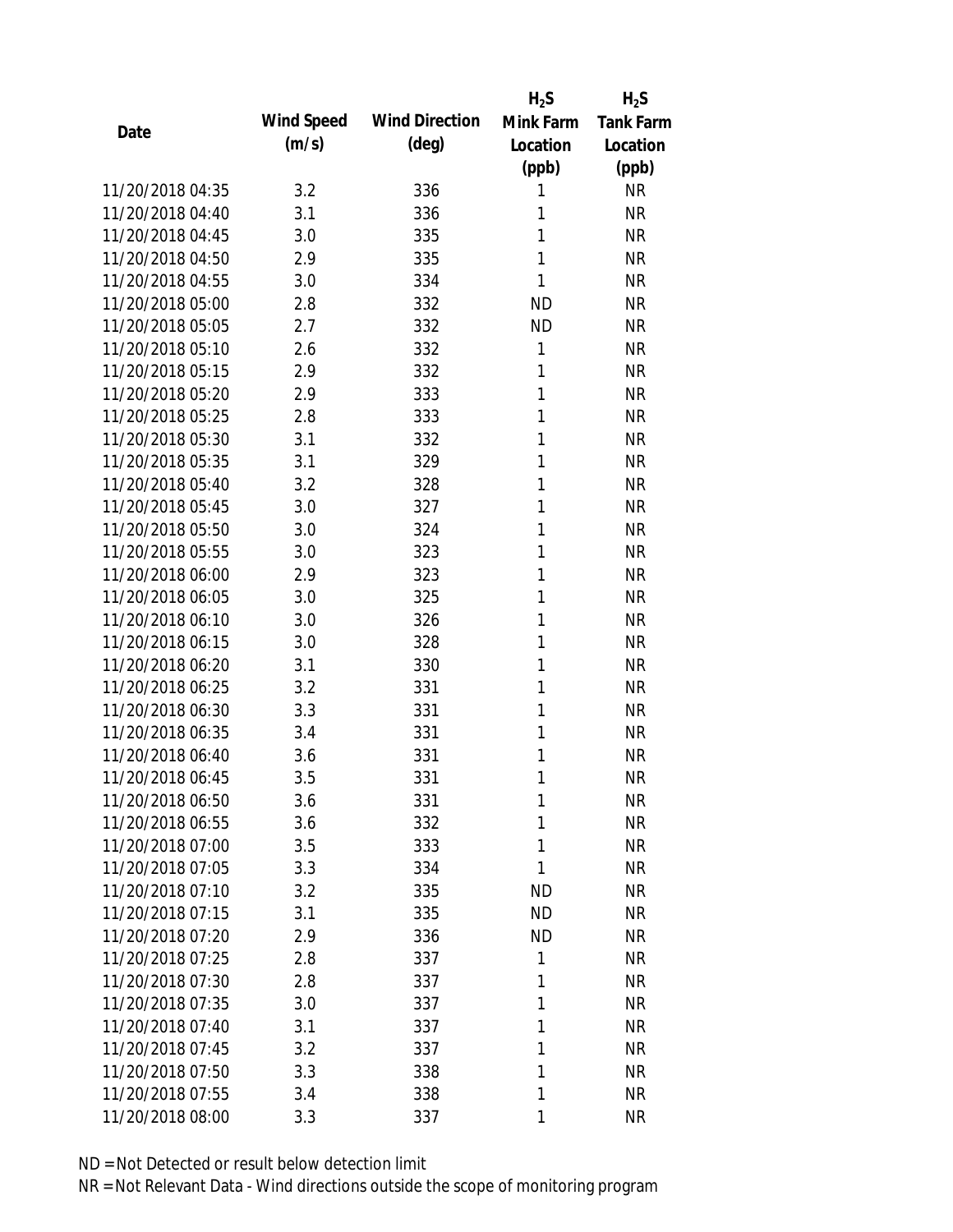| Date | Wind Speed (m/s) | Wind Direction (deg) | $H_2S$ Mink Farm Location (ppb) | $H_2S$ Tank Farm Location (ppb) |
|---|---|---|---|---|
| 11/20/2018 04:35 | 3.2 | 336 | 1 | NR |
| 11/20/2018 04:40 | 3.1 | 336 | 1 | NR |
| 11/20/2018 04:45 | 3.0 | 335 | 1 | NR |
| 11/20/2018 04:50 | 2.9 | 335 | 1 | NR |
| 11/20/2018 04:55 | 3.0 | 334 | 1 | NR |
| 11/20/2018 05:00 | 2.8 | 332 | ND | NR |
| 11/20/2018 05:05 | 2.7 | 332 | ND | NR |
| 11/20/2018 05:10 | 2.6 | 332 | 1 | NR |
| 11/20/2018 05:15 | 2.9 | 332 | 1 | NR |
| 11/20/2018 05:20 | 2.9 | 333 | 1 | NR |
| 11/20/2018 05:25 | 2.8 | 333 | 1 | NR |
| 11/20/2018 05:30 | 3.1 | 332 | 1 | NR |
| 11/20/2018 05:35 | 3.1 | 329 | 1 | NR |
| 11/20/2018 05:40 | 3.2 | 328 | 1 | NR |
| 11/20/2018 05:45 | 3.0 | 327 | 1 | NR |
| 11/20/2018 05:50 | 3.0 | 324 | 1 | NR |
| 11/20/2018 05:55 | 3.0 | 323 | 1 | NR |
| 11/20/2018 06:00 | 2.9 | 323 | 1 | NR |
| 11/20/2018 06:05 | 3.0 | 325 | 1 | NR |
| 11/20/2018 06:10 | 3.0 | 326 | 1 | NR |
| 11/20/2018 06:15 | 3.0 | 328 | 1 | NR |
| 11/20/2018 06:20 | 3.1 | 330 | 1 | NR |
| 11/20/2018 06:25 | 3.2 | 331 | 1 | NR |
| 11/20/2018 06:30 | 3.3 | 331 | 1 | NR |
| 11/20/2018 06:35 | 3.4 | 331 | 1 | NR |
| 11/20/2018 06:40 | 3.6 | 331 | 1 | NR |
| 11/20/2018 06:45 | 3.5 | 331 | 1 | NR |
| 11/20/2018 06:50 | 3.6 | 331 | 1 | NR |
| 11/20/2018 06:55 | 3.6 | 332 | 1 | NR |
| 11/20/2018 07:00 | 3.5 | 333 | 1 | NR |
| 11/20/2018 07:05 | 3.3 | 334 | 1 | NR |
| 11/20/2018 07:10 | 3.2 | 335 | ND | NR |
| 11/20/2018 07:15 | 3.1 | 335 | ND | NR |
| 11/20/2018 07:20 | 2.9 | 336 | ND | NR |
| 11/20/2018 07:25 | 2.8 | 337 | 1 | NR |
| 11/20/2018 07:30 | 2.8 | 337 | 1 | NR |
| 11/20/2018 07:35 | 3.0 | 337 | 1 | NR |
| 11/20/2018 07:40 | 3.1 | 337 | 1 | NR |
| 11/20/2018 07:45 | 3.2 | 337 | 1 | NR |
| 11/20/2018 07:50 | 3.3 | 338 | 1 | NR |
| 11/20/2018 07:55 | 3.4 | 338 | 1 | NR |
| 11/20/2018 08:00 | 3.3 | 337 | 1 | NR |

ND = Not Detected or result below detection limit

NR = Not Relevant Data - Wind directions outside the scope of monitoring program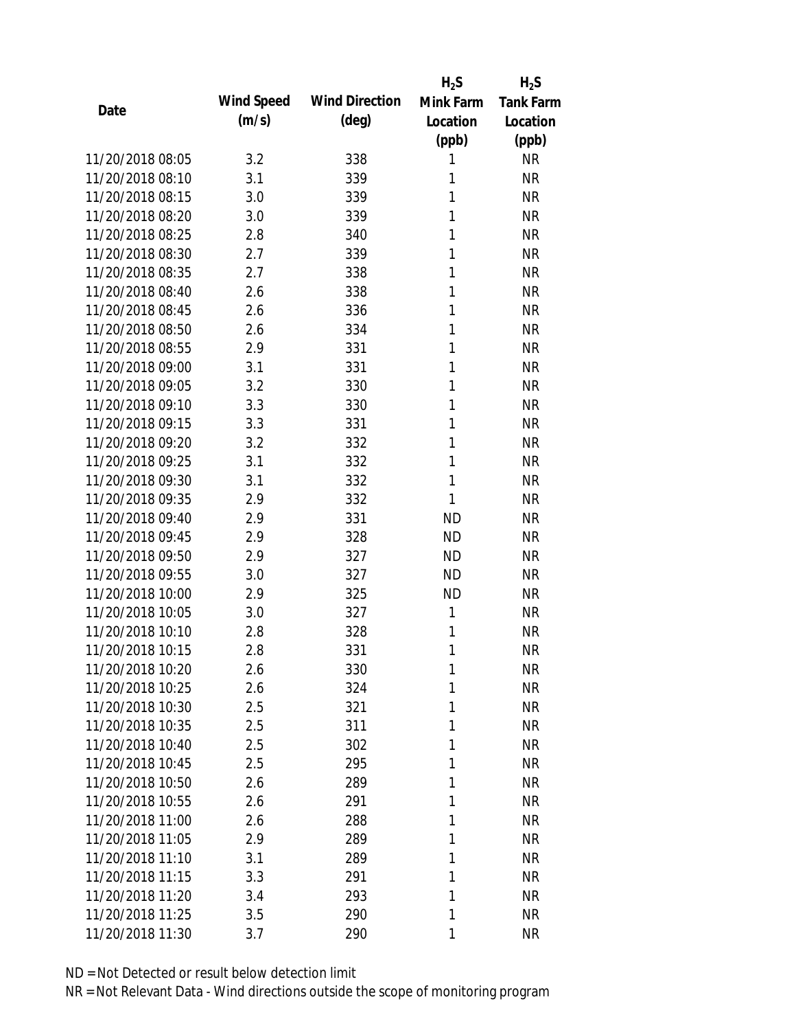| Date | Wind Speed (m/s) | Wind Direction (deg) | $H_2S$ Mink Farm Location (ppb) | $H_2S$ Tank Farm Location (ppb) |
|---|---|---|---|---|
| 11/20/2018 08:05 | 3.2 | 338 | 1 | NR |
| 11/20/2018 08:10 | 3.1 | 339 | 1 | NR |
| 11/20/2018 08:15 | 3.0 | 339 | 1 | NR |
| 11/20/2018 08:20 | 3.0 | 339 | 1 | NR |
| 11/20/2018 08:25 | 2.8 | 340 | 1 | NR |
| 11/20/2018 08:30 | 2.7 | 339 | 1 | NR |
| 11/20/2018 08:35 | 2.7 | 338 | 1 | NR |
| 11/20/2018 08:40 | 2.6 | 338 | 1 | NR |
| 11/20/2018 08:45 | 2.6 | 336 | 1 | NR |
| 11/20/2018 08:50 | 2.6 | 334 | 1 | NR |
| 11/20/2018 08:55 | 2.9 | 331 | 1 | NR |
| 11/20/2018 09:00 | 3.1 | 331 | 1 | NR |
| 11/20/2018 09:05 | 3.2 | 330 | 1 | NR |
| 11/20/2018 09:10 | 3.3 | 330 | 1 | NR |
| 11/20/2018 09:15 | 3.3 | 331 | 1 | NR |
| 11/20/2018 09:20 | 3.2 | 332 | 1 | NR |
| 11/20/2018 09:25 | 3.1 | 332 | 1 | NR |
| 11/20/2018 09:30 | 3.1 | 332 | 1 | NR |
| 11/20/2018 09:35 | 2.9 | 332 | 1 | NR |
| 11/20/2018 09:40 | 2.9 | 331 | ND | NR |
| 11/20/2018 09:45 | 2.9 | 328 | ND | NR |
| 11/20/2018 09:50 | 2.9 | 327 | ND | NR |
| 11/20/2018 09:55 | 3.0 | 327 | ND | NR |
| 11/20/2018 10:00 | 2.9 | 325 | ND | NR |
| 11/20/2018 10:05 | 3.0 | 327 | 1 | NR |
| 11/20/2018 10:10 | 2.8 | 328 | 1 | NR |
| 11/20/2018 10:15 | 2.8 | 331 | 1 | NR |
| 11/20/2018 10:20 | 2.6 | 330 | 1 | NR |
| 11/20/2018 10:25 | 2.6 | 324 | 1 | NR |
| 11/20/2018 10:30 | 2.5 | 321 | 1 | NR |
| 11/20/2018 10:35 | 2.5 | 311 | 1 | NR |
| 11/20/2018 10:40 | 2.5 | 302 | 1 | NR |
| 11/20/2018 10:45 | 2.5 | 295 | 1 | NR |
| 11/20/2018 10:50 | 2.6 | 289 | 1 | NR |
| 11/20/2018 10:55 | 2.6 | 291 | 1 | NR |
| 11/20/2018 11:00 | 2.6 | 288 | 1 | NR |
| 11/20/2018 11:05 | 2.9 | 289 | 1 | NR |
| 11/20/2018 11:10 | 3.1 | 289 | 1 | NR |
| 11/20/2018 11:15 | 3.3 | 291 | 1 | NR |
| 11/20/2018 11:20 | 3.4 | 293 | 1 | NR |
| 11/20/2018 11:25 | 3.5 | 290 | 1 | NR |
| 11/20/2018 11:30 | 3.7 | 290 | 1 | NR |

ND = Not Detected or result below detection limit

NR = Not Relevant Data - Wind directions outside the scope of monitoring program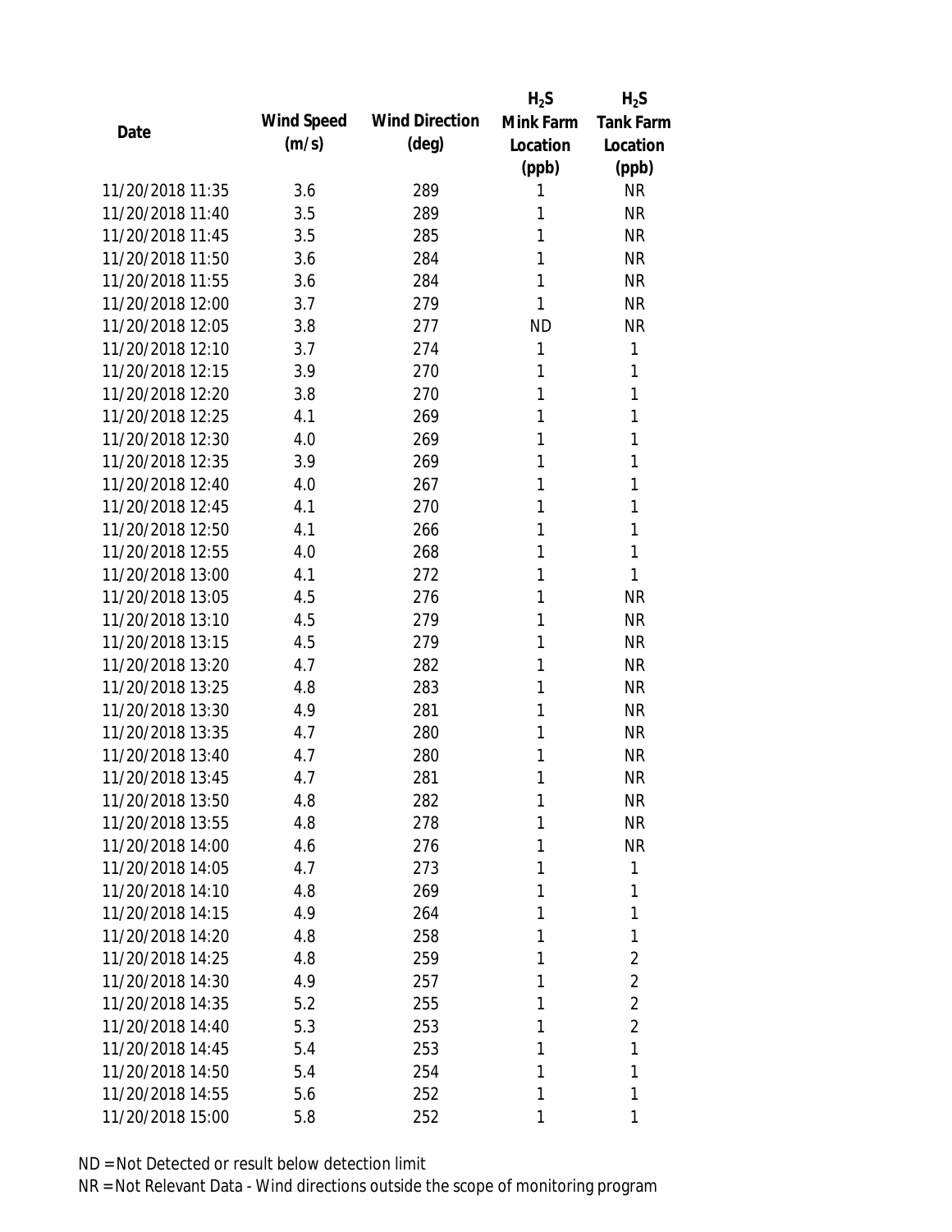| Date | Wind Speed (m/s) | Wind Direction (deg) | $H_2S$ Mink Farm Location (ppb) | $H_2S$ Tank Farm Location (ppb) |
|---|---|---|---|---|
| 11/20/2018 11:35 | 3.6 | 289 | 1 | NR |
| 11/20/2018 11:40 | 3.5 | 289 | 1 | NR |
| 11/20/2018 11:45 | 3.5 | 285 | 1 | NR |
| 11/20/2018 11:50 | 3.6 | 284 | 1 | NR |
| 11/20/2018 11:55 | 3.6 | 284 | 1 | NR |
| 11/20/2018 12:00 | 3.7 | 279 | 1 | NR |
| 11/20/2018 12:05 | 3.8 | 277 | ND | NR |
| 11/20/2018 12:10 | 3.7 | 274 | 1 | 1 |
| 11/20/2018 12:15 | 3.9 | 270 | 1 | 1 |
| 11/20/2018 12:20 | 3.8 | 270 | 1 | 1 |
| 11/20/2018 12:25 | 4.1 | 269 | 1 | 1 |
| 11/20/2018 12:30 | 4.0 | 269 | 1 | 1 |
| 11/20/2018 12:35 | 3.9 | 269 | 1 | 1 |
| 11/20/2018 12:40 | 4.0 | 267 | 1 | 1 |
| 11/20/2018 12:45 | 4.1 | 270 | 1 | 1 |
| 11/20/2018 12:50 | 4.1 | 266 | 1 | 1 |
| 11/20/2018 12:55 | 4.0 | 268 | 1 | 1 |
| 11/20/2018 13:00 | 4.1 | 272 | 1 | 1 |
| 11/20/2018 13:05 | 4.5 | 276 | 1 | NR |
| 11/20/2018 13:10 | 4.5 | 279 | 1 | NR |
| 11/20/2018 13:15 | 4.5 | 279 | 1 | NR |
| 11/20/2018 13:20 | 4.7 | 282 | 1 | NR |
| 11/20/2018 13:25 | 4.8 | 283 | 1 | NR |
| 11/20/2018 13:30 | 4.9 | 281 | 1 | NR |
| 11/20/2018 13:35 | 4.7 | 280 | 1 | NR |
| 11/20/2018 13:40 | 4.7 | 280 | 1 | NR |
| 11/20/2018 13:45 | 4.7 | 281 | 1 | NR |
| 11/20/2018 13:50 | 4.8 | 282 | 1 | NR |
| 11/20/2018 13:55 | 4.8 | 278 | 1 | NR |
| 11/20/2018 14:00 | 4.6 | 276 | 1 | NR |
| 11/20/2018 14:05 | 4.7 | 273 | 1 | 1 |
| 11/20/2018 14:10 | 4.8 | 269 | 1 | 1 |
| 11/20/2018 14:15 | 4.9 | 264 | 1 | 1 |
| 11/20/2018 14:20 | 4.8 | 258 | 1 | 1 |
| 11/20/2018 14:25 | 4.8 | 259 | 1 | 2 |
| 11/20/2018 14:30 | 4.9 | 257 | 1 | 2 |
| 11/20/2018 14:35 | 5.2 | 255 | 1 | 2 |
| 11/20/2018 14:40 | 5.3 | 253 | 1 | 2 |
| 11/20/2018 14:45 | 5.4 | 253 | 1 | 1 |
| 11/20/2018 14:50 | 5.4 | 254 | 1 | 1 |
| 11/20/2018 14:55 | 5.6 | 252 | 1 | 1 |
| 11/20/2018 15:00 | 5.8 | 252 | 1 | 1 |

ND = Not Detected or result below detection limit

NR = Not Relevant Data - Wind directions outside the scope of monitoring program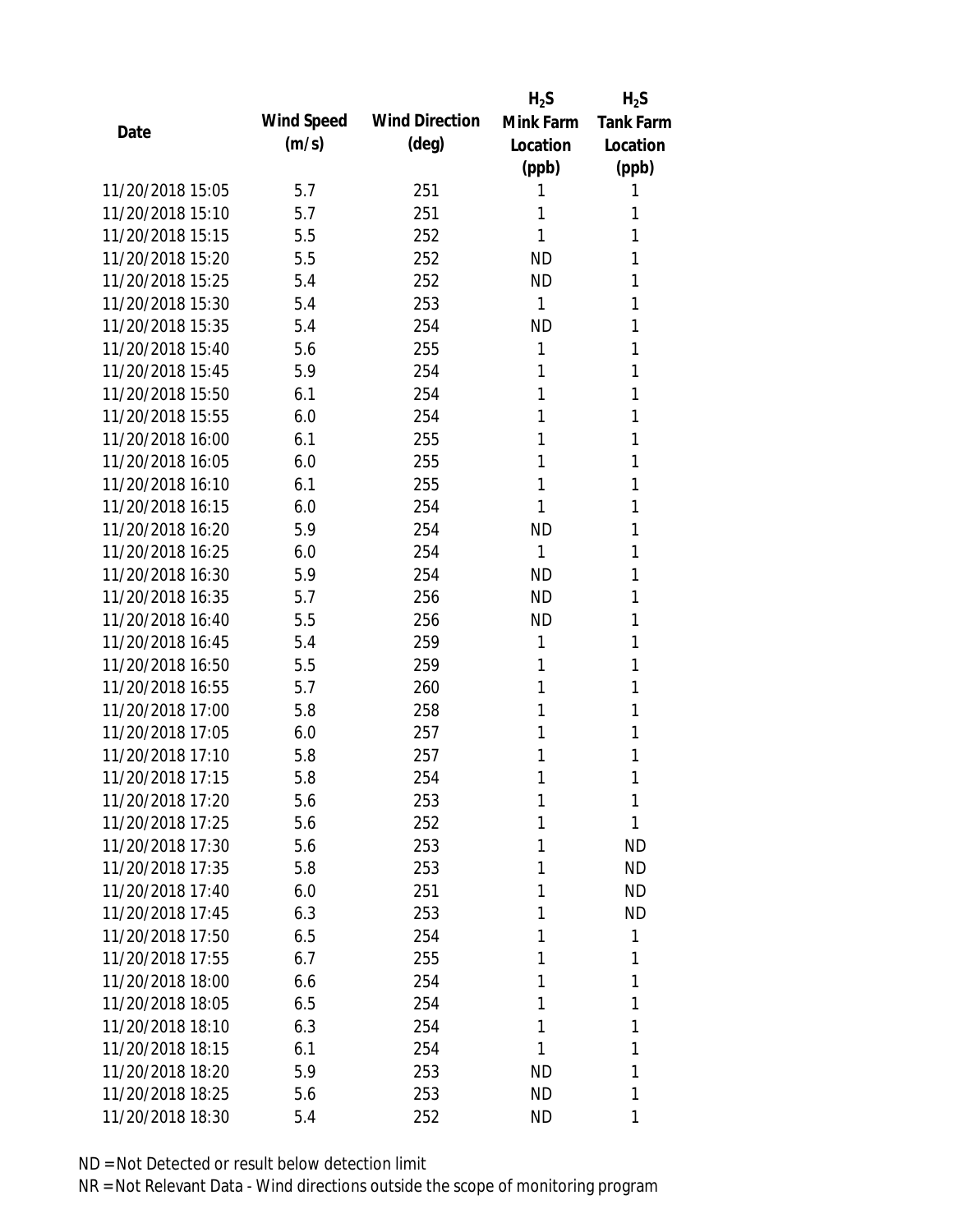| Date | Wind Speed (m/s) | Wind Direction (deg) | $H_2S$ Mink Farm Location (ppb) | $H_2S$ Tank Farm Location (ppb) |
|---|---|---|---|---|
| 11/20/2018 15:05 | 5.7 | 251 | 1 | 1 |
| 11/20/2018 15:10 | 5.7 | 251 | 1 | 1 |
| 11/20/2018 15:15 | 5.5 | 252 | 1 | 1 |
| 11/20/2018 15:20 | 5.5 | 252 | ND | 1 |
| 11/20/2018 15:25 | 5.4 | 252 | ND | 1 |
| 11/20/2018 15:30 | 5.4 | 253 | 1 | 1 |
| 11/20/2018 15:35 | 5.4 | 254 | ND | 1 |
| 11/20/2018 15:40 | 5.6 | 255 | 1 | 1 |
| 11/20/2018 15:45 | 5.9 | 254 | 1 | 1 |
| 11/20/2018 15:50 | 6.1 | 254 | 1 | 1 |
| 11/20/2018 15:55 | 6.0 | 254 | 1 | 1 |
| 11/20/2018 16:00 | 6.1 | 255 | 1 | 1 |
| 11/20/2018 16:05 | 6.0 | 255 | 1 | 1 |
| 11/20/2018 16:10 | 6.1 | 255 | 1 | 1 |
| 11/20/2018 16:15 | 6.0 | 254 | 1 | 1 |
| 11/20/2018 16:20 | 5.9 | 254 | ND | 1 |
| 11/20/2018 16:25 | 6.0 | 254 | 1 | 1 |
| 11/20/2018 16:30 | 5.9 | 254 | ND | 1 |
| 11/20/2018 16:35 | 5.7 | 256 | ND | 1 |
| 11/20/2018 16:40 | 5.5 | 256 | ND | 1 |
| 11/20/2018 16:45 | 5.4 | 259 | 1 | 1 |
| 11/20/2018 16:50 | 5.5 | 259 | 1 | 1 |
| 11/20/2018 16:55 | 5.7 | 260 | 1 | 1 |
| 11/20/2018 17:00 | 5.8 | 258 | 1 | 1 |
| 11/20/2018 17:05 | 6.0 | 257 | 1 | 1 |
| 11/20/2018 17:10 | 5.8 | 257 | 1 | 1 |
| 11/20/2018 17:15 | 5.8 | 254 | 1 | 1 |
| 11/20/2018 17:20 | 5.6 | 253 | 1 | 1 |
| 11/20/2018 17:25 | 5.6 | 252 | 1 | 1 |
| 11/20/2018 17:30 | 5.6 | 253 | 1 | ND |
| 11/20/2018 17:35 | 5.8 | 253 | 1 | ND |
| 11/20/2018 17:40 | 6.0 | 251 | 1 | ND |
| 11/20/2018 17:45 | 6.3 | 253 | 1 | ND |
| 11/20/2018 17:50 | 6.5 | 254 | 1 | 1 |
| 11/20/2018 17:55 | 6.7 | 255 | 1 | 1 |
| 11/20/2018 18:00 | 6.6 | 254 | 1 | 1 |
| 11/20/2018 18:05 | 6.5 | 254 | 1 | 1 |
| 11/20/2018 18:10 | 6.3 | 254 | 1 | 1 |
| 11/20/2018 18:15 | 6.1 | 254 | 1 | 1 |
| 11/20/2018 18:20 | 5.9 | 253 | ND | 1 |
| 11/20/2018 18:25 | 5.6 | 253 | ND | 1 |
| 11/20/2018 18:30 | 5.4 | 252 | ND | 1 |

ND = Not Detected or result below detection limit
NR = Not Relevant Data - Wind directions outside the scope of monitoring program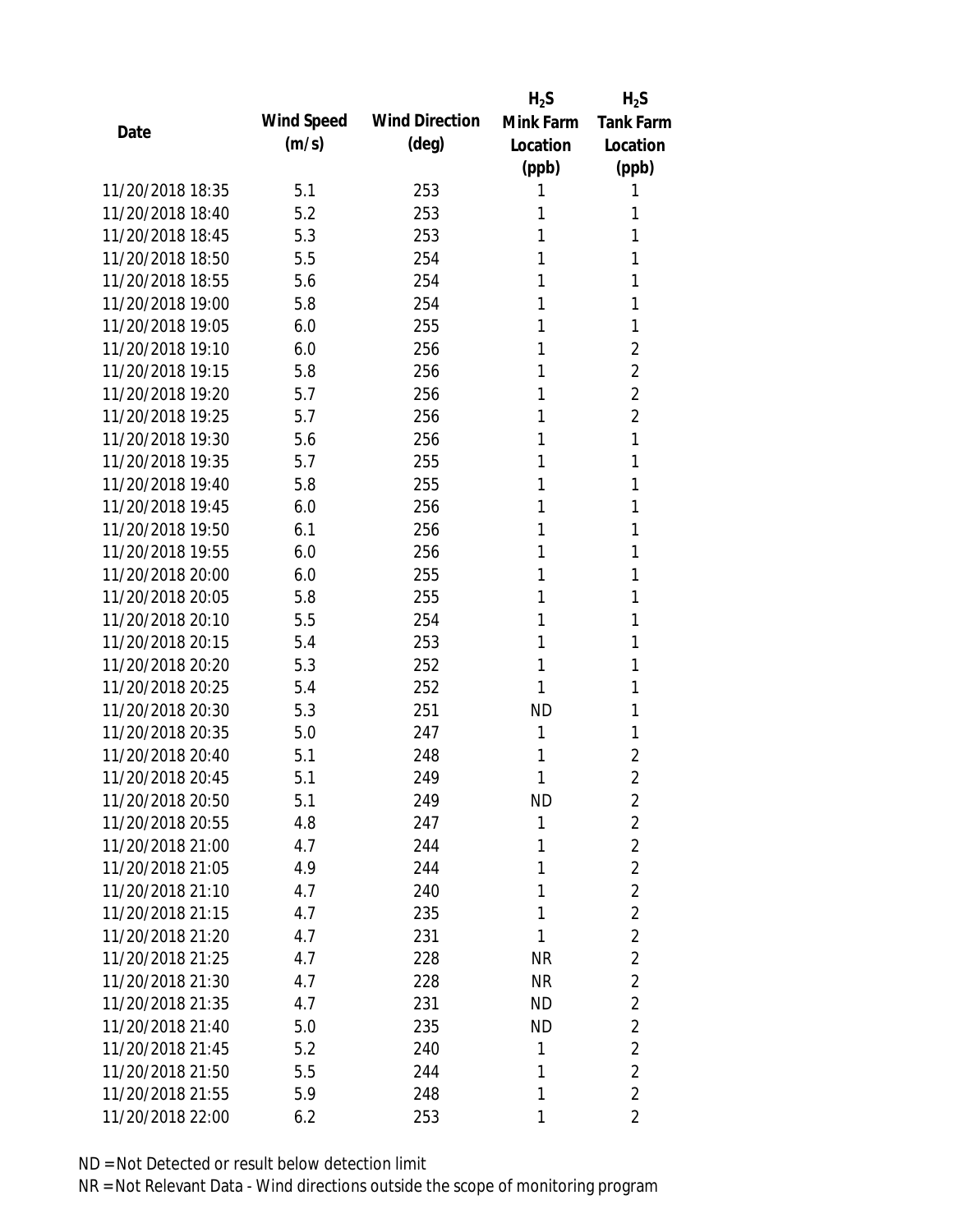| Date | Wind Speed (m/s) | Wind Direction (deg) | $H_2S$ Mink Farm Location (ppb) | $H_2S$ Tank Farm Location (ppb) |
|---|---|---|---|---|
| 11/20/2018 18:35 | 5.1 | 253 | 1 | 1 |
| 11/20/2018 18:40 | 5.2 | 253 | 1 | 1 |
| 11/20/2018 18:45 | 5.3 | 253 | 1 | 1 |
| 11/20/2018 18:50 | 5.5 | 254 | 1 | 1 |
| 11/20/2018 18:55 | 5.6 | 254 | 1 | 1 |
| 11/20/2018 19:00 | 5.8 | 254 | 1 | 1 |
| 11/20/2018 19:05 | 6.0 | 255 | 1 | 1 |
| 11/20/2018 19:10 | 6.0 | 256 | 1 | 2 |
| 11/20/2018 19:15 | 5.8 | 256 | 1 | 2 |
| 11/20/2018 19:20 | 5.7 | 256 | 1 | 2 |
| 11/20/2018 19:25 | 5.7 | 256 | 1 | 2 |
| 11/20/2018 19:30 | 5.6 | 256 | 1 | 1 |
| 11/20/2018 19:35 | 5.7 | 255 | 1 | 1 |
| 11/20/2018 19:40 | 5.8 | 255 | 1 | 1 |
| 11/20/2018 19:45 | 6.0 | 256 | 1 | 1 |
| 11/20/2018 19:50 | 6.1 | 256 | 1 | 1 |
| 11/20/2018 19:55 | 6.0 | 256 | 1 | 1 |
| 11/20/2018 20:00 | 6.0 | 255 | 1 | 1 |
| 11/20/2018 20:05 | 5.8 | 255 | 1 | 1 |
| 11/20/2018 20:10 | 5.5 | 254 | 1 | 1 |
| 11/20/2018 20:15 | 5.4 | 253 | 1 | 1 |
| 11/20/2018 20:20 | 5.3 | 252 | 1 | 1 |
| 11/20/2018 20:25 | 5.4 | 252 | 1 | 1 |
| 11/20/2018 20:30 | 5.3 | 251 | ND | 1 |
| 11/20/2018 20:35 | 5.0 | 247 | 1 | 1 |
| 11/20/2018 20:40 | 5.1 | 248 | 1 | 2 |
| 11/20/2018 20:45 | 5.1 | 249 | 1 | 2 |
| 11/20/2018 20:50 | 5.1 | 249 | ND | 2 |
| 11/20/2018 20:55 | 4.8 | 247 | 1 | 2 |
| 11/20/2018 21:00 | 4.7 | 244 | 1 | 2 |
| 11/20/2018 21:05 | 4.9 | 244 | 1 | 2 |
| 11/20/2018 21:10 | 4.7 | 240 | 1 | 2 |
| 11/20/2018 21:15 | 4.7 | 235 | 1 | 2 |
| 11/20/2018 21:20 | 4.7 | 231 | 1 | 2 |
| 11/20/2018 21:25 | 4.7 | 228 | NR | 2 |
| 11/20/2018 21:30 | 4.7 | 228 | NR | 2 |
| 11/20/2018 21:35 | 4.7 | 231 | ND | 2 |
| 11/20/2018 21:40 | 5.0 | 235 | ND | 2 |
| 11/20/2018 21:45 | 5.2 | 240 | 1 | 2 |
| 11/20/2018 21:50 | 5.5 | 244 | 1 | 2 |
| 11/20/2018 21:55 | 5.9 | 248 | 1 | 2 |
| 11/20/2018 22:00 | 6.2 | 253 | 1 | 2 |

ND = Not Detected or result below detection limit
NR = Not Relevant Data - Wind directions outside the scope of monitoring program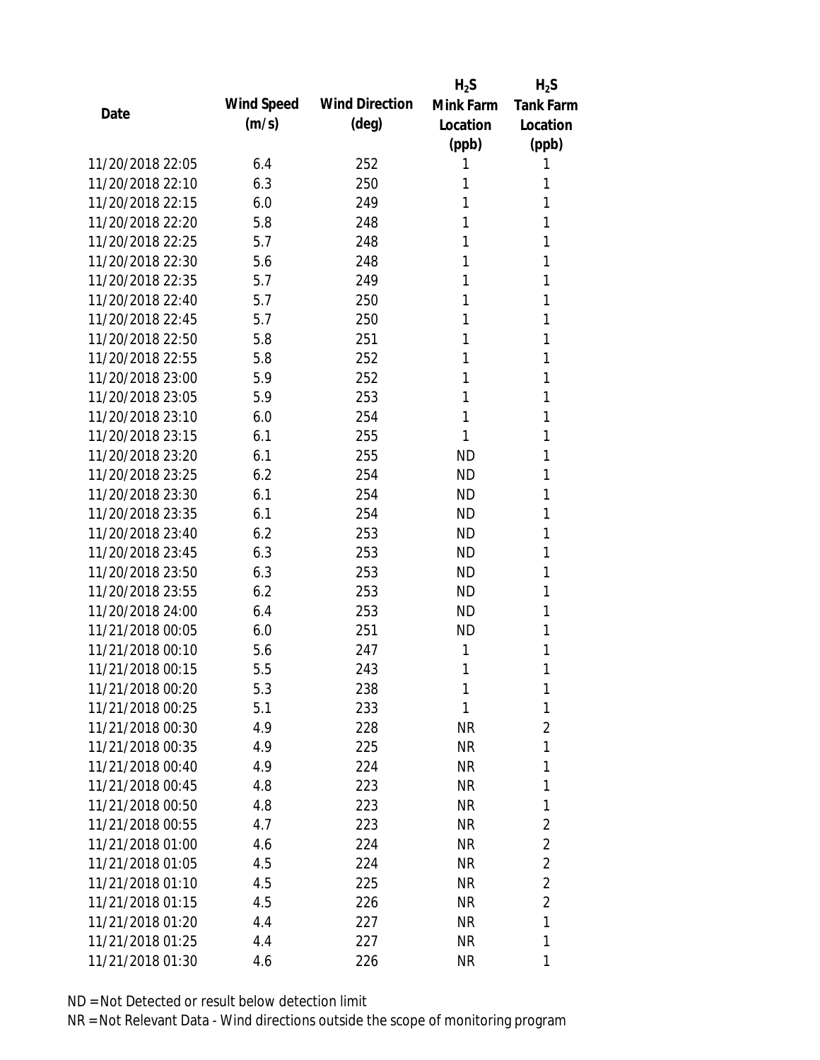| Date | Wind Speed (m/s) | Wind Direction (deg) | $H_2S$ Mink Farm Location (ppb) | $H_2S$ Tank Farm Location (ppb) |
|---|---|---|---|---|
| 11/20/2018 22:05 | 6.4 | 252 | 1 | 1 |
| 11/20/2018 22:10 | 6.3 | 250 | 1 | 1 |
| 11/20/2018 22:15 | 6.0 | 249 | 1 | 1 |
| 11/20/2018 22:20 | 5.8 | 248 | 1 | 1 |
| 11/20/2018 22:25 | 5.7 | 248 | 1 | 1 |
| 11/20/2018 22:30 | 5.6 | 248 | 1 | 1 |
| 11/20/2018 22:35 | 5.7 | 249 | 1 | 1 |
| 11/20/2018 22:40 | 5.7 | 250 | 1 | 1 |
| 11/20/2018 22:45 | 5.7 | 250 | 1 | 1 |
| 11/20/2018 22:50 | 5.8 | 251 | 1 | 1 |
| 11/20/2018 22:55 | 5.8 | 252 | 1 | 1 |
| 11/20/2018 23:00 | 5.9 | 252 | 1 | 1 |
| 11/20/2018 23:05 | 5.9 | 253 | 1 | 1 |
| 11/20/2018 23:10 | 6.0 | 254 | 1 | 1 |
| 11/20/2018 23:15 | 6.1 | 255 | 1 | 1 |
| 11/20/2018 23:20 | 6.1 | 255 | ND | 1 |
| 11/20/2018 23:25 | 6.2 | 254 | ND | 1 |
| 11/20/2018 23:30 | 6.1 | 254 | ND | 1 |
| 11/20/2018 23:35 | 6.1 | 254 | ND | 1 |
| 11/20/2018 23:40 | 6.2 | 253 | ND | 1 |
| 11/20/2018 23:45 | 6.3 | 253 | ND | 1 |
| 11/20/2018 23:50 | 6.3 | 253 | ND | 1 |
| 11/20/2018 23:55 | 6.2 | 253 | ND | 1 |
| 11/20/2018 24:00 | 6.4 | 253 | ND | 1 |
| 11/21/2018 00:05 | 6.0 | 251 | ND | 1 |
| 11/21/2018 00:10 | 5.6 | 247 | 1 | 1 |
| 11/21/2018 00:15 | 5.5 | 243 | 1 | 1 |
| 11/21/2018 00:20 | 5.3 | 238 | 1 | 1 |
| 11/21/2018 00:25 | 5.1 | 233 | 1 | 1 |
| 11/21/2018 00:30 | 4.9 | 228 | NR | 2 |
| 11/21/2018 00:35 | 4.9 | 225 | NR | 1 |
| 11/21/2018 00:40 | 4.9 | 224 | NR | 1 |
| 11/21/2018 00:45 | 4.8 | 223 | NR | 1 |
| 11/21/2018 00:50 | 4.8 | 223 | NR | 1 |
| 11/21/2018 00:55 | 4.7 | 223 | NR | 2 |
| 11/21/2018 01:00 | 4.6 | 224 | NR | 2 |
| 11/21/2018 01:05 | 4.5 | 224 | NR | 2 |
| 11/21/2018 01:10 | 4.5 | 225 | NR | 2 |
| 11/21/2018 01:15 | 4.5 | 226 | NR | 2 |
| 11/21/2018 01:20 | 4.4 | 227 | NR | 1 |
| 11/21/2018 01:25 | 4.4 | 227 | NR | 1 |
| 11/21/2018 01:30 | 4.6 | 226 | NR | 1 |

ND = Not Detected or result below detection limit

NR = Not Relevant Data - Wind directions outside the scope of monitoring program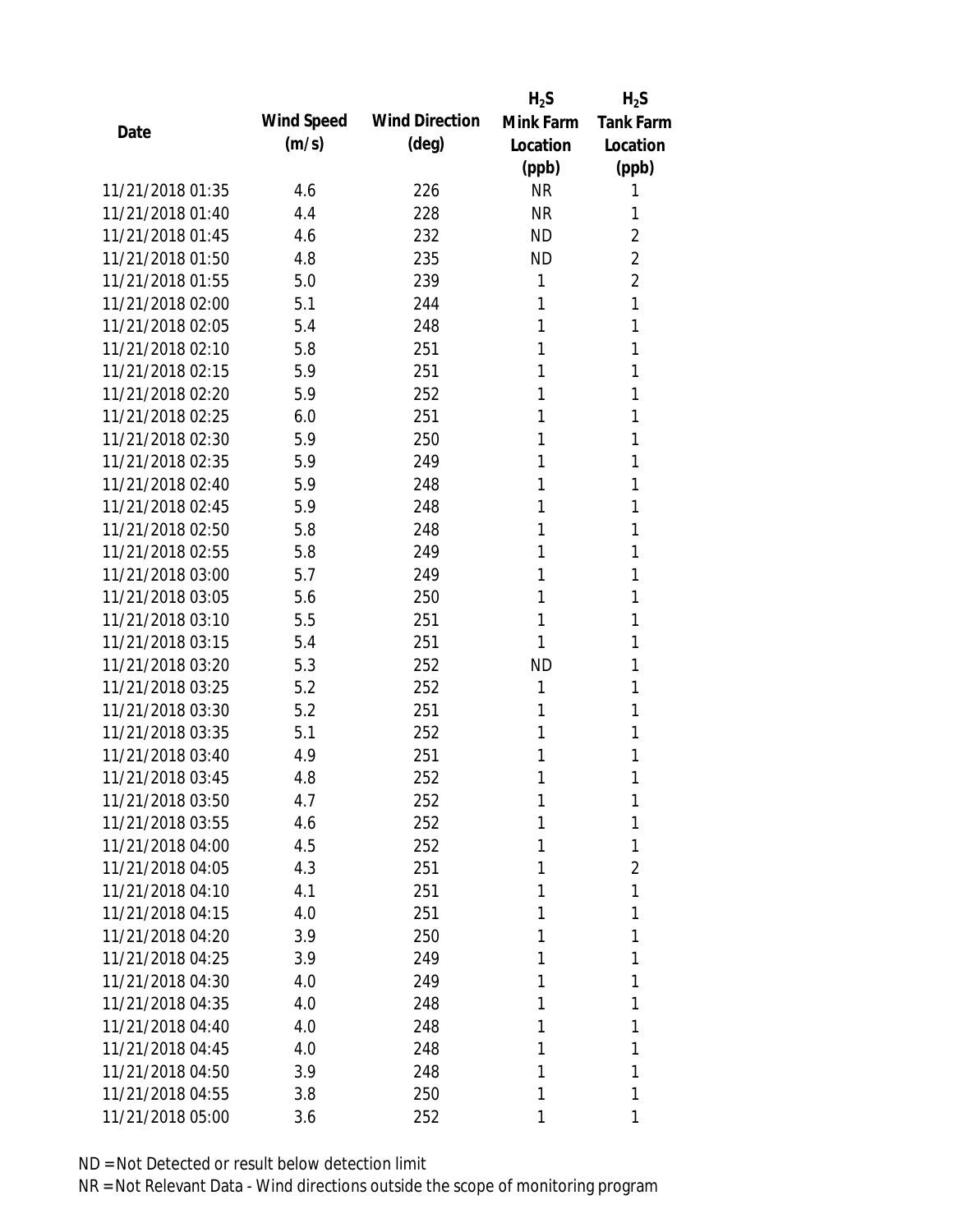| Date | Wind Speed (m/s) | Wind Direction (deg) | $H_2S$ Mink Farm Location (ppb) | $H_2S$ Tank Farm Location (ppb) |
|---|---|---|---|---|
| 11/21/2018 01:35 | 4.6 | 226 | NR | 1 |
| 11/21/2018 01:40 | 4.4 | 228 | NR | 1 |
| 11/21/2018 01:45 | 4.6 | 232 | ND | 2 |
| 11/21/2018 01:50 | 4.8 | 235 | ND | 2 |
| 11/21/2018 01:55 | 5.0 | 239 | 1 | 2 |
| 11/21/2018 02:00 | 5.1 | 244 | 1 | 1 |
| 11/21/2018 02:05 | 5.4 | 248 | 1 | 1 |
| 11/21/2018 02:10 | 5.8 | 251 | 1 | 1 |
| 11/21/2018 02:15 | 5.9 | 251 | 1 | 1 |
| 11/21/2018 02:20 | 5.9 | 252 | 1 | 1 |
| 11/21/2018 02:25 | 6.0 | 251 | 1 | 1 |
| 11/21/2018 02:30 | 5.9 | 250 | 1 | 1 |
| 11/21/2018 02:35 | 5.9 | 249 | 1 | 1 |
| 11/21/2018 02:40 | 5.9 | 248 | 1 | 1 |
| 11/21/2018 02:45 | 5.9 | 248 | 1 | 1 |
| 11/21/2018 02:50 | 5.8 | 248 | 1 | 1 |
| 11/21/2018 02:55 | 5.8 | 249 | 1 | 1 |
| 11/21/2018 03:00 | 5.7 | 249 | 1 | 1 |
| 11/21/2018 03:05 | 5.6 | 250 | 1 | 1 |
| 11/21/2018 03:10 | 5.5 | 251 | 1 | 1 |
| 11/21/2018 03:15 | 5.4 | 251 | 1 | 1 |
| 11/21/2018 03:20 | 5.3 | 252 | ND | 1 |
| 11/21/2018 03:25 | 5.2 | 252 | 1 | 1 |
| 11/21/2018 03:30 | 5.2 | 251 | 1 | 1 |
| 11/21/2018 03:35 | 5.1 | 252 | 1 | 1 |
| 11/21/2018 03:40 | 4.9 | 251 | 1 | 1 |
| 11/21/2018 03:45 | 4.8 | 252 | 1 | 1 |
| 11/21/2018 03:50 | 4.7 | 252 | 1 | 1 |
| 11/21/2018 03:55 | 4.6 | 252 | 1 | 1 |
| 11/21/2018 04:00 | 4.5 | 252 | 1 | 1 |
| 11/21/2018 04:05 | 4.3 | 251 | 1 | 2 |
| 11/21/2018 04:10 | 4.1 | 251 | 1 | 1 |
| 11/21/2018 04:15 | 4.0 | 251 | 1 | 1 |
| 11/21/2018 04:20 | 3.9 | 250 | 1 | 1 |
| 11/21/2018 04:25 | 3.9 | 249 | 1 | 1 |
| 11/21/2018 04:30 | 4.0 | 249 | 1 | 1 |
| 11/21/2018 04:35 | 4.0 | 248 | 1 | 1 |
| 11/21/2018 04:40 | 4.0 | 248 | 1 | 1 |
| 11/21/2018 04:45 | 4.0 | 248 | 1 | 1 |
| 11/21/2018 04:50 | 3.9 | 248 | 1 | 1 |
| 11/21/2018 04:55 | 3.8 | 250 | 1 | 1 |
| 11/21/2018 05:00 | 3.6 | 252 | 1 | 1 |

ND = Not Detected or result below detection limit

NR = Not Relevant Data - Wind directions outside the scope of monitoring program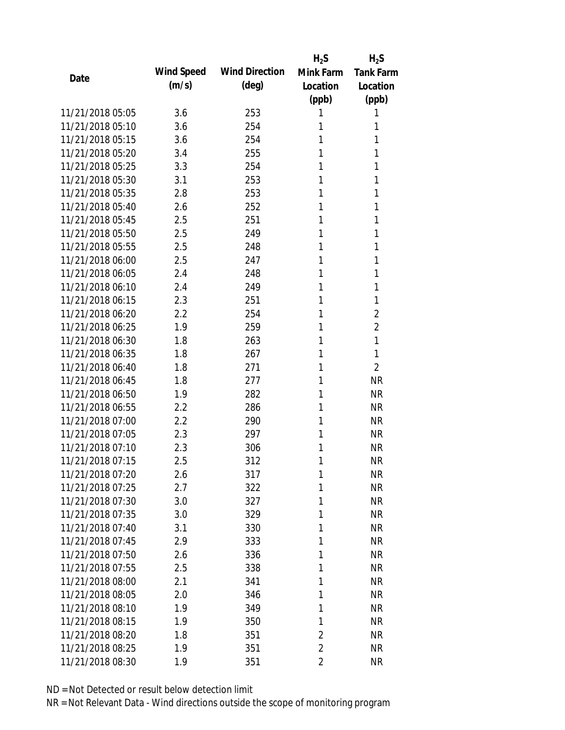| Date | Wind Speed (m/s) | Wind Direction (deg) | $H_2S$ Mink Farm Location (ppb) | $H_2S$ Tank Farm Location (ppb) |
|---|---|---|---|---|
| 11/21/2018 05:05 | 3.6 | 253 | 1 | 1 |
| 11/21/2018 05:10 | 3.6 | 254 | 1 | 1 |
| 11/21/2018 05:15 | 3.6 | 254 | 1 | 1 |
| 11/21/2018 05:20 | 3.4 | 255 | 1 | 1 |
| 11/21/2018 05:25 | 3.3 | 254 | 1 | 1 |
| 11/21/2018 05:30 | 3.1 | 253 | 1 | 1 |
| 11/21/2018 05:35 | 2.8 | 253 | 1 | 1 |
| 11/21/2018 05:40 | 2.6 | 252 | 1 | 1 |
| 11/21/2018 05:45 | 2.5 | 251 | 1 | 1 |
| 11/21/2018 05:50 | 2.5 | 249 | 1 | 1 |
| 11/21/2018 05:55 | 2.5 | 248 | 1 | 1 |
| 11/21/2018 06:00 | 2.5 | 247 | 1 | 1 |
| 11/21/2018 06:05 | 2.4 | 248 | 1 | 1 |
| 11/21/2018 06:10 | 2.4 | 249 | 1 | 1 |
| 11/21/2018 06:15 | 2.3 | 251 | 1 | 1 |
| 11/21/2018 06:20 | 2.2 | 254 | 1 | 2 |
| 11/21/2018 06:25 | 1.9 | 259 | 1 | 2 |
| 11/21/2018 06:30 | 1.8 | 263 | 1 | 1 |
| 11/21/2018 06:35 | 1.8 | 267 | 1 | 1 |
| 11/21/2018 06:40 | 1.8 | 271 | 1 | 2 |
| 11/21/2018 06:45 | 1.8 | 277 | 1 | NR |
| 11/21/2018 06:50 | 1.9 | 282 | 1 | NR |
| 11/21/2018 06:55 | 2.2 | 286 | 1 | NR |
| 11/21/2018 07:00 | 2.2 | 290 | 1 | NR |
| 11/21/2018 07:05 | 2.3 | 297 | 1 | NR |
| 11/21/2018 07:10 | 2.3 | 306 | 1 | NR |
| 11/21/2018 07:15 | 2.5 | 312 | 1 | NR |
| 11/21/2018 07:20 | 2.6 | 317 | 1 | NR |
| 11/21/2018 07:25 | 2.7 | 322 | 1 | NR |
| 11/21/2018 07:30 | 3.0 | 327 | 1 | NR |
| 11/21/2018 07:35 | 3.0 | 329 | 1 | NR |
| 11/21/2018 07:40 | 3.1 | 330 | 1 | NR |
| 11/21/2018 07:45 | 2.9 | 333 | 1 | NR |
| 11/21/2018 07:50 | 2.6 | 336 | 1 | NR |
| 11/21/2018 07:55 | 2.5 | 338 | 1 | NR |
| 11/21/2018 08:00 | 2.1 | 341 | 1 | NR |
| 11/21/2018 08:05 | 2.0 | 346 | 1 | NR |
| 11/21/2018 08:10 | 1.9 | 349 | 1 | NR |
| 11/21/2018 08:15 | 1.9 | 350 | 1 | NR |
| 11/21/2018 08:20 | 1.8 | 351 | 2 | NR |
| 11/21/2018 08:25 | 1.9 | 351 | 2 | NR |
| 11/21/2018 08:30 | 1.9 | 351 | 2 | NR |

ND = Not Detected or result below detection limit

NR = Not Relevant Data - Wind directions outside the scope of monitoring program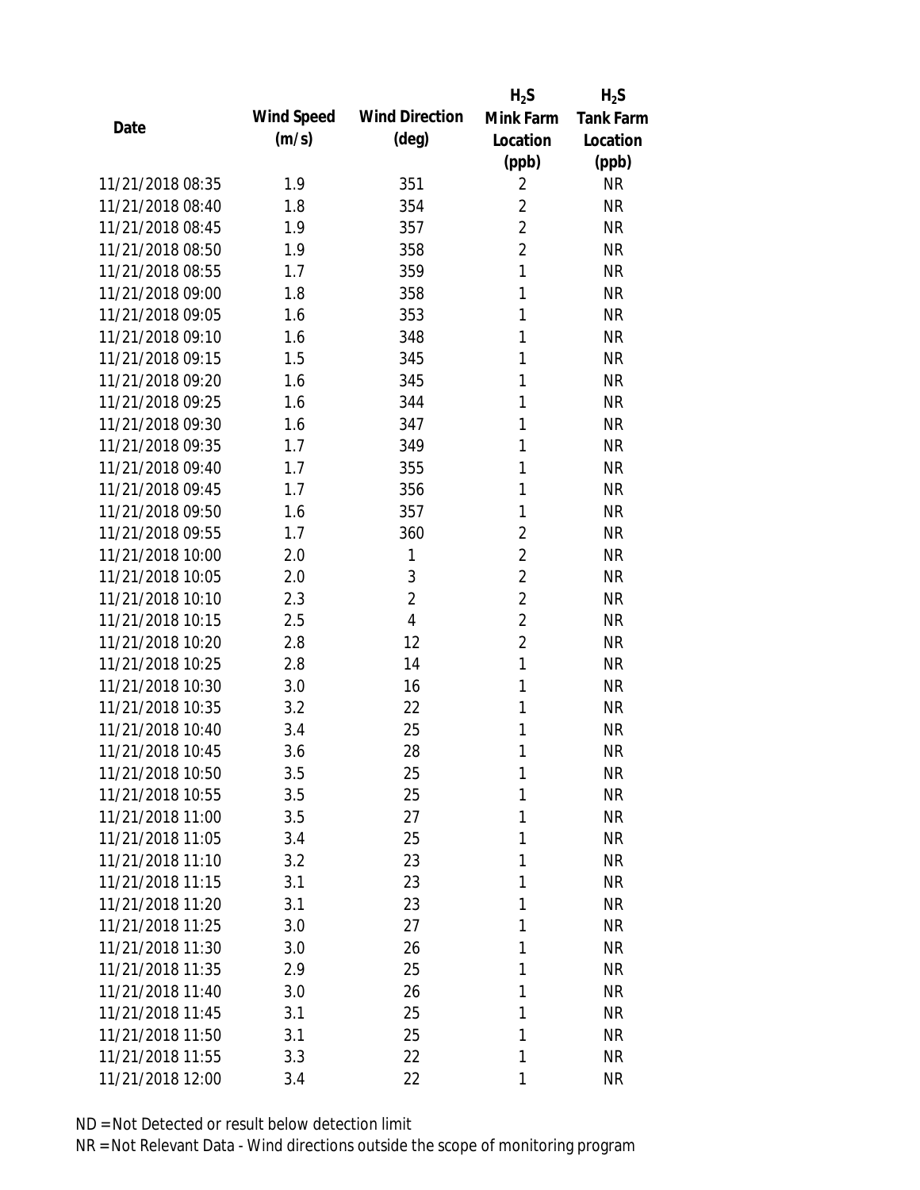| Date | Wind Speed (m/s) | Wind Direction (deg) | $H_2S$ Mink Farm Location (ppb) | $H_2S$ Tank Farm Location (ppb) |
|---|---|---|---|---|
| 11/21/2018 08:35 | 1.9 | 351 | 2 | NR |
| 11/21/2018 08:40 | 1.8 | 354 | 2 | NR |
| 11/21/2018 08:45 | 1.9 | 357 | 2 | NR |
| 11/21/2018 08:50 | 1.9 | 358 | 2 | NR |
| 11/21/2018 08:55 | 1.7 | 359 | 1 | NR |
| 11/21/2018 09:00 | 1.8 | 358 | 1 | NR |
| 11/21/2018 09:05 | 1.6 | 353 | 1 | NR |
| 11/21/2018 09:10 | 1.6 | 348 | 1 | NR |
| 11/21/2018 09:15 | 1.5 | 345 | 1 | NR |
| 11/21/2018 09:20 | 1.6 | 345 | 1 | NR |
| 11/21/2018 09:25 | 1.6 | 344 | 1 | NR |
| 11/21/2018 09:30 | 1.6 | 347 | 1 | NR |
| 11/21/2018 09:35 | 1.7 | 349 | 1 | NR |
| 11/21/2018 09:40 | 1.7 | 355 | 1 | NR |
| 11/21/2018 09:45 | 1.7 | 356 | 1 | NR |
| 11/21/2018 09:50 | 1.6 | 357 | 1 | NR |
| 11/21/2018 09:55 | 1.7 | 360 | 2 | NR |
| 11/21/2018 10:00 | 2.0 | 1 | 2 | NR |
| 11/21/2018 10:05 | 2.0 | 3 | 2 | NR |
| 11/21/2018 10:10 | 2.3 | 2 | 2 | NR |
| 11/21/2018 10:15 | 2.5 | 4 | 2 | NR |
| 11/21/2018 10:20 | 2.8 | 12 | 2 | NR |
| 11/21/2018 10:25 | 2.8 | 14 | 1 | NR |
| 11/21/2018 10:30 | 3.0 | 16 | 1 | NR |
| 11/21/2018 10:35 | 3.2 | 22 | 1 | NR |
| 11/21/2018 10:40 | 3.4 | 25 | 1 | NR |
| 11/21/2018 10:45 | 3.6 | 28 | 1 | NR |
| 11/21/2018 10:50 | 3.5 | 25 | 1 | NR |
| 11/21/2018 10:55 | 3.5 | 25 | 1 | NR |
| 11/21/2018 11:00 | 3.5 | 27 | 1 | NR |
| 11/21/2018 11:05 | 3.4 | 25 | 1 | NR |
| 11/21/2018 11:10 | 3.2 | 23 | 1 | NR |
| 11/21/2018 11:15 | 3.1 | 23 | 1 | NR |
| 11/21/2018 11:20 | 3.1 | 23 | 1 | NR |
| 11/21/2018 11:25 | 3.0 | 27 | 1 | NR |
| 11/21/2018 11:30 | 3.0 | 26 | 1 | NR |
| 11/21/2018 11:35 | 2.9 | 25 | 1 | NR |
| 11/21/2018 11:40 | 3.0 | 26 | 1 | NR |
| 11/21/2018 11:45 | 3.1 | 25 | 1 | NR |
| 11/21/2018 11:50 | 3.1 | 25 | 1 | NR |
| 11/21/2018 11:55 | 3.3 | 22 | 1 | NR |
| 11/21/2018 12:00 | 3.4 | 22 | 1 | NR |

ND = Not Detected or result below detection limit

NR = Not Relevant Data - Wind directions outside the scope of monitoring program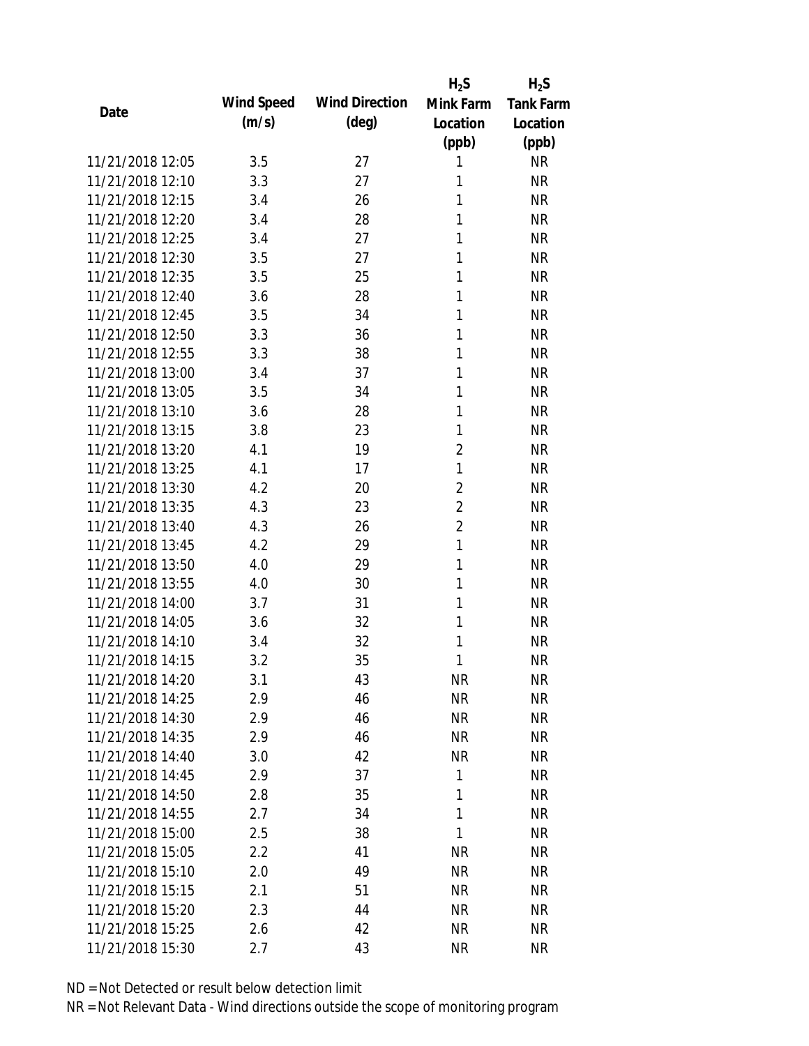| Date | Wind Speed (m/s) | Wind Direction (deg) | $H_2S$ Mink Farm Location (ppb) | $H_2S$ Tank Farm Location (ppb) |
|---|---|---|---|---|
| 11/21/2018 12:05 | 3.5 | 27 | 1 | NR |
| 11/21/2018 12:10 | 3.3 | 27 | 1 | NR |
| 11/21/2018 12:15 | 3.4 | 26 | 1 | NR |
| 11/21/2018 12:20 | 3.4 | 28 | 1 | NR |
| 11/21/2018 12:25 | 3.4 | 27 | 1 | NR |
| 11/21/2018 12:30 | 3.5 | 27 | 1 | NR |
| 11/21/2018 12:35 | 3.5 | 25 | 1 | NR |
| 11/21/2018 12:40 | 3.6 | 28 | 1 | NR |
| 11/21/2018 12:45 | 3.5 | 34 | 1 | NR |
| 11/21/2018 12:50 | 3.3 | 36 | 1 | NR |
| 11/21/2018 12:55 | 3.3 | 38 | 1 | NR |
| 11/21/2018 13:00 | 3.4 | 37 | 1 | NR |
| 11/21/2018 13:05 | 3.5 | 34 | 1 | NR |
| 11/21/2018 13:10 | 3.6 | 28 | 1 | NR |
| 11/21/2018 13:15 | 3.8 | 23 | 1 | NR |
| 11/21/2018 13:20 | 4.1 | 19 | 2 | NR |
| 11/21/2018 13:25 | 4.1 | 17 | 1 | NR |
| 11/21/2018 13:30 | 4.2 | 20 | 2 | NR |
| 11/21/2018 13:35 | 4.3 | 23 | 2 | NR |
| 11/21/2018 13:40 | 4.3 | 26 | 2 | NR |
| 11/21/2018 13:45 | 4.2 | 29 | 1 | NR |
| 11/21/2018 13:50 | 4.0 | 29 | 1 | NR |
| 11/21/2018 13:55 | 4.0 | 30 | 1 | NR |
| 11/21/2018 14:00 | 3.7 | 31 | 1 | NR |
| 11/21/2018 14:05 | 3.6 | 32 | 1 | NR |
| 11/21/2018 14:10 | 3.4 | 32 | 1 | NR |
| 11/21/2018 14:15 | 3.2 | 35 | 1 | NR |
| 11/21/2018 14:20 | 3.1 | 43 | NR | NR |
| 11/21/2018 14:25 | 2.9 | 46 | NR | NR |
| 11/21/2018 14:30 | 2.9 | 46 | NR | NR |
| 11/21/2018 14:35 | 2.9 | 46 | NR | NR |
| 11/21/2018 14:40 | 3.0 | 42 | NR | NR |
| 11/21/2018 14:45 | 2.9 | 37 | 1 | NR |
| 11/21/2018 14:50 | 2.8 | 35 | 1 | NR |
| 11/21/2018 14:55 | 2.7 | 34 | 1 | NR |
| 11/21/2018 15:00 | 2.5 | 38 | 1 | NR |
| 11/21/2018 15:05 | 2.2 | 41 | NR | NR |
| 11/21/2018 15:10 | 2.0 | 49 | NR | NR |
| 11/21/2018 15:15 | 2.1 | 51 | NR | NR |
| 11/21/2018 15:20 | 2.3 | 44 | NR | NR |
| 11/21/2018 15:25 | 2.6 | 42 | NR | NR |
| 11/21/2018 15:30 | 2.7 | 43 | NR | NR |

ND = Not Detected or result below detection limit

NR = Not Relevant Data - Wind directions outside the scope of monitoring program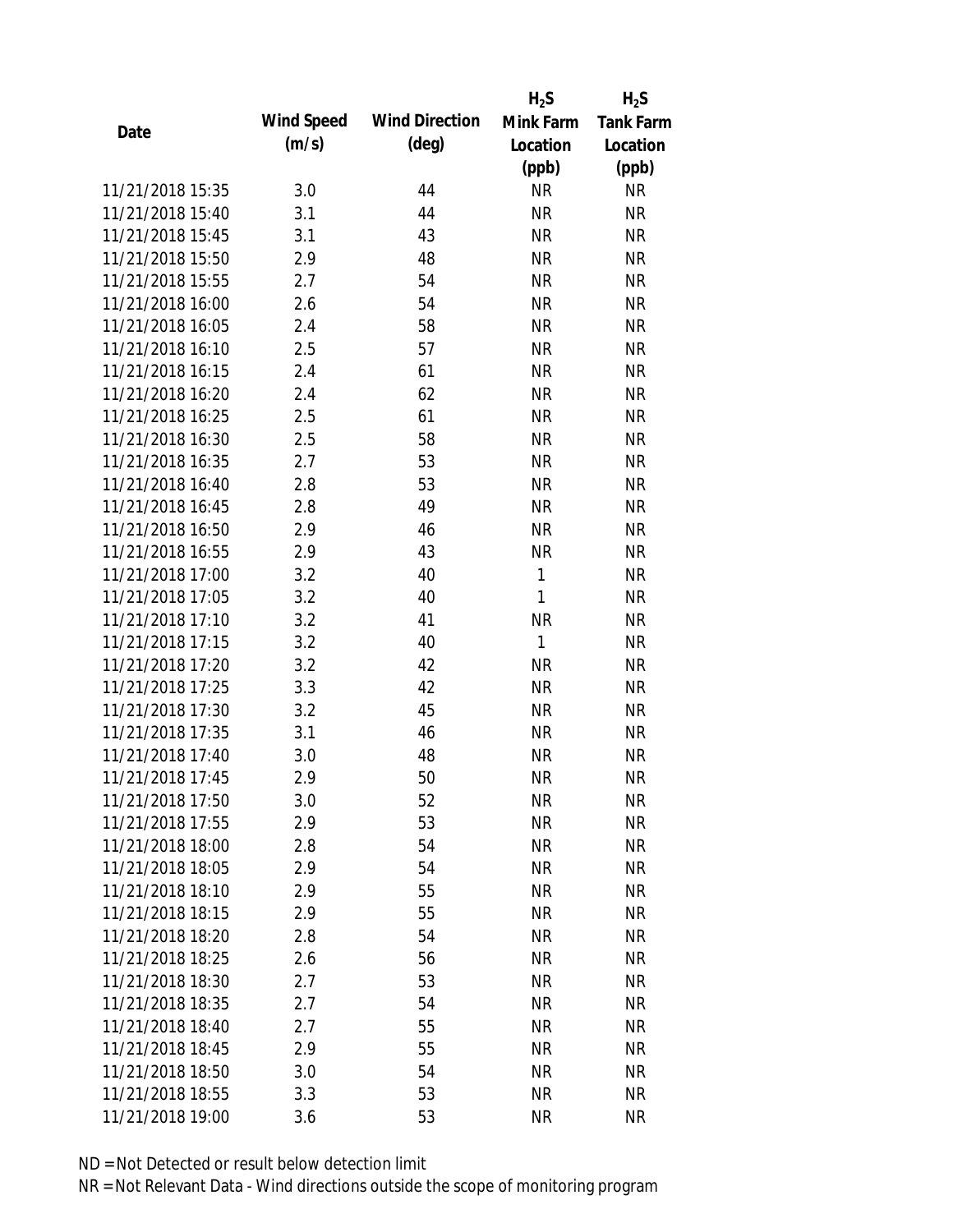| Date | Wind Speed (m/s) | Wind Direction (deg) | $H_2S$ Mink Farm Location (ppb) | $H_2S$ Tank Farm Location (ppb) |
| --- | --- | --- | --- | --- |
| 11/21/2018 15:35 | 3.0 | 44 | NR | NR |
| 11/21/2018 15:40 | 3.1 | 44 | NR | NR |
| 11/21/2018 15:45 | 3.1 | 43 | NR | NR |
| 11/21/2018 15:50 | 2.9 | 48 | NR | NR |
| 11/21/2018 15:55 | 2.7 | 54 | NR | NR |
| 11/21/2018 16:00 | 2.6 | 54 | NR | NR |
| 11/21/2018 16:05 | 2.4 | 58 | NR | NR |
| 11/21/2018 16:10 | 2.5 | 57 | NR | NR |
| 11/21/2018 16:15 | 2.4 | 61 | NR | NR |
| 11/21/2018 16:20 | 2.4 | 62 | NR | NR |
| 11/21/2018 16:25 | 2.5 | 61 | NR | NR |
| 11/21/2018 16:30 | 2.5 | 58 | NR | NR |
| 11/21/2018 16:35 | 2.7 | 53 | NR | NR |
| 11/21/2018 16:40 | 2.8 | 53 | NR | NR |
| 11/21/2018 16:45 | 2.8 | 49 | NR | NR |
| 11/21/2018 16:50 | 2.9 | 46 | NR | NR |
| 11/21/2018 16:55 | 2.9 | 43 | NR | NR |
| 11/21/2018 17:00 | 3.2 | 40 | 1 | NR |
| 11/21/2018 17:05 | 3.2 | 40 | 1 | NR |
| 11/21/2018 17:10 | 3.2 | 41 | NR | NR |
| 11/21/2018 17:15 | 3.2 | 40 | 1 | NR |
| 11/21/2018 17:20 | 3.2 | 42 | NR | NR |
| 11/21/2018 17:25 | 3.3 | 42 | NR | NR |
| 11/21/2018 17:30 | 3.2 | 45 | NR | NR |
| 11/21/2018 17:35 | 3.1 | 46 | NR | NR |
| 11/21/2018 17:40 | 3.0 | 48 | NR | NR |
| 11/21/2018 17:45 | 2.9 | 50 | NR | NR |
| 11/21/2018 17:50 | 3.0 | 52 | NR | NR |
| 11/21/2018 17:55 | 2.9 | 53 | NR | NR |
| 11/21/2018 18:00 | 2.8 | 54 | NR | NR |
| 11/21/2018 18:05 | 2.9 | 54 | NR | NR |
| 11/21/2018 18:10 | 2.9 | 55 | NR | NR |
| 11/21/2018 18:15 | 2.9 | 55 | NR | NR |
| 11/21/2018 18:20 | 2.8 | 54 | NR | NR |
| 11/21/2018 18:25 | 2.6 | 56 | NR | NR |
| 11/21/2018 18:30 | 2.7 | 53 | NR | NR |
| 11/21/2018 18:35 | 2.7 | 54 | NR | NR |
| 11/21/2018 18:40 | 2.7 | 55 | NR | NR |
| 11/21/2018 18:45 | 2.9 | 55 | NR | NR |
| 11/21/2018 18:50 | 3.0 | 54 | NR | NR |
| 11/21/2018 18:55 | 3.3 | 53 | NR | NR |
| 11/21/2018 19:00 | 3.6 | 53 | NR | NR |

ND = Not Detected or result below detection limit

NR = Not Relevant Data - Wind directions outside the scope of monitoring program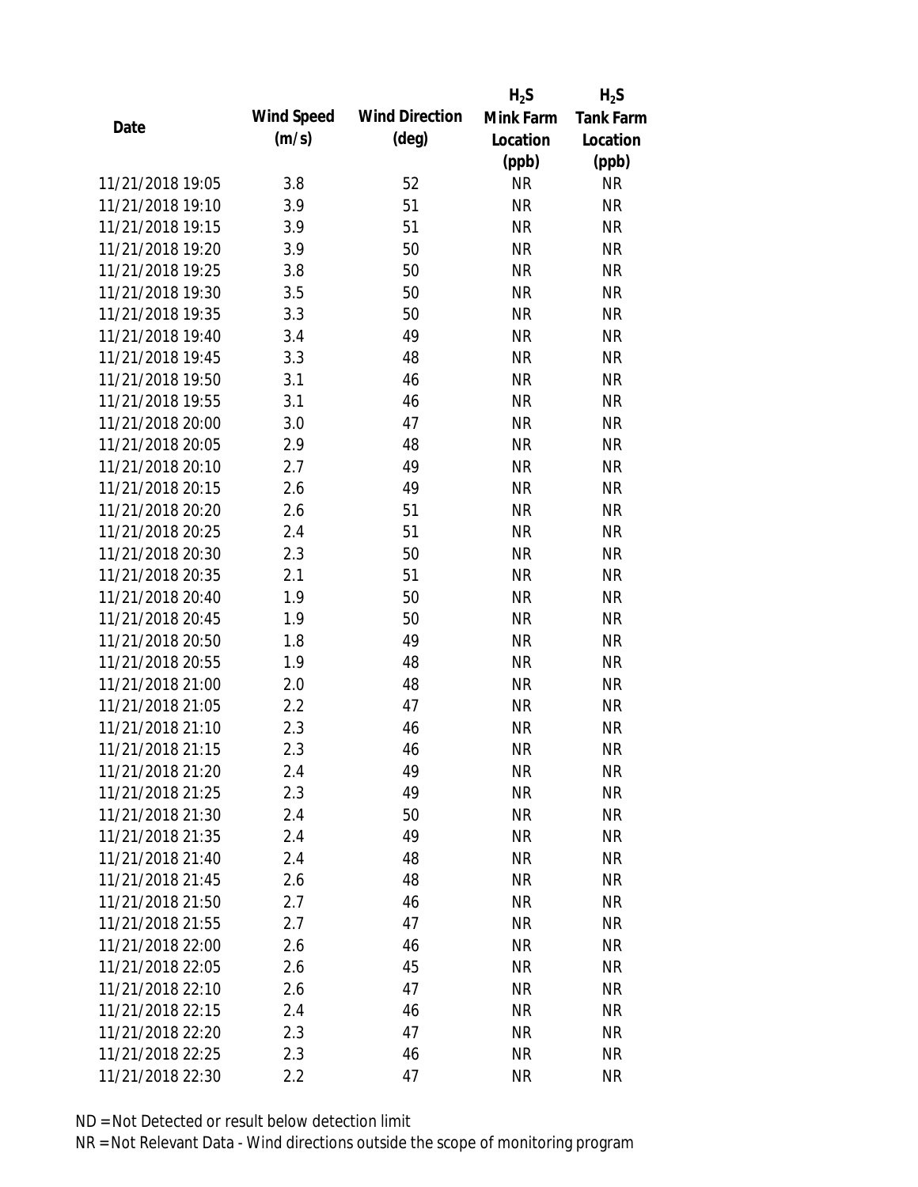| Date | Wind Speed (m/s) | Wind Direction (deg) | $H_2S$ Mink Farm Location (ppb) | $H_2S$ Tank Farm Location (ppb) |
|---|---|---|---|---|
| 11/21/2018 19:05 | 3.8 | 52 | NR | NR |
| 11/21/2018 19:10 | 3.9 | 51 | NR | NR |
| 11/21/2018 19:15 | 3.9 | 51 | NR | NR |
| 11/21/2018 19:20 | 3.9 | 50 | NR | NR |
| 11/21/2018 19:25 | 3.8 | 50 | NR | NR |
| 11/21/2018 19:30 | 3.5 | 50 | NR | NR |
| 11/21/2018 19:35 | 3.3 | 50 | NR | NR |
| 11/21/2018 19:40 | 3.4 | 49 | NR | NR |
| 11/21/2018 19:45 | 3.3 | 48 | NR | NR |
| 11/21/2018 19:50 | 3.1 | 46 | NR | NR |
| 11/21/2018 19:55 | 3.1 | 46 | NR | NR |
| 11/21/2018 20:00 | 3.0 | 47 | NR | NR |
| 11/21/2018 20:05 | 2.9 | 48 | NR | NR |
| 11/21/2018 20:10 | 2.7 | 49 | NR | NR |
| 11/21/2018 20:15 | 2.6 | 49 | NR | NR |
| 11/21/2018 20:20 | 2.6 | 51 | NR | NR |
| 11/21/2018 20:25 | 2.4 | 51 | NR | NR |
| 11/21/2018 20:30 | 2.3 | 50 | NR | NR |
| 11/21/2018 20:35 | 2.1 | 51 | NR | NR |
| 11/21/2018 20:40 | 1.9 | 50 | NR | NR |
| 11/21/2018 20:45 | 1.9 | 50 | NR | NR |
| 11/21/2018 20:50 | 1.8 | 49 | NR | NR |
| 11/21/2018 20:55 | 1.9 | 48 | NR | NR |
| 11/21/2018 21:00 | 2.0 | 48 | NR | NR |
| 11/21/2018 21:05 | 2.2 | 47 | NR | NR |
| 11/21/2018 21:10 | 2.3 | 46 | NR | NR |
| 11/21/2018 21:15 | 2.3 | 46 | NR | NR |
| 11/21/2018 21:20 | 2.4 | 49 | NR | NR |
| 11/21/2018 21:25 | 2.3 | 49 | NR | NR |
| 11/21/2018 21:30 | 2.4 | 50 | NR | NR |
| 11/21/2018 21:35 | 2.4 | 49 | NR | NR |
| 11/21/2018 21:40 | 2.4 | 48 | NR | NR |
| 11/21/2018 21:45 | 2.6 | 48 | NR | NR |
| 11/21/2018 21:50 | 2.7 | 46 | NR | NR |
| 11/21/2018 21:55 | 2.7 | 47 | NR | NR |
| 11/21/2018 22:00 | 2.6 | 46 | NR | NR |
| 11/21/2018 22:05 | 2.6 | 45 | NR | NR |
| 11/21/2018 22:10 | 2.6 | 47 | NR | NR |
| 11/21/2018 22:15 | 2.4 | 46 | NR | NR |
| 11/21/2018 22:20 | 2.3 | 47 | NR | NR |
| 11/21/2018 22:25 | 2.3 | 46 | NR | NR |
| 11/21/2018 22:30 | 2.2 | 47 | NR | NR |

ND = Not Detected or result below detection limit

NR = Not Relevant Data - Wind directions outside the scope of monitoring program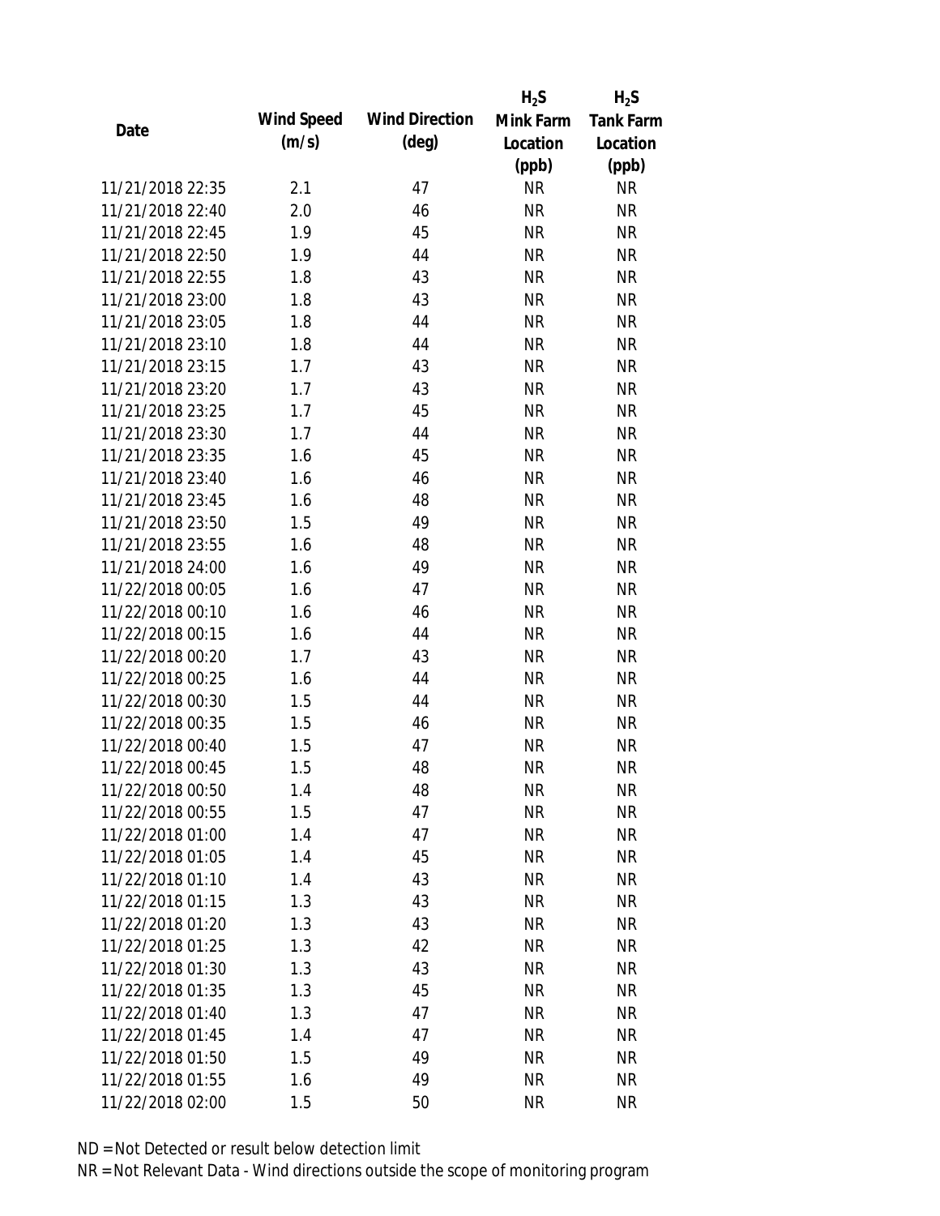| Date | Wind Speed (m/s) | Wind Direction (deg) | $H_2S$ Mink Farm Location (ppb) | $H_2S$ Tank Farm Location (ppb) |
| --- | --- | --- | --- | --- |
| 11/21/2018 22:35 | 2.1 | 47 | NR | NR |
| 11/21/2018 22:40 | 2.0 | 46 | NR | NR |
| 11/21/2018 22:45 | 1.9 | 45 | NR | NR |
| 11/21/2018 22:50 | 1.9 | 44 | NR | NR |
| 11/21/2018 22:55 | 1.8 | 43 | NR | NR |
| 11/21/2018 23:00 | 1.8 | 43 | NR | NR |
| 11/21/2018 23:05 | 1.8 | 44 | NR | NR |
| 11/21/2018 23:10 | 1.8 | 44 | NR | NR |
| 11/21/2018 23:15 | 1.7 | 43 | NR | NR |
| 11/21/2018 23:20 | 1.7 | 43 | NR | NR |
| 11/21/2018 23:25 | 1.7 | 45 | NR | NR |
| 11/21/2018 23:30 | 1.7 | 44 | NR | NR |
| 11/21/2018 23:35 | 1.6 | 45 | NR | NR |
| 11/21/2018 23:40 | 1.6 | 46 | NR | NR |
| 11/21/2018 23:45 | 1.6 | 48 | NR | NR |
| 11/21/2018 23:50 | 1.5 | 49 | NR | NR |
| 11/21/2018 23:55 | 1.6 | 48 | NR | NR |
| 11/21/2018 24:00 | 1.6 | 49 | NR | NR |
| 11/22/2018 00:05 | 1.6 | 47 | NR | NR |
| 11/22/2018 00:10 | 1.6 | 46 | NR | NR |
| 11/22/2018 00:15 | 1.6 | 44 | NR | NR |
| 11/22/2018 00:20 | 1.7 | 43 | NR | NR |
| 11/22/2018 00:25 | 1.6 | 44 | NR | NR |
| 11/22/2018 00:30 | 1.5 | 44 | NR | NR |
| 11/22/2018 00:35 | 1.5 | 46 | NR | NR |
| 11/22/2018 00:40 | 1.5 | 47 | NR | NR |
| 11/22/2018 00:45 | 1.5 | 48 | NR | NR |
| 11/22/2018 00:50 | 1.4 | 48 | NR | NR |
| 11/22/2018 00:55 | 1.5 | 47 | NR | NR |
| 11/22/2018 01:00 | 1.4 | 47 | NR | NR |
| 11/22/2018 01:05 | 1.4 | 45 | NR | NR |
| 11/22/2018 01:10 | 1.4 | 43 | NR | NR |
| 11/22/2018 01:15 | 1.3 | 43 | NR | NR |
| 11/22/2018 01:20 | 1.3 | 43 | NR | NR |
| 11/22/2018 01:25 | 1.3 | 42 | NR | NR |
| 11/22/2018 01:30 | 1.3 | 43 | NR | NR |
| 11/22/2018 01:35 | 1.3 | 45 | NR | NR |
| 11/22/2018 01:40 | 1.3 | 47 | NR | NR |
| 11/22/2018 01:45 | 1.4 | 47 | NR | NR |
| 11/22/2018 01:50 | 1.5 | 49 | NR | NR |
| 11/22/2018 01:55 | 1.6 | 49 | NR | NR |
| 11/22/2018 02:00 | 1.5 | 50 | NR | NR |

ND = Not Detected or result below detection limit

NR = Not Relevant Data - Wind directions outside the scope of monitoring program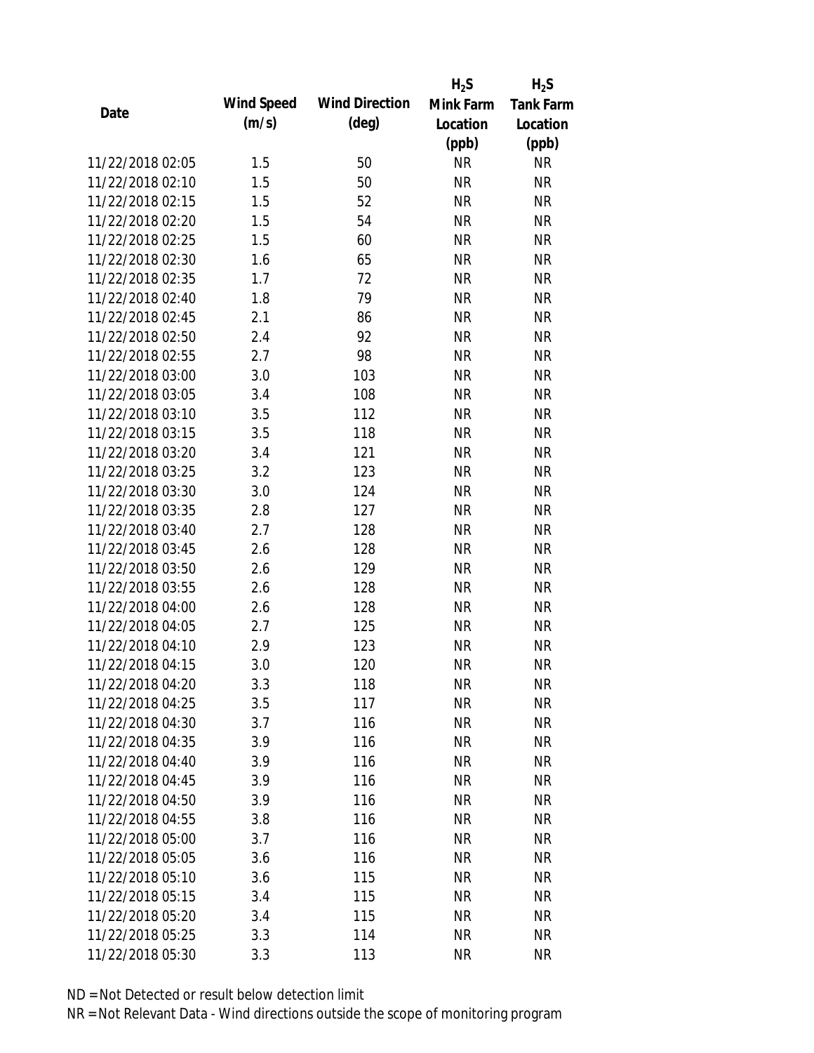| Date | Wind Speed (m/s) | Wind Direction (deg) | $H_2S$ Mink Farm Location (ppb) | $H_2S$ Tank Farm Location (ppb) |
|---|---|---|---|---|
| 11/22/2018 02:05 | 1.5 | 50 | NR | NR |
| 11/22/2018 02:10 | 1.5 | 50 | NR | NR |
| 11/22/2018 02:15 | 1.5 | 52 | NR | NR |
| 11/22/2018 02:20 | 1.5 | 54 | NR | NR |
| 11/22/2018 02:25 | 1.5 | 60 | NR | NR |
| 11/22/2018 02:30 | 1.6 | 65 | NR | NR |
| 11/22/2018 02:35 | 1.7 | 72 | NR | NR |
| 11/22/2018 02:40 | 1.8 | 79 | NR | NR |
| 11/22/2018 02:45 | 2.1 | 86 | NR | NR |
| 11/22/2018 02:50 | 2.4 | 92 | NR | NR |
| 11/22/2018 02:55 | 2.7 | 98 | NR | NR |
| 11/22/2018 03:00 | 3.0 | 103 | NR | NR |
| 11/22/2018 03:05 | 3.4 | 108 | NR | NR |
| 11/22/2018 03:10 | 3.5 | 112 | NR | NR |
| 11/22/2018 03:15 | 3.5 | 118 | NR | NR |
| 11/22/2018 03:20 | 3.4 | 121 | NR | NR |
| 11/22/2018 03:25 | 3.2 | 123 | NR | NR |
| 11/22/2018 03:30 | 3.0 | 124 | NR | NR |
| 11/22/2018 03:35 | 2.8 | 127 | NR | NR |
| 11/22/2018 03:40 | 2.7 | 128 | NR | NR |
| 11/22/2018 03:45 | 2.6 | 128 | NR | NR |
| 11/22/2018 03:50 | 2.6 | 129 | NR | NR |
| 11/22/2018 03:55 | 2.6 | 128 | NR | NR |
| 11/22/2018 04:00 | 2.6 | 128 | NR | NR |
| 11/22/2018 04:05 | 2.7 | 125 | NR | NR |
| 11/22/2018 04:10 | 2.9 | 123 | NR | NR |
| 11/22/2018 04:15 | 3.0 | 120 | NR | NR |
| 11/22/2018 04:20 | 3.3 | 118 | NR | NR |
| 11/22/2018 04:25 | 3.5 | 117 | NR | NR |
| 11/22/2018 04:30 | 3.7 | 116 | NR | NR |
| 11/22/2018 04:35 | 3.9 | 116 | NR | NR |
| 11/22/2018 04:40 | 3.9 | 116 | NR | NR |
| 11/22/2018 04:45 | 3.9 | 116 | NR | NR |
| 11/22/2018 04:50 | 3.9 | 116 | NR | NR |
| 11/22/2018 04:55 | 3.8 | 116 | NR | NR |
| 11/22/2018 05:00 | 3.7 | 116 | NR | NR |
| 11/22/2018 05:05 | 3.6 | 116 | NR | NR |
| 11/22/2018 05:10 | 3.6 | 115 | NR | NR |
| 11/22/2018 05:15 | 3.4 | 115 | NR | NR |
| 11/22/2018 05:20 | 3.4 | 115 | NR | NR |
| 11/22/2018 05:25 | 3.3 | 114 | NR | NR |
| 11/22/2018 05:30 | 3.3 | 113 | NR | NR |

ND = Not Detected or result below detection limit

NR = Not Relevant Data - Wind directions outside the scope of monitoring program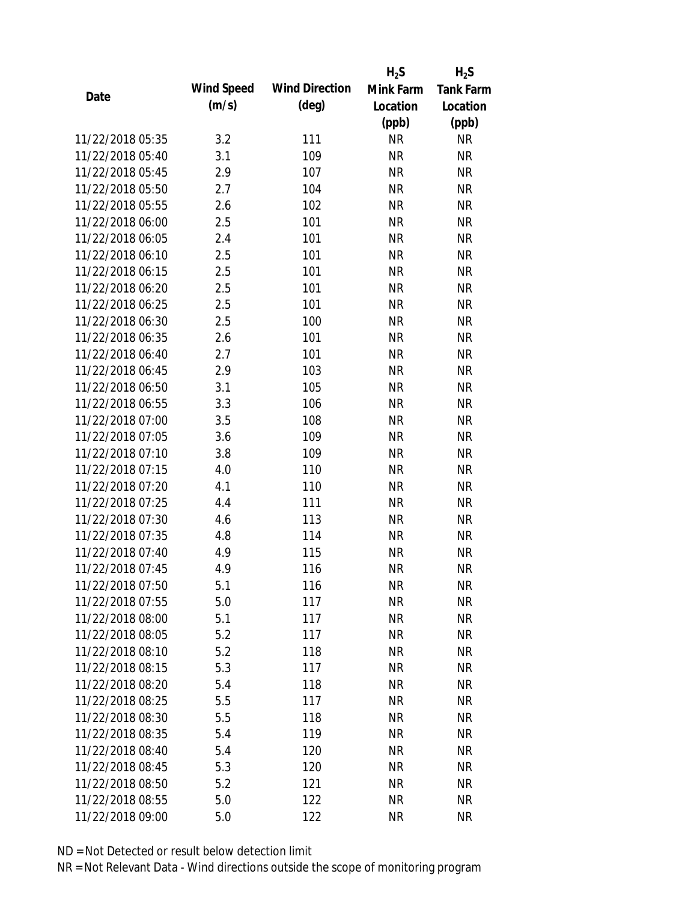| Date | Wind Speed (m/s) | Wind Direction (deg) | $H_2S$ Mink Farm Location (ppb) | $H_2S$ Tank Farm Location (ppb) |
|---|---|---|---|---|
| 11/22/2018 05:35 | 3.2 | 111 | NR | NR |
| 11/22/2018 05:40 | 3.1 | 109 | NR | NR |
| 11/22/2018 05:45 | 2.9 | 107 | NR | NR |
| 11/22/2018 05:50 | 2.7 | 104 | NR | NR |
| 11/22/2018 05:55 | 2.6 | 102 | NR | NR |
| 11/22/2018 06:00 | 2.5 | 101 | NR | NR |
| 11/22/2018 06:05 | 2.4 | 101 | NR | NR |
| 11/22/2018 06:10 | 2.5 | 101 | NR | NR |
| 11/22/2018 06:15 | 2.5 | 101 | NR | NR |
| 11/22/2018 06:20 | 2.5 | 101 | NR | NR |
| 11/22/2018 06:25 | 2.5 | 101 | NR | NR |
| 11/22/2018 06:30 | 2.5 | 100 | NR | NR |
| 11/22/2018 06:35 | 2.6 | 101 | NR | NR |
| 11/22/2018 06:40 | 2.7 | 101 | NR | NR |
| 11/22/2018 06:45 | 2.9 | 103 | NR | NR |
| 11/22/2018 06:50 | 3.1 | 105 | NR | NR |
| 11/22/2018 06:55 | 3.3 | 106 | NR | NR |
| 11/22/2018 07:00 | 3.5 | 108 | NR | NR |
| 11/22/2018 07:05 | 3.6 | 109 | NR | NR |
| 11/22/2018 07:10 | 3.8 | 109 | NR | NR |
| 11/22/2018 07:15 | 4.0 | 110 | NR | NR |
| 11/22/2018 07:20 | 4.1 | 110 | NR | NR |
| 11/22/2018 07:25 | 4.4 | 111 | NR | NR |
| 11/22/2018 07:30 | 4.6 | 113 | NR | NR |
| 11/22/2018 07:35 | 4.8 | 114 | NR | NR |
| 11/22/2018 07:40 | 4.9 | 115 | NR | NR |
| 11/22/2018 07:45 | 4.9 | 116 | NR | NR |
| 11/22/2018 07:50 | 5.1 | 116 | NR | NR |
| 11/22/2018 07:55 | 5.0 | 117 | NR | NR |
| 11/22/2018 08:00 | 5.1 | 117 | NR | NR |
| 11/22/2018 08:05 | 5.2 | 117 | NR | NR |
| 11/22/2018 08:10 | 5.2 | 118 | NR | NR |
| 11/22/2018 08:15 | 5.3 | 117 | NR | NR |
| 11/22/2018 08:20 | 5.4 | 118 | NR | NR |
| 11/22/2018 08:25 | 5.5 | 117 | NR | NR |
| 11/22/2018 08:30 | 5.5 | 118 | NR | NR |
| 11/22/2018 08:35 | 5.4 | 119 | NR | NR |
| 11/22/2018 08:40 | 5.4 | 120 | NR | NR |
| 11/22/2018 08:45 | 5.3 | 120 | NR | NR |
| 11/22/2018 08:50 | 5.2 | 121 | NR | NR |
| 11/22/2018 08:55 | 5.0 | 122 | NR | NR |
| 11/22/2018 09:00 | 5.0 | 122 | NR | NR |

ND = Not Detected or result below detection limit

NR = Not Relevant Data - Wind directions outside the scope of monitoring program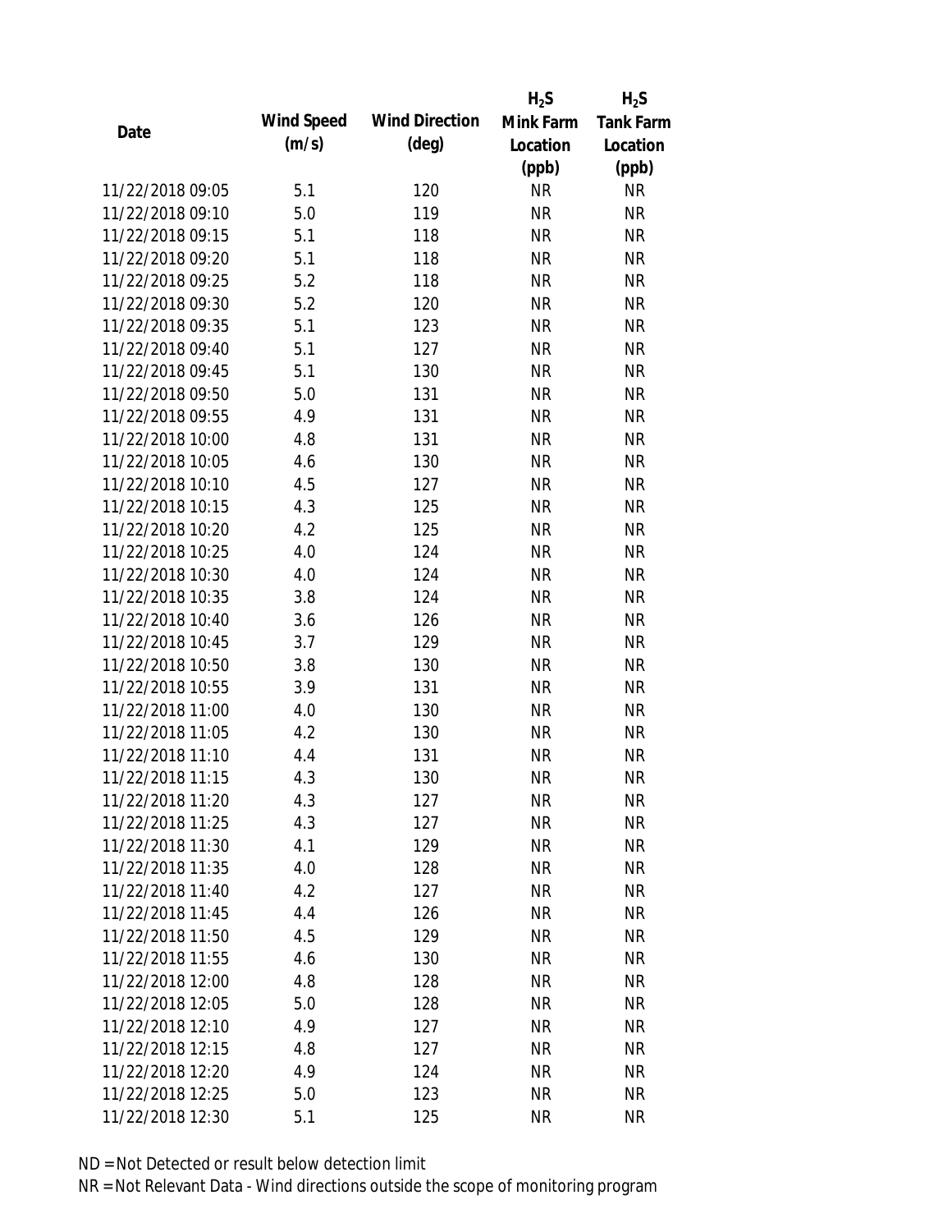| Date | Wind Speed (m/s) | Wind Direction (deg) | $H_2S$ Mink Farm Location (ppb) | $H_2S$ Tank Farm Location (ppb) |
|---|---|---|---|---|
| 11/22/2018 09:05 | 5.1 | 120 | NR | NR |
| 11/22/2018 09:10 | 5.0 | 119 | NR | NR |
| 11/22/2018 09:15 | 5.1 | 118 | NR | NR |
| 11/22/2018 09:20 | 5.1 | 118 | NR | NR |
| 11/22/2018 09:25 | 5.2 | 118 | NR | NR |
| 11/22/2018 09:30 | 5.2 | 120 | NR | NR |
| 11/22/2018 09:35 | 5.1 | 123 | NR | NR |
| 11/22/2018 09:40 | 5.1 | 127 | NR | NR |
| 11/22/2018 09:45 | 5.1 | 130 | NR | NR |
| 11/22/2018 09:50 | 5.0 | 131 | NR | NR |
| 11/22/2018 09:55 | 4.9 | 131 | NR | NR |
| 11/22/2018 10:00 | 4.8 | 131 | NR | NR |
| 11/22/2018 10:05 | 4.6 | 130 | NR | NR |
| 11/22/2018 10:10 | 4.5 | 127 | NR | NR |
| 11/22/2018 10:15 | 4.3 | 125 | NR | NR |
| 11/22/2018 10:20 | 4.2 | 125 | NR | NR |
| 11/22/2018 10:25 | 4.0 | 124 | NR | NR |
| 11/22/2018 10:30 | 4.0 | 124 | NR | NR |
| 11/22/2018 10:35 | 3.8 | 124 | NR | NR |
| 11/22/2018 10:40 | 3.6 | 126 | NR | NR |
| 11/22/2018 10:45 | 3.7 | 129 | NR | NR |
| 11/22/2018 10:50 | 3.8 | 130 | NR | NR |
| 11/22/2018 10:55 | 3.9 | 131 | NR | NR |
| 11/22/2018 11:00 | 4.0 | 130 | NR | NR |
| 11/22/2018 11:05 | 4.2 | 130 | NR | NR |
| 11/22/2018 11:10 | 4.4 | 131 | NR | NR |
| 11/22/2018 11:15 | 4.3 | 130 | NR | NR |
| 11/22/2018 11:20 | 4.3 | 127 | NR | NR |
| 11/22/2018 11:25 | 4.3 | 127 | NR | NR |
| 11/22/2018 11:30 | 4.1 | 129 | NR | NR |
| 11/22/2018 11:35 | 4.0 | 128 | NR | NR |
| 11/22/2018 11:40 | 4.2 | 127 | NR | NR |
| 11/22/2018 11:45 | 4.4 | 126 | NR | NR |
| 11/22/2018 11:50 | 4.5 | 129 | NR | NR |
| 11/22/2018 11:55 | 4.6 | 130 | NR | NR |
| 11/22/2018 12:00 | 4.8 | 128 | NR | NR |
| 11/22/2018 12:05 | 5.0 | 128 | NR | NR |
| 11/22/2018 12:10 | 4.9 | 127 | NR | NR |
| 11/22/2018 12:15 | 4.8 | 127 | NR | NR |
| 11/22/2018 12:20 | 4.9 | 124 | NR | NR |
| 11/22/2018 12:25 | 5.0 | 123 | NR | NR |
| 11/22/2018 12:30 | 5.1 | 125 | NR | NR |

ND = Not Detected or result below detection limit

NR = Not Relevant Data - Wind directions outside the scope of monitoring program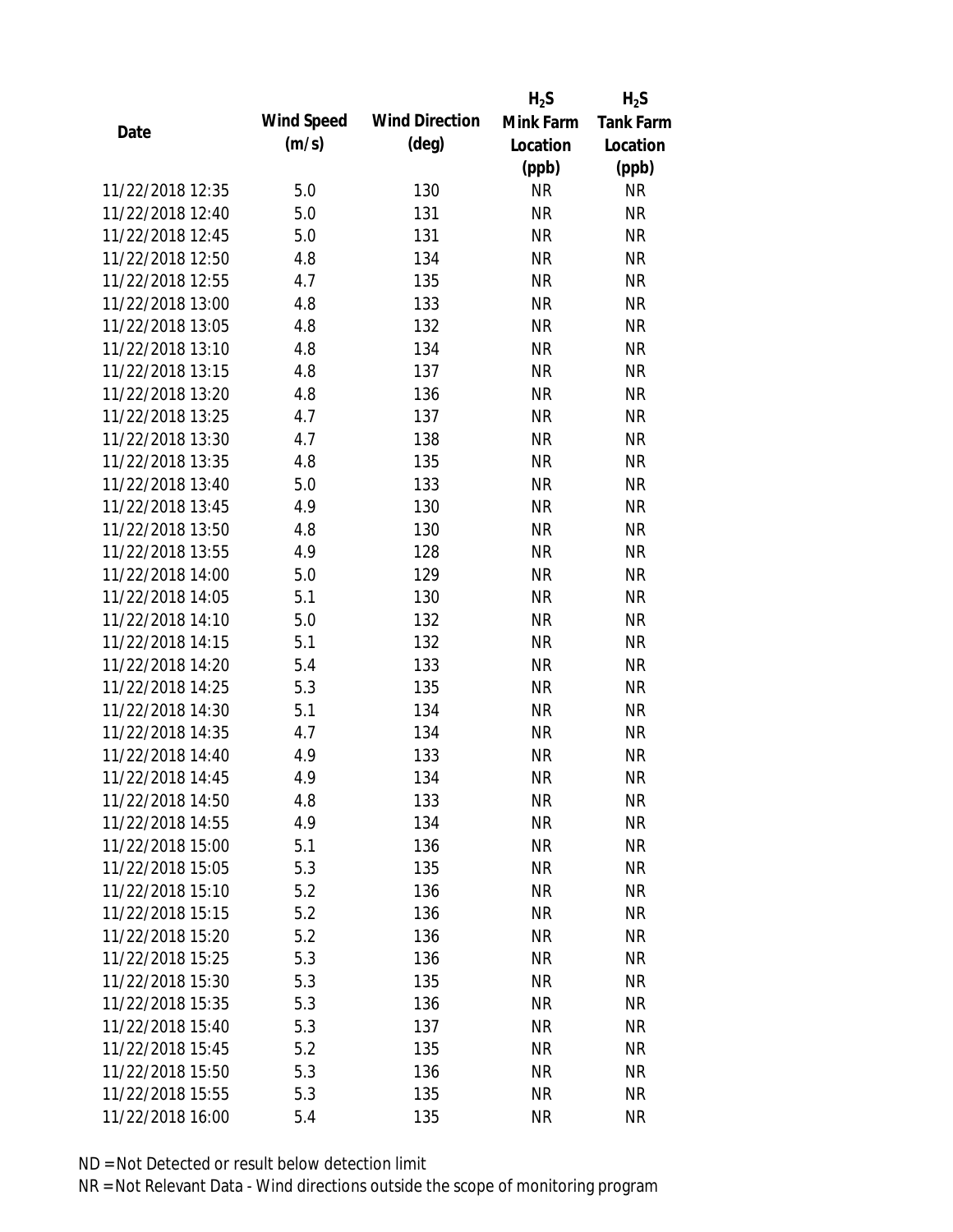| Date | Wind Speed (m/s) | Wind Direction (deg) | $H_2S$ Mink Farm Location (ppb) | $H_2S$ Tank Farm Location (ppb) |
|---|---|---|---|---|
| 11/22/2018 12:35 | 5.0 | 130 | NR | NR |
| 11/22/2018 12:40 | 5.0 | 131 | NR | NR |
| 11/22/2018 12:45 | 5.0 | 131 | NR | NR |
| 11/22/2018 12:50 | 4.8 | 134 | NR | NR |
| 11/22/2018 12:55 | 4.7 | 135 | NR | NR |
| 11/22/2018 13:00 | 4.8 | 133 | NR | NR |
| 11/22/2018 13:05 | 4.8 | 132 | NR | NR |
| 11/22/2018 13:10 | 4.8 | 134 | NR | NR |
| 11/22/2018 13:15 | 4.8 | 137 | NR | NR |
| 11/22/2018 13:20 | 4.8 | 136 | NR | NR |
| 11/22/2018 13:25 | 4.7 | 137 | NR | NR |
| 11/22/2018 13:30 | 4.7 | 138 | NR | NR |
| 11/22/2018 13:35 | 4.8 | 135 | NR | NR |
| 11/22/2018 13:40 | 5.0 | 133 | NR | NR |
| 11/22/2018 13:45 | 4.9 | 130 | NR | NR |
| 11/22/2018 13:50 | 4.8 | 130 | NR | NR |
| 11/22/2018 13:55 | 4.9 | 128 | NR | NR |
| 11/22/2018 14:00 | 5.0 | 129 | NR | NR |
| 11/22/2018 14:05 | 5.1 | 130 | NR | NR |
| 11/22/2018 14:10 | 5.0 | 132 | NR | NR |
| 11/22/2018 14:15 | 5.1 | 132 | NR | NR |
| 11/22/2018 14:20 | 5.4 | 133 | NR | NR |
| 11/22/2018 14:25 | 5.3 | 135 | NR | NR |
| 11/22/2018 14:30 | 5.1 | 134 | NR | NR |
| 11/22/2018 14:35 | 4.7 | 134 | NR | NR |
| 11/22/2018 14:40 | 4.9 | 133 | NR | NR |
| 11/22/2018 14:45 | 4.9 | 134 | NR | NR |
| 11/22/2018 14:50 | 4.8 | 133 | NR | NR |
| 11/22/2018 14:55 | 4.9 | 134 | NR | NR |
| 11/22/2018 15:00 | 5.1 | 136 | NR | NR |
| 11/22/2018 15:05 | 5.3 | 135 | NR | NR |
| 11/22/2018 15:10 | 5.2 | 136 | NR | NR |
| 11/22/2018 15:15 | 5.2 | 136 | NR | NR |
| 11/22/2018 15:20 | 5.2 | 136 | NR | NR |
| 11/22/2018 15:25 | 5.3 | 136 | NR | NR |
| 11/22/2018 15:30 | 5.3 | 135 | NR | NR |
| 11/22/2018 15:35 | 5.3 | 136 | NR | NR |
| 11/22/2018 15:40 | 5.3 | 137 | NR | NR |
| 11/22/2018 15:45 | 5.2 | 135 | NR | NR |
| 11/22/2018 15:50 | 5.3 | 136 | NR | NR |
| 11/22/2018 15:55 | 5.3 | 135 | NR | NR |
| 11/22/2018 16:00 | 5.4 | 135 | NR | NR |

ND = Not Detected or result below detection limit

NR = Not Relevant Data - Wind directions outside the scope of monitoring program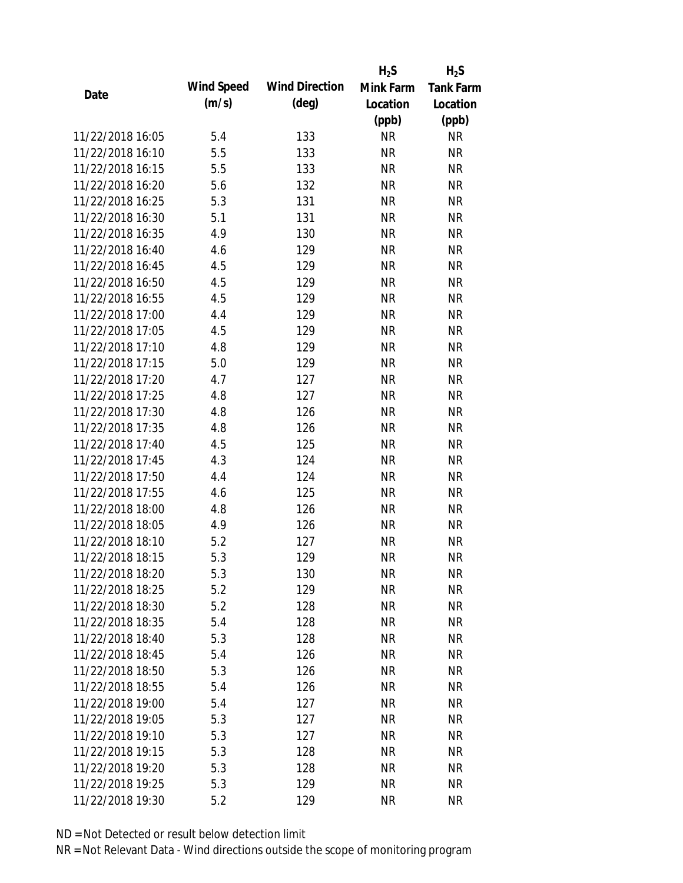| Date | Wind Speed (m/s) | Wind Direction (deg) | $H_2S$ Mink Farm Location (ppb) | $H_2S$ Tank Farm Location (ppb) |
|---|---|---|---|---|
| 11/22/2018 16:05 | 5.4 | 133 | NR | NR |
| 11/22/2018 16:10 | 5.5 | 133 | NR | NR |
| 11/22/2018 16:15 | 5.5 | 133 | NR | NR |
| 11/22/2018 16:20 | 5.6 | 132 | NR | NR |
| 11/22/2018 16:25 | 5.3 | 131 | NR | NR |
| 11/22/2018 16:30 | 5.1 | 131 | NR | NR |
| 11/22/2018 16:35 | 4.9 | 130 | NR | NR |
| 11/22/2018 16:40 | 4.6 | 129 | NR | NR |
| 11/22/2018 16:45 | 4.5 | 129 | NR | NR |
| 11/22/2018 16:50 | 4.5 | 129 | NR | NR |
| 11/22/2018 16:55 | 4.5 | 129 | NR | NR |
| 11/22/2018 17:00 | 4.4 | 129 | NR | NR |
| 11/22/2018 17:05 | 4.5 | 129 | NR | NR |
| 11/22/2018 17:10 | 4.8 | 129 | NR | NR |
| 11/22/2018 17:15 | 5.0 | 129 | NR | NR |
| 11/22/2018 17:20 | 4.7 | 127 | NR | NR |
| 11/22/2018 17:25 | 4.8 | 127 | NR | NR |
| 11/22/2018 17:30 | 4.8 | 126 | NR | NR |
| 11/22/2018 17:35 | 4.8 | 126 | NR | NR |
| 11/22/2018 17:40 | 4.5 | 125 | NR | NR |
| 11/22/2018 17:45 | 4.3 | 124 | NR | NR |
| 11/22/2018 17:50 | 4.4 | 124 | NR | NR |
| 11/22/2018 17:55 | 4.6 | 125 | NR | NR |
| 11/22/2018 18:00 | 4.8 | 126 | NR | NR |
| 11/22/2018 18:05 | 4.9 | 126 | NR | NR |
| 11/22/2018 18:10 | 5.2 | 127 | NR | NR |
| 11/22/2018 18:15 | 5.3 | 129 | NR | NR |
| 11/22/2018 18:20 | 5.3 | 130 | NR | NR |
| 11/22/2018 18:25 | 5.2 | 129 | NR | NR |
| 11/22/2018 18:30 | 5.2 | 128 | NR | NR |
| 11/22/2018 18:35 | 5.4 | 128 | NR | NR |
| 11/22/2018 18:40 | 5.3 | 128 | NR | NR |
| 11/22/2018 18:45 | 5.4 | 126 | NR | NR |
| 11/22/2018 18:50 | 5.3 | 126 | NR | NR |
| 11/22/2018 18:55 | 5.4 | 126 | NR | NR |
| 11/22/2018 19:00 | 5.4 | 127 | NR | NR |
| 11/22/2018 19:05 | 5.3 | 127 | NR | NR |
| 11/22/2018 19:10 | 5.3 | 127 | NR | NR |
| 11/22/2018 19:15 | 5.3 | 128 | NR | NR |
| 11/22/2018 19:20 | 5.3 | 128 | NR | NR |
| 11/22/2018 19:25 | 5.3 | 129 | NR | NR |
| 11/22/2018 19:30 | 5.2 | 129 | NR | NR |

ND = Not Detected or result below detection limit

NR = Not Relevant Data - Wind directions outside the scope of monitoring program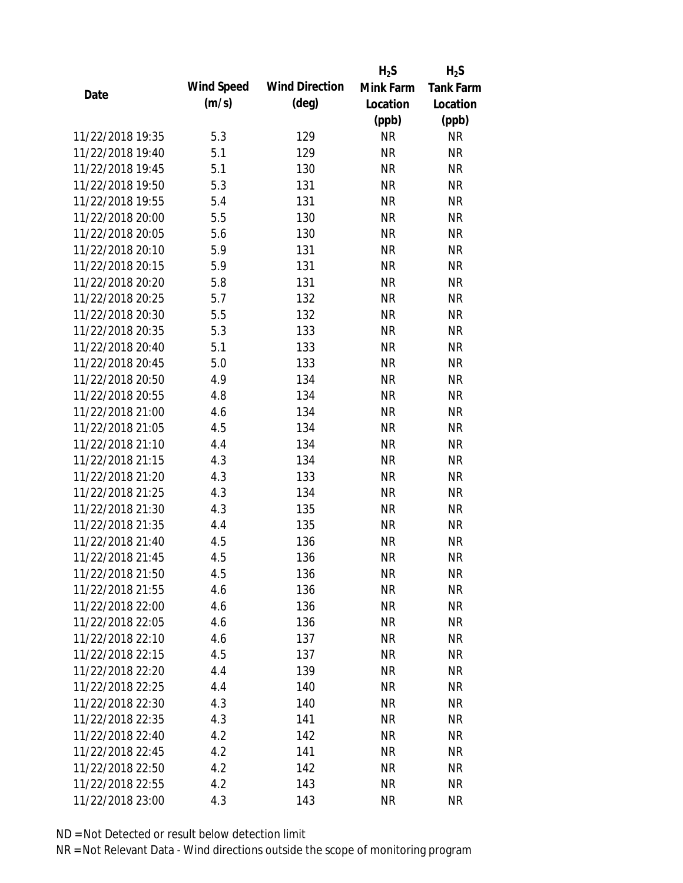| Date | Wind Speed (m/s) | Wind Direction (deg) | $H_2S$ Mink Farm Location (ppb) | $H_2S$ Tank Farm Location (ppb) |
|---|---|---|---|---|
| 11/22/2018 19:35 | 5.3 | 129 | NR | NR |
| 11/22/2018 19:40 | 5.1 | 129 | NR | NR |
| 11/22/2018 19:45 | 5.1 | 130 | NR | NR |
| 11/22/2018 19:50 | 5.3 | 131 | NR | NR |
| 11/22/2018 19:55 | 5.4 | 131 | NR | NR |
| 11/22/2018 20:00 | 5.5 | 130 | NR | NR |
| 11/22/2018 20:05 | 5.6 | 130 | NR | NR |
| 11/22/2018 20:10 | 5.9 | 131 | NR | NR |
| 11/22/2018 20:15 | 5.9 | 131 | NR | NR |
| 11/22/2018 20:20 | 5.8 | 131 | NR | NR |
| 11/22/2018 20:25 | 5.7 | 132 | NR | NR |
| 11/22/2018 20:30 | 5.5 | 132 | NR | NR |
| 11/22/2018 20:35 | 5.3 | 133 | NR | NR |
| 11/22/2018 20:40 | 5.1 | 133 | NR | NR |
| 11/22/2018 20:45 | 5.0 | 133 | NR | NR |
| 11/22/2018 20:50 | 4.9 | 134 | NR | NR |
| 11/22/2018 20:55 | 4.8 | 134 | NR | NR |
| 11/22/2018 21:00 | 4.6 | 134 | NR | NR |
| 11/22/2018 21:05 | 4.5 | 134 | NR | NR |
| 11/22/2018 21:10 | 4.4 | 134 | NR | NR |
| 11/22/2018 21:15 | 4.3 | 134 | NR | NR |
| 11/22/2018 21:20 | 4.3 | 133 | NR | NR |
| 11/22/2018 21:25 | 4.3 | 134 | NR | NR |
| 11/22/2018 21:30 | 4.3 | 135 | NR | NR |
| 11/22/2018 21:35 | 4.4 | 135 | NR | NR |
| 11/22/2018 21:40 | 4.5 | 136 | NR | NR |
| 11/22/2018 21:45 | 4.5 | 136 | NR | NR |
| 11/22/2018 21:50 | 4.5 | 136 | NR | NR |
| 11/22/2018 21:55 | 4.6 | 136 | NR | NR |
| 11/22/2018 22:00 | 4.6 | 136 | NR | NR |
| 11/22/2018 22:05 | 4.6 | 136 | NR | NR |
| 11/22/2018 22:10 | 4.6 | 137 | NR | NR |
| 11/22/2018 22:15 | 4.5 | 137 | NR | NR |
| 11/22/2018 22:20 | 4.4 | 139 | NR | NR |
| 11/22/2018 22:25 | 4.4 | 140 | NR | NR |
| 11/22/2018 22:30 | 4.3 | 140 | NR | NR |
| 11/22/2018 22:35 | 4.3 | 141 | NR | NR |
| 11/22/2018 22:40 | 4.2 | 142 | NR | NR |
| 11/22/2018 22:45 | 4.2 | 141 | NR | NR |
| 11/22/2018 22:50 | 4.2 | 142 | NR | NR |
| 11/22/2018 22:55 | 4.2 | 143 | NR | NR |
| 11/22/2018 23:00 | 4.3 | 143 | NR | NR |

ND = Not Detected or result below detection limit

NR = Not Relevant Data - Wind directions outside the scope of monitoring program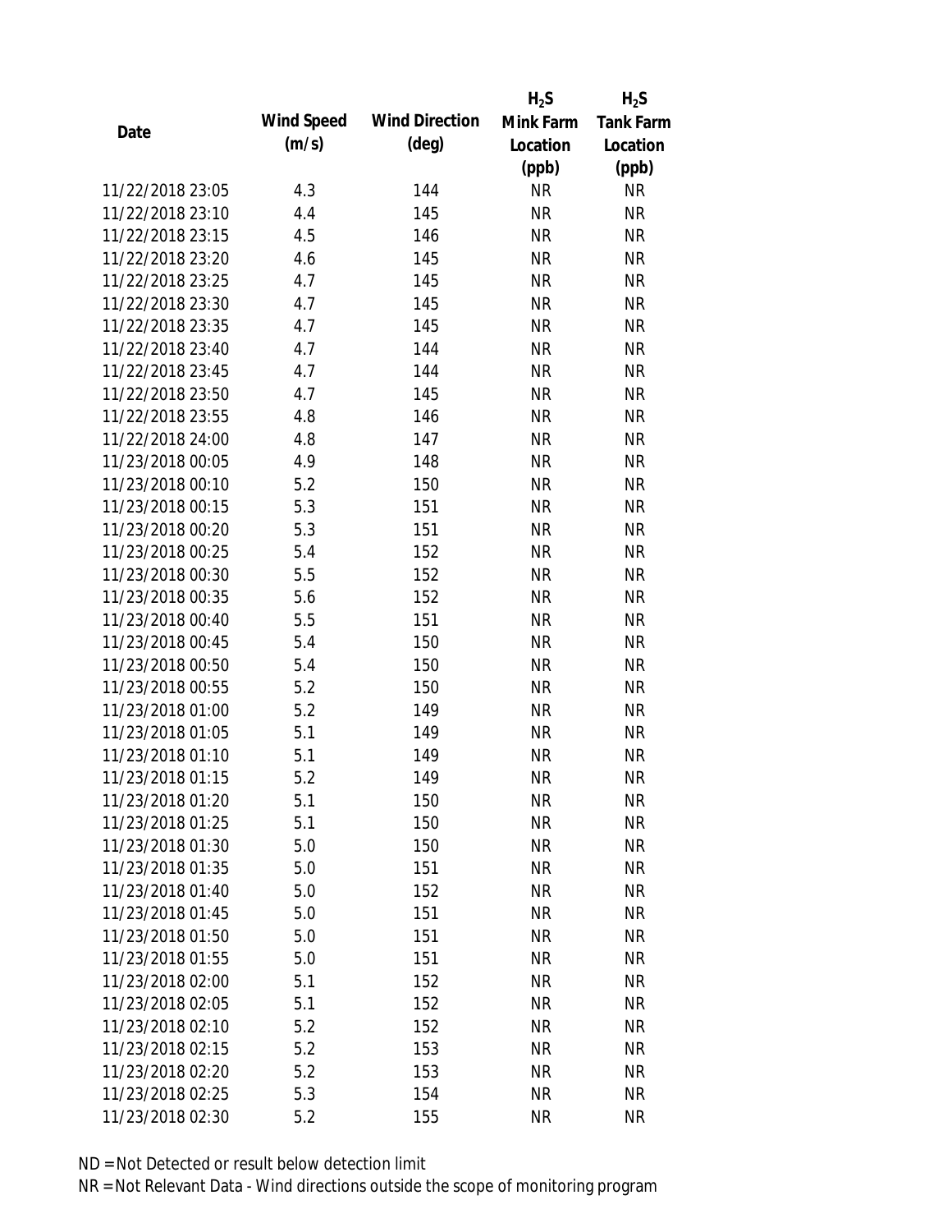| Date | Wind Speed (m/s) | Wind Direction (deg) | $H_2S$ Mink Farm Location (ppb) | $H_2S$ Tank Farm Location (ppb) |
|---|---|---|---|---|
| 11/22/2018 23:05 | 4.3 | 144 | NR | NR |
| 11/22/2018 23:10 | 4.4 | 145 | NR | NR |
| 11/22/2018 23:15 | 4.5 | 146 | NR | NR |
| 11/22/2018 23:20 | 4.6 | 145 | NR | NR |
| 11/22/2018 23:25 | 4.7 | 145 | NR | NR |
| 11/22/2018 23:30 | 4.7 | 145 | NR | NR |
| 11/22/2018 23:35 | 4.7 | 145 | NR | NR |
| 11/22/2018 23:40 | 4.7 | 144 | NR | NR |
| 11/22/2018 23:45 | 4.7 | 144 | NR | NR |
| 11/22/2018 23:50 | 4.7 | 145 | NR | NR |
| 11/22/2018 23:55 | 4.8 | 146 | NR | NR |
| 11/22/2018 24:00 | 4.8 | 147 | NR | NR |
| 11/23/2018 00:05 | 4.9 | 148 | NR | NR |
| 11/23/2018 00:10 | 5.2 | 150 | NR | NR |
| 11/23/2018 00:15 | 5.3 | 151 | NR | NR |
| 11/23/2018 00:20 | 5.3 | 151 | NR | NR |
| 11/23/2018 00:25 | 5.4 | 152 | NR | NR |
| 11/23/2018 00:30 | 5.5 | 152 | NR | NR |
| 11/23/2018 00:35 | 5.6 | 152 | NR | NR |
| 11/23/2018 00:40 | 5.5 | 151 | NR | NR |
| 11/23/2018 00:45 | 5.4 | 150 | NR | NR |
| 11/23/2018 00:50 | 5.4 | 150 | NR | NR |
| 11/23/2018 00:55 | 5.2 | 150 | NR | NR |
| 11/23/2018 01:00 | 5.2 | 149 | NR | NR |
| 11/23/2018 01:05 | 5.1 | 149 | NR | NR |
| 11/23/2018 01:10 | 5.1 | 149 | NR | NR |
| 11/23/2018 01:15 | 5.2 | 149 | NR | NR |
| 11/23/2018 01:20 | 5.1 | 150 | NR | NR |
| 11/23/2018 01:25 | 5.1 | 150 | NR | NR |
| 11/23/2018 01:30 | 5.0 | 150 | NR | NR |
| 11/23/2018 01:35 | 5.0 | 151 | NR | NR |
| 11/23/2018 01:40 | 5.0 | 152 | NR | NR |
| 11/23/2018 01:45 | 5.0 | 151 | NR | NR |
| 11/23/2018 01:50 | 5.0 | 151 | NR | NR |
| 11/23/2018 01:55 | 5.0 | 151 | NR | NR |
| 11/23/2018 02:00 | 5.1 | 152 | NR | NR |
| 11/23/2018 02:05 | 5.1 | 152 | NR | NR |
| 11/23/2018 02:10 | 5.2 | 152 | NR | NR |
| 11/23/2018 02:15 | 5.2 | 153 | NR | NR |
| 11/23/2018 02:20 | 5.2 | 153 | NR | NR |
| 11/23/2018 02:25 | 5.3 | 154 | NR | NR |
| 11/23/2018 02:30 | 5.2 | 155 | NR | NR |

ND = Not Detected or result below detection limit

NR = Not Relevant Data - Wind directions outside the scope of monitoring program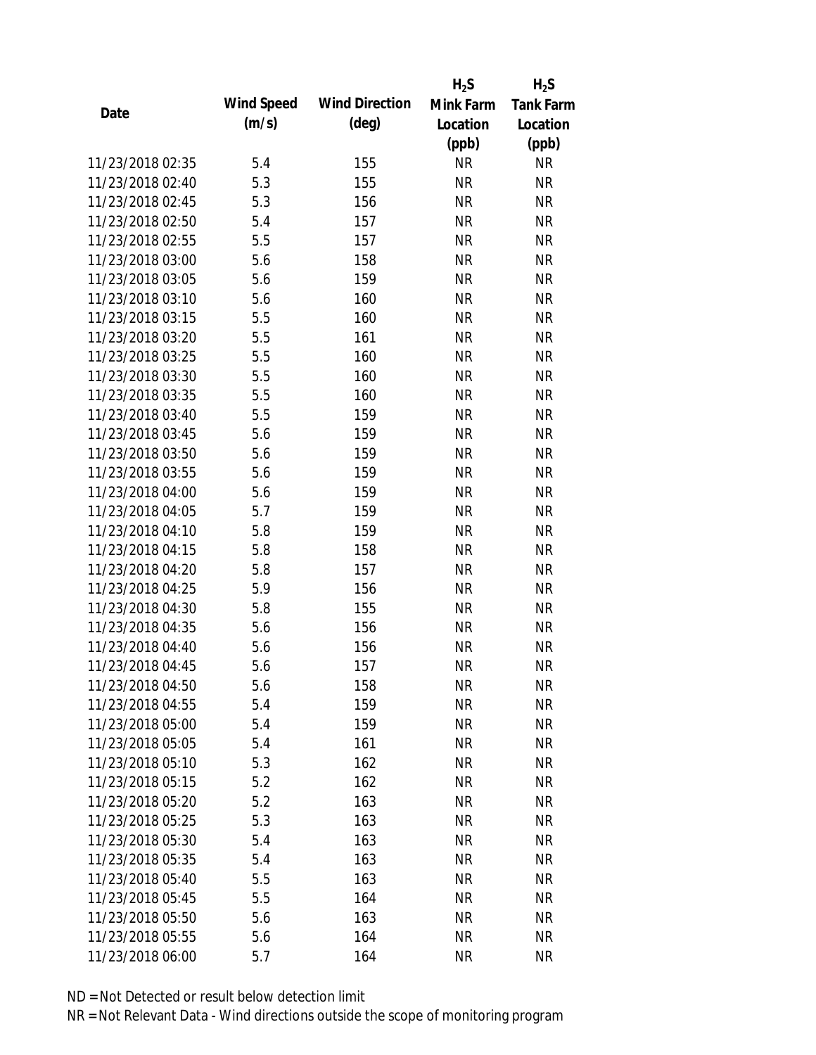| Date | Wind Speed (m/s) | Wind Direction (deg) | $H_2S$ Mink Farm Location (ppb) | $H_2S$ Tank Farm Location (ppb) |
|---|---|---|---|---|
| 11/23/2018 02:35 | 5.4 | 155 | NR | NR |
| 11/23/2018 02:40 | 5.3 | 155 | NR | NR |
| 11/23/2018 02:45 | 5.3 | 156 | NR | NR |
| 11/23/2018 02:50 | 5.4 | 157 | NR | NR |
| 11/23/2018 02:55 | 5.5 | 157 | NR | NR |
| 11/23/2018 03:00 | 5.6 | 158 | NR | NR |
| 11/23/2018 03:05 | 5.6 | 159 | NR | NR |
| 11/23/2018 03:10 | 5.6 | 160 | NR | NR |
| 11/23/2018 03:15 | 5.5 | 160 | NR | NR |
| 11/23/2018 03:20 | 5.5 | 161 | NR | NR |
| 11/23/2018 03:25 | 5.5 | 160 | NR | NR |
| 11/23/2018 03:30 | 5.5 | 160 | NR | NR |
| 11/23/2018 03:35 | 5.5 | 160 | NR | NR |
| 11/23/2018 03:40 | 5.5 | 159 | NR | NR |
| 11/23/2018 03:45 | 5.6 | 159 | NR | NR |
| 11/23/2018 03:50 | 5.6 | 159 | NR | NR |
| 11/23/2018 03:55 | 5.6 | 159 | NR | NR |
| 11/23/2018 04:00 | 5.6 | 159 | NR | NR |
| 11/23/2018 04:05 | 5.7 | 159 | NR | NR |
| 11/23/2018 04:10 | 5.8 | 159 | NR | NR |
| 11/23/2018 04:15 | 5.8 | 158 | NR | NR |
| 11/23/2018 04:20 | 5.8 | 157 | NR | NR |
| 11/23/2018 04:25 | 5.9 | 156 | NR | NR |
| 11/23/2018 04:30 | 5.8 | 155 | NR | NR |
| 11/23/2018 04:35 | 5.6 | 156 | NR | NR |
| 11/23/2018 04:40 | 5.6 | 156 | NR | NR |
| 11/23/2018 04:45 | 5.6 | 157 | NR | NR |
| 11/23/2018 04:50 | 5.6 | 158 | NR | NR |
| 11/23/2018 04:55 | 5.4 | 159 | NR | NR |
| 11/23/2018 05:00 | 5.4 | 159 | NR | NR |
| 11/23/2018 05:05 | 5.4 | 161 | NR | NR |
| 11/23/2018 05:10 | 5.3 | 162 | NR | NR |
| 11/23/2018 05:15 | 5.2 | 162 | NR | NR |
| 11/23/2018 05:20 | 5.2 | 163 | NR | NR |
| 11/23/2018 05:25 | 5.3 | 163 | NR | NR |
| 11/23/2018 05:30 | 5.4 | 163 | NR | NR |
| 11/23/2018 05:35 | 5.4 | 163 | NR | NR |
| 11/23/2018 05:40 | 5.5 | 163 | NR | NR |
| 11/23/2018 05:45 | 5.5 | 164 | NR | NR |
| 11/23/2018 05:50 | 5.6 | 163 | NR | NR |
| 11/23/2018 05:55 | 5.6 | 164 | NR | NR |
| 11/23/2018 06:00 | 5.7 | 164 | NR | NR |

ND = Not Detected or result below detection limit

NR = Not Relevant Data - Wind directions outside the scope of monitoring program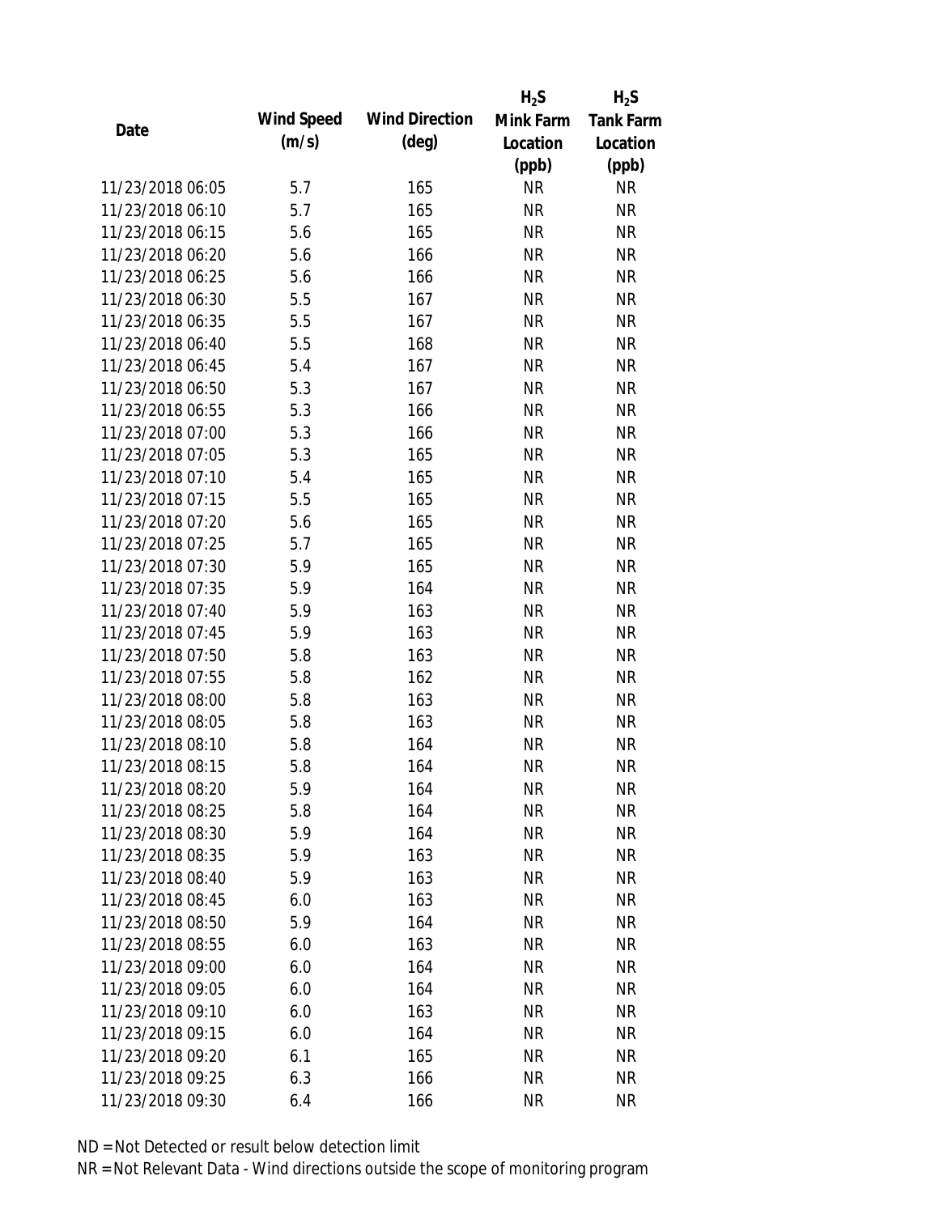| Date | Wind Speed (m/s) | Wind Direction (deg) | $H_2S$ Mink Farm Location (ppb) | $H_2S$ Tank Farm Location (ppb) |
|---|---|---|---|---|
| 11/23/2018 06:05 | 5.7 | 165 | NR | NR |
| 11/23/2018 06:10 | 5.7 | 165 | NR | NR |
| 11/23/2018 06:15 | 5.6 | 165 | NR | NR |
| 11/23/2018 06:20 | 5.6 | 166 | NR | NR |
| 11/23/2018 06:25 | 5.6 | 166 | NR | NR |
| 11/23/2018 06:30 | 5.5 | 167 | NR | NR |
| 11/23/2018 06:35 | 5.5 | 167 | NR | NR |
| 11/23/2018 06:40 | 5.5 | 168 | NR | NR |
| 11/23/2018 06:45 | 5.4 | 167 | NR | NR |
| 11/23/2018 06:50 | 5.3 | 167 | NR | NR |
| 11/23/2018 06:55 | 5.3 | 166 | NR | NR |
| 11/23/2018 07:00 | 5.3 | 166 | NR | NR |
| 11/23/2018 07:05 | 5.3 | 165 | NR | NR |
| 11/23/2018 07:10 | 5.4 | 165 | NR | NR |
| 11/23/2018 07:15 | 5.5 | 165 | NR | NR |
| 11/23/2018 07:20 | 5.6 | 165 | NR | NR |
| 11/23/2018 07:25 | 5.7 | 165 | NR | NR |
| 11/23/2018 07:30 | 5.9 | 165 | NR | NR |
| 11/23/2018 07:35 | 5.9 | 164 | NR | NR |
| 11/23/2018 07:40 | 5.9 | 163 | NR | NR |
| 11/23/2018 07:45 | 5.9 | 163 | NR | NR |
| 11/23/2018 07:50 | 5.8 | 163 | NR | NR |
| 11/23/2018 07:55 | 5.8 | 162 | NR | NR |
| 11/23/2018 08:00 | 5.8 | 163 | NR | NR |
| 11/23/2018 08:05 | 5.8 | 163 | NR | NR |
| 11/23/2018 08:10 | 5.8 | 164 | NR | NR |
| 11/23/2018 08:15 | 5.8 | 164 | NR | NR |
| 11/23/2018 08:20 | 5.9 | 164 | NR | NR |
| 11/23/2018 08:25 | 5.8 | 164 | NR | NR |
| 11/23/2018 08:30 | 5.9 | 164 | NR | NR |
| 11/23/2018 08:35 | 5.9 | 163 | NR | NR |
| 11/23/2018 08:40 | 5.9 | 163 | NR | NR |
| 11/23/2018 08:45 | 6.0 | 163 | NR | NR |
| 11/23/2018 08:50 | 5.9 | 164 | NR | NR |
| 11/23/2018 08:55 | 6.0 | 163 | NR | NR |
| 11/23/2018 09:00 | 6.0 | 164 | NR | NR |
| 11/23/2018 09:05 | 6.0 | 164 | NR | NR |
| 11/23/2018 09:10 | 6.0 | 163 | NR | NR |
| 11/23/2018 09:15 | 6.0 | 164 | NR | NR |
| 11/23/2018 09:20 | 6.1 | 165 | NR | NR |
| 11/23/2018 09:25 | 6.3 | 166 | NR | NR |
| 11/23/2018 09:30 | 6.4 | 166 | NR | NR |

ND = Not Detected or result below detection limit

NR = Not Relevant Data - Wind directions outside the scope of monitoring program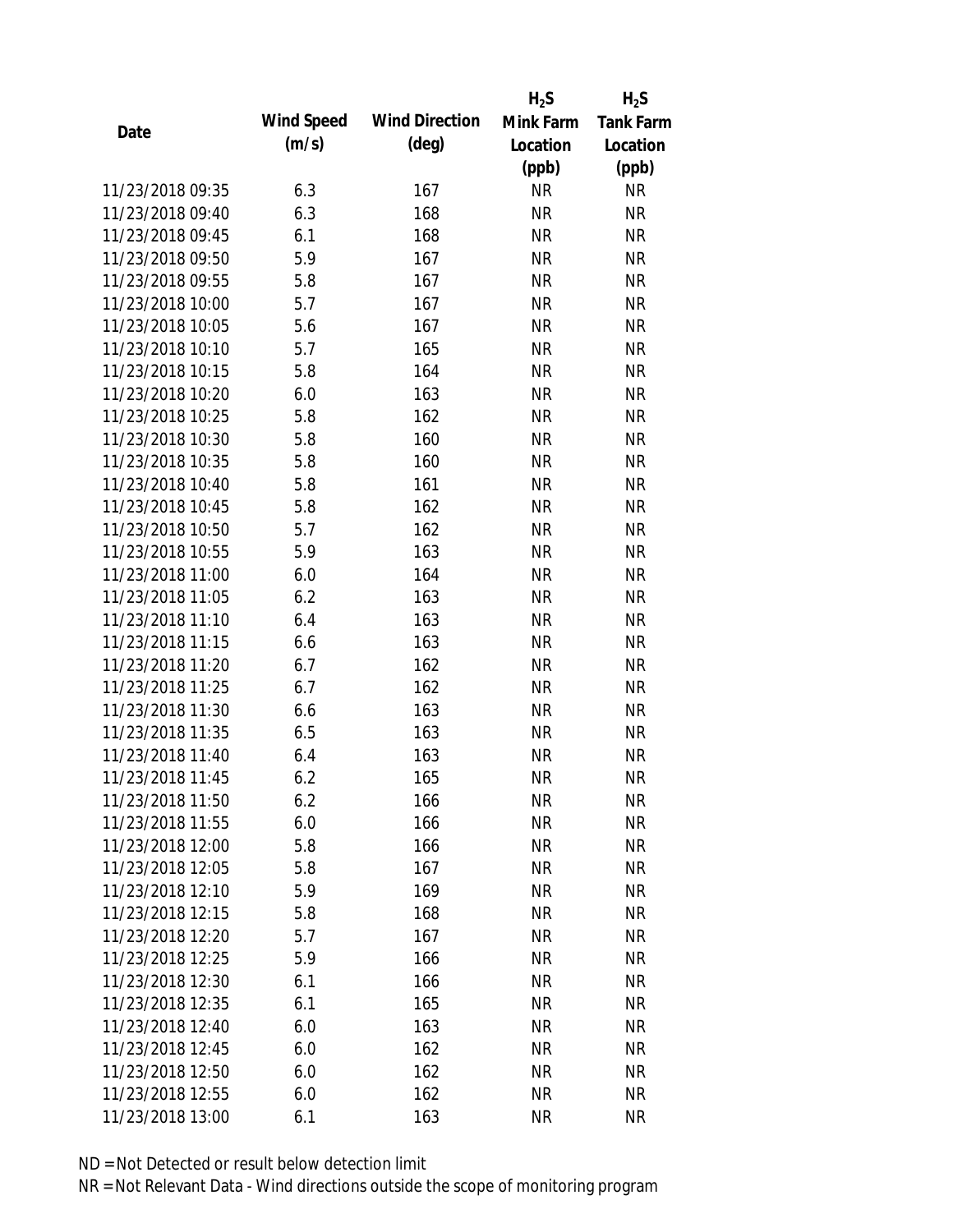| Date | Wind Speed (m/s) | Wind Direction (deg) | $H_2S$ Mink Farm Location (ppb) | $H_2S$ Tank Farm Location (ppb) |
|---|---|---|---|---|
| 11/23/2018 09:35 | 6.3 | 167 | NR | NR |
| 11/23/2018 09:40 | 6.3 | 168 | NR | NR |
| 11/23/2018 09:45 | 6.1 | 168 | NR | NR |
| 11/23/2018 09:50 | 5.9 | 167 | NR | NR |
| 11/23/2018 09:55 | 5.8 | 167 | NR | NR |
| 11/23/2018 10:00 | 5.7 | 167 | NR | NR |
| 11/23/2018 10:05 | 5.6 | 167 | NR | NR |
| 11/23/2018 10:10 | 5.7 | 165 | NR | NR |
| 11/23/2018 10:15 | 5.8 | 164 | NR | NR |
| 11/23/2018 10:20 | 6.0 | 163 | NR | NR |
| 11/23/2018 10:25 | 5.8 | 162 | NR | NR |
| 11/23/2018 10:30 | 5.8 | 160 | NR | NR |
| 11/23/2018 10:35 | 5.8 | 160 | NR | NR |
| 11/23/2018 10:40 | 5.8 | 161 | NR | NR |
| 11/23/2018 10:45 | 5.8 | 162 | NR | NR |
| 11/23/2018 10:50 | 5.7 | 162 | NR | NR |
| 11/23/2018 10:55 | 5.9 | 163 | NR | NR |
| 11/23/2018 11:00 | 6.0 | 164 | NR | NR |
| 11/23/2018 11:05 | 6.2 | 163 | NR | NR |
| 11/23/2018 11:10 | 6.4 | 163 | NR | NR |
| 11/23/2018 11:15 | 6.6 | 163 | NR | NR |
| 11/23/2018 11:20 | 6.7 | 162 | NR | NR |
| 11/23/2018 11:25 | 6.7 | 162 | NR | NR |
| 11/23/2018 11:30 | 6.6 | 163 | NR | NR |
| 11/23/2018 11:35 | 6.5 | 163 | NR | NR |
| 11/23/2018 11:40 | 6.4 | 163 | NR | NR |
| 11/23/2018 11:45 | 6.2 | 165 | NR | NR |
| 11/23/2018 11:50 | 6.2 | 166 | NR | NR |
| 11/23/2018 11:55 | 6.0 | 166 | NR | NR |
| 11/23/2018 12:00 | 5.8 | 166 | NR | NR |
| 11/23/2018 12:05 | 5.8 | 167 | NR | NR |
| 11/23/2018 12:10 | 5.9 | 169 | NR | NR |
| 11/23/2018 12:15 | 5.8 | 168 | NR | NR |
| 11/23/2018 12:20 | 5.7 | 167 | NR | NR |
| 11/23/2018 12:25 | 5.9 | 166 | NR | NR |
| 11/23/2018 12:30 | 6.1 | 166 | NR | NR |
| 11/23/2018 12:35 | 6.1 | 165 | NR | NR |
| 11/23/2018 12:40 | 6.0 | 163 | NR | NR |
| 11/23/2018 12:45 | 6.0 | 162 | NR | NR |
| 11/23/2018 12:50 | 6.0 | 162 | NR | NR |
| 11/23/2018 12:55 | 6.0 | 162 | NR | NR |
| 11/23/2018 13:00 | 6.1 | 163 | NR | NR |

ND = Not Detected or result below detection limit

NR = Not Relevant Data - Wind directions outside the scope of monitoring program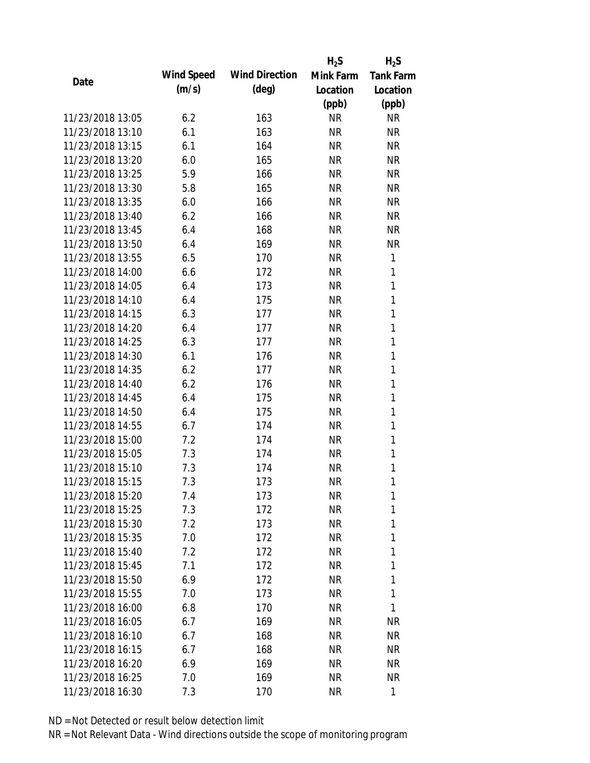| Date | Wind Speed (m/s) | Wind Direction (deg) | $H_2S$ Mink Farm Location (ppb) | $H_2S$ Tank Farm Location (ppb) |
|---|---|---|---|---|
| 11/23/2018 13:05 | 6.2 | 163 | NR | NR |
| 11/23/2018 13:10 | 6.1 | 163 | NR | NR |
| 11/23/2018 13:15 | 6.1 | 164 | NR | NR |
| 11/23/2018 13:20 | 6.0 | 165 | NR | NR |
| 11/23/2018 13:25 | 5.9 | 166 | NR | NR |
| 11/23/2018 13:30 | 5.8 | 165 | NR | NR |
| 11/23/2018 13:35 | 6.0 | 166 | NR | NR |
| 11/23/2018 13:40 | 6.2 | 166 | NR | NR |
| 11/23/2018 13:45 | 6.4 | 168 | NR | NR |
| 11/23/2018 13:50 | 6.4 | 169 | NR | NR |
| 11/23/2018 13:55 | 6.5 | 170 | NR | 1 |
| 11/23/2018 14:00 | 6.6 | 172 | NR | 1 |
| 11/23/2018 14:05 | 6.4 | 173 | NR | 1 |
| 11/23/2018 14:10 | 6.4 | 175 | NR | 1 |
| 11/23/2018 14:15 | 6.3 | 177 | NR | 1 |
| 11/23/2018 14:20 | 6.4 | 177 | NR | 1 |
| 11/23/2018 14:25 | 6.3 | 177 | NR | 1 |
| 11/23/2018 14:30 | 6.1 | 176 | NR | 1 |
| 11/23/2018 14:35 | 6.2 | 177 | NR | 1 |
| 11/23/2018 14:40 | 6.2 | 176 | NR | 1 |
| 11/23/2018 14:45 | 6.4 | 175 | NR | 1 |
| 11/23/2018 14:50 | 6.4 | 175 | NR | 1 |
| 11/23/2018 14:55 | 6.7 | 174 | NR | 1 |
| 11/23/2018 15:00 | 7.2 | 174 | NR | 1 |
| 11/23/2018 15:05 | 7.3 | 174 | NR | 1 |
| 11/23/2018 15:10 | 7.3 | 174 | NR | 1 |
| 11/23/2018 15:15 | 7.3 | 173 | NR | 1 |
| 11/23/2018 15:20 | 7.4 | 173 | NR | 1 |
| 11/23/2018 15:25 | 7.3 | 172 | NR | 1 |
| 11/23/2018 15:30 | 7.2 | 173 | NR | 1 |
| 11/23/2018 15:35 | 7.0 | 172 | NR | 1 |
| 11/23/2018 15:40 | 7.2 | 172 | NR | 1 |
| 11/23/2018 15:45 | 7.1 | 172 | NR | 1 |
| 11/23/2018 15:50 | 6.9 | 172 | NR | 1 |
| 11/23/2018 15:55 | 7.0 | 173 | NR | 1 |
| 11/23/2018 16:00 | 6.8 | 170 | NR | 1 |
| 11/23/2018 16:05 | 6.7 | 169 | NR | NR |
| 11/23/2018 16:10 | 6.7 | 168 | NR | NR |
| 11/23/2018 16:15 | 6.7 | 168 | NR | NR |
| 11/23/2018 16:20 | 6.9 | 169 | NR | NR |
| 11/23/2018 16:25 | 7.0 | 169 | NR | NR |
| 11/23/2018 16:30 | 7.3 | 170 | NR | 1 |

ND = Not Detected or result below detection limit

NR = Not Relevant Data - Wind directions outside the scope of monitoring program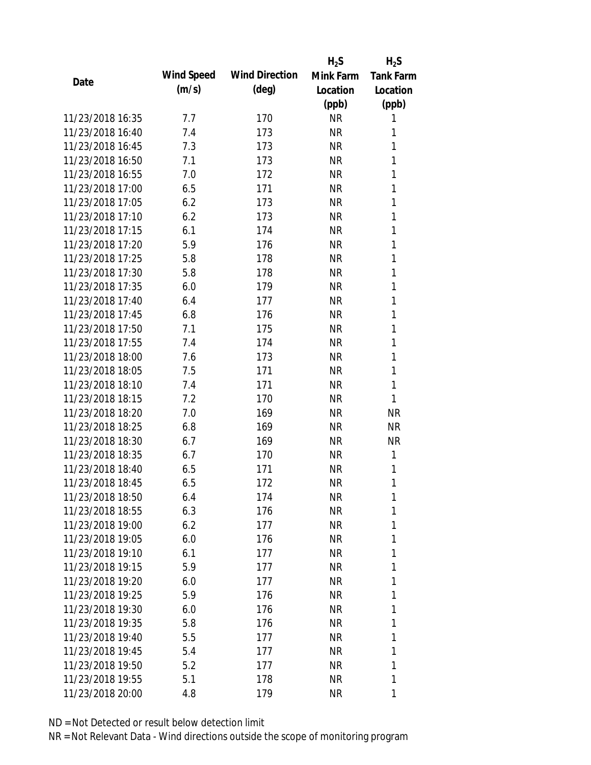| Date | Wind Speed (m/s) | Wind Direction (deg) | $H_2S$ Mink Farm Location (ppb) | $H_2S$ Tank Farm Location (ppb) |
|---|---|---|---|---|
| 11/23/2018 16:35 | 7.7 | 170 | NR | 1 |
| 11/23/2018 16:40 | 7.4 | 173 | NR | 1 |
| 11/23/2018 16:45 | 7.3 | 173 | NR | 1 |
| 11/23/2018 16:50 | 7.1 | 173 | NR | 1 |
| 11/23/2018 16:55 | 7.0 | 172 | NR | 1 |
| 11/23/2018 17:00 | 6.5 | 171 | NR | 1 |
| 11/23/2018 17:05 | 6.2 | 173 | NR | 1 |
| 11/23/2018 17:10 | 6.2 | 173 | NR | 1 |
| 11/23/2018 17:15 | 6.1 | 174 | NR | 1 |
| 11/23/2018 17:20 | 5.9 | 176 | NR | 1 |
| 11/23/2018 17:25 | 5.8 | 178 | NR | 1 |
| 11/23/2018 17:30 | 5.8 | 178 | NR | 1 |
| 11/23/2018 17:35 | 6.0 | 179 | NR | 1 |
| 11/23/2018 17:40 | 6.4 | 177 | NR | 1 |
| 11/23/2018 17:45 | 6.8 | 176 | NR | 1 |
| 11/23/2018 17:50 | 7.1 | 175 | NR | 1 |
| 11/23/2018 17:55 | 7.4 | 174 | NR | 1 |
| 11/23/2018 18:00 | 7.6 | 173 | NR | 1 |
| 11/23/2018 18:05 | 7.5 | 171 | NR | 1 |
| 11/23/2018 18:10 | 7.4 | 171 | NR | 1 |
| 11/23/2018 18:15 | 7.2 | 170 | NR | 1 |
| 11/23/2018 18:20 | 7.0 | 169 | NR | NR |
| 11/23/2018 18:25 | 6.8 | 169 | NR | NR |
| 11/23/2018 18:30 | 6.7 | 169 | NR | NR |
| 11/23/2018 18:35 | 6.7 | 170 | NR | 1 |
| 11/23/2018 18:40 | 6.5 | 171 | NR | 1 |
| 11/23/2018 18:45 | 6.5 | 172 | NR | 1 |
| 11/23/2018 18:50 | 6.4 | 174 | NR | 1 |
| 11/23/2018 18:55 | 6.3 | 176 | NR | 1 |
| 11/23/2018 19:00 | 6.2 | 177 | NR | 1 |
| 11/23/2018 19:05 | 6.0 | 176 | NR | 1 |
| 11/23/2018 19:10 | 6.1 | 177 | NR | 1 |
| 11/23/2018 19:15 | 5.9 | 177 | NR | 1 |
| 11/23/2018 19:20 | 6.0 | 177 | NR | 1 |
| 11/23/2018 19:25 | 5.9 | 176 | NR | 1 |
| 11/23/2018 19:30 | 6.0 | 176 | NR | 1 |
| 11/23/2018 19:35 | 5.8 | 176 | NR | 1 |
| 11/23/2018 19:40 | 5.5 | 177 | NR | 1 |
| 11/23/2018 19:45 | 5.4 | 177 | NR | 1 |
| 11/23/2018 19:50 | 5.2 | 177 | NR | 1 |
| 11/23/2018 19:55 | 5.1 | 178 | NR | 1 |
| 11/23/2018 20:00 | 4.8 | 179 | NR | 1 |

ND = Not Detected or result below detection limit

NR = Not Relevant Data - Wind directions outside the scope of monitoring program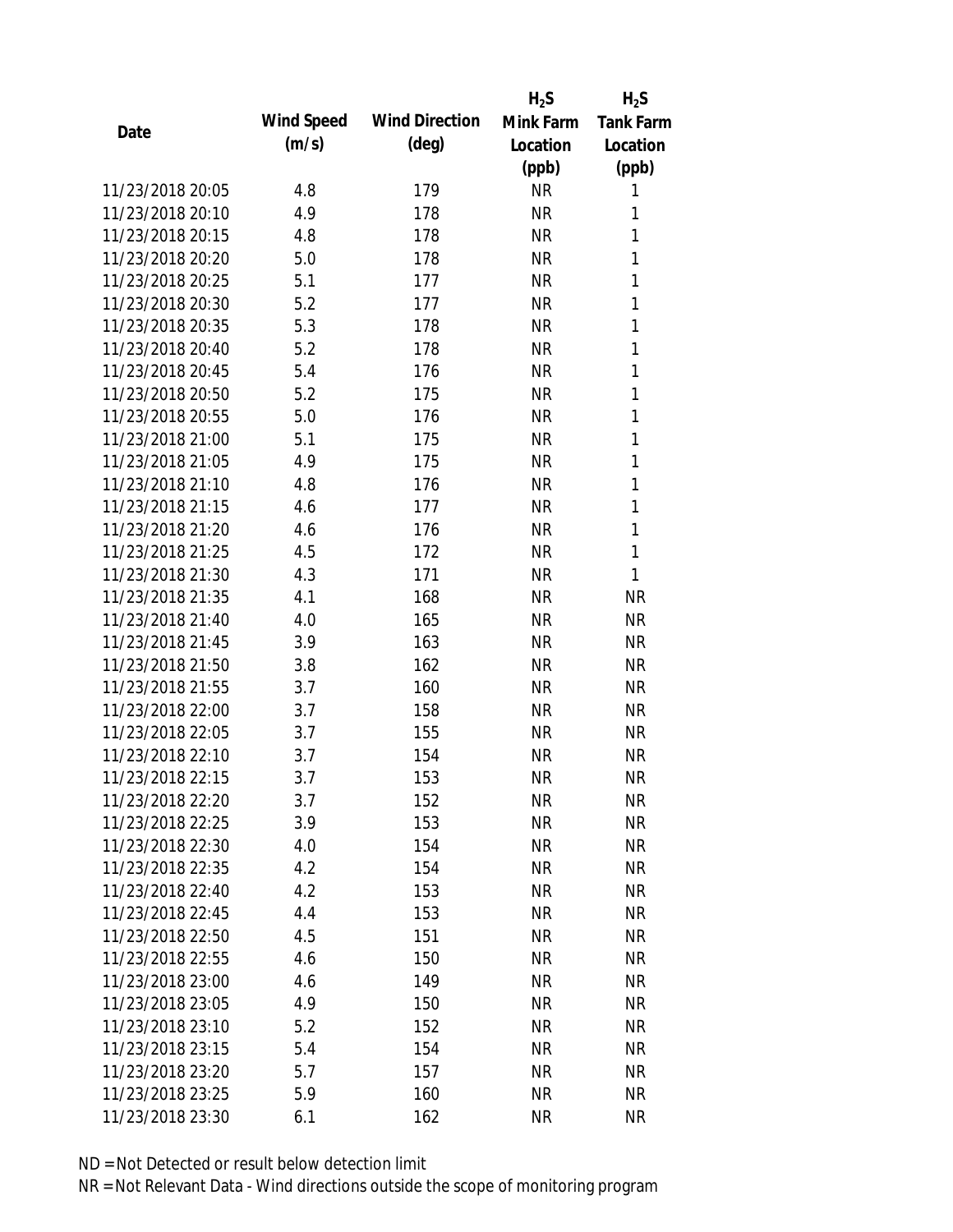| Date | Wind Speed (m/s) | Wind Direction (deg) | $H_2S$ Mink Farm Location (ppb) | $H_2S$ Tank Farm Location (ppb) |
|---|---|---|---|---|
| 11/23/2018 20:05 | 4.8 | 179 | NR | 1 |
| 11/23/2018 20:10 | 4.9 | 178 | NR | 1 |
| 11/23/2018 20:15 | 4.8 | 178 | NR | 1 |
| 11/23/2018 20:20 | 5.0 | 178 | NR | 1 |
| 11/23/2018 20:25 | 5.1 | 177 | NR | 1 |
| 11/23/2018 20:30 | 5.2 | 177 | NR | 1 |
| 11/23/2018 20:35 | 5.3 | 178 | NR | 1 |
| 11/23/2018 20:40 | 5.2 | 178 | NR | 1 |
| 11/23/2018 20:45 | 5.4 | 176 | NR | 1 |
| 11/23/2018 20:50 | 5.2 | 175 | NR | 1 |
| 11/23/2018 20:55 | 5.0 | 176 | NR | 1 |
| 11/23/2018 21:00 | 5.1 | 175 | NR | 1 |
| 11/23/2018 21:05 | 4.9 | 175 | NR | 1 |
| 11/23/2018 21:10 | 4.8 | 176 | NR | 1 |
| 11/23/2018 21:15 | 4.6 | 177 | NR | 1 |
| 11/23/2018 21:20 | 4.6 | 176 | NR | 1 |
| 11/23/2018 21:25 | 4.5 | 172 | NR | 1 |
| 11/23/2018 21:30 | 4.3 | 171 | NR | 1 |
| 11/23/2018 21:35 | 4.1 | 168 | NR | NR |
| 11/23/2018 21:40 | 4.0 | 165 | NR | NR |
| 11/23/2018 21:45 | 3.9 | 163 | NR | NR |
| 11/23/2018 21:50 | 3.8 | 162 | NR | NR |
| 11/23/2018 21:55 | 3.7 | 160 | NR | NR |
| 11/23/2018 22:00 | 3.7 | 158 | NR | NR |
| 11/23/2018 22:05 | 3.7 | 155 | NR | NR |
| 11/23/2018 22:10 | 3.7 | 154 | NR | NR |
| 11/23/2018 22:15 | 3.7 | 153 | NR | NR |
| 11/23/2018 22:20 | 3.7 | 152 | NR | NR |
| 11/23/2018 22:25 | 3.9 | 153 | NR | NR |
| 11/23/2018 22:30 | 4.0 | 154 | NR | NR |
| 11/23/2018 22:35 | 4.2 | 154 | NR | NR |
| 11/23/2018 22:40 | 4.2 | 153 | NR | NR |
| 11/23/2018 22:45 | 4.4 | 153 | NR | NR |
| 11/23/2018 22:50 | 4.5 | 151 | NR | NR |
| 11/23/2018 22:55 | 4.6 | 150 | NR | NR |
| 11/23/2018 23:00 | 4.6 | 149 | NR | NR |
| 11/23/2018 23:05 | 4.9 | 150 | NR | NR |
| 11/23/2018 23:10 | 5.2 | 152 | NR | NR |
| 11/23/2018 23:15 | 5.4 | 154 | NR | NR |
| 11/23/2018 23:20 | 5.7 | 157 | NR | NR |
| 11/23/2018 23:25 | 5.9 | 160 | NR | NR |
| 11/23/2018 23:30 | 6.1 | 162 | NR | NR |

ND = Not Detected or result below detection limit

NR = Not Relevant Data - Wind directions outside the scope of monitoring program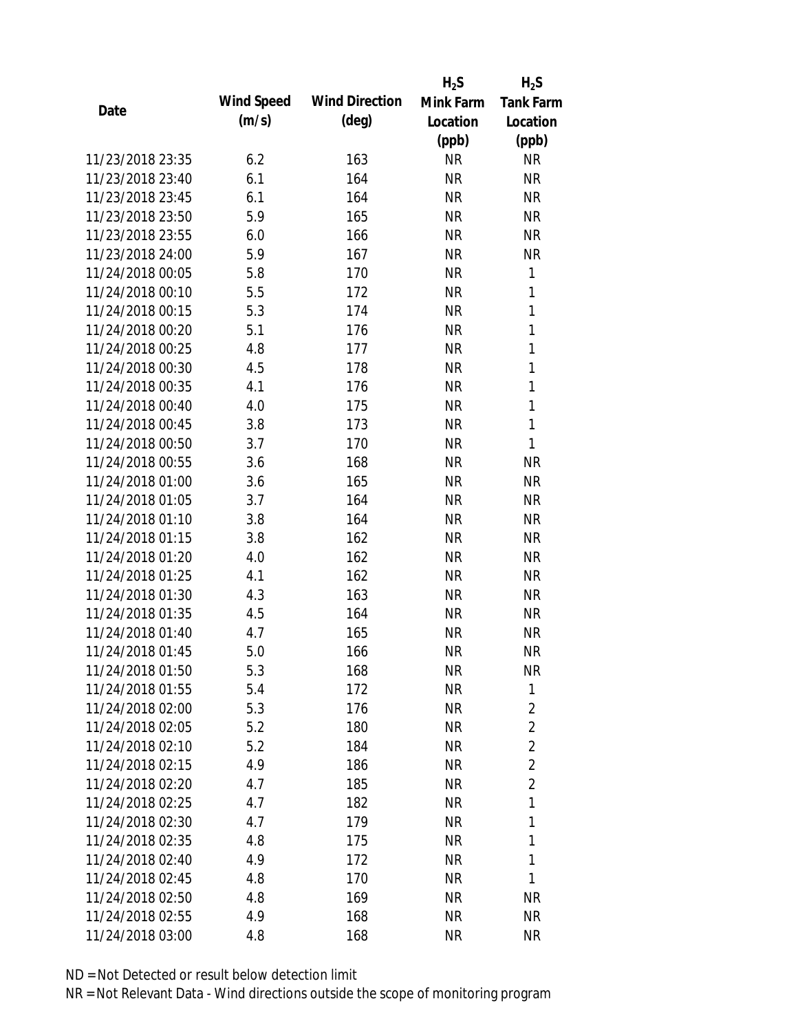| Date | Wind Speed (m/s) | Wind Direction (deg) | $H_2S$ Mink Farm Location (ppb) | $H_2S$ Tank Farm Location (ppb) |
|---|---|---|---|---|
| 11/23/2018 23:35 | 6.2 | 163 | NR | NR |
| 11/23/2018 23:40 | 6.1 | 164 | NR | NR |
| 11/23/2018 23:45 | 6.1 | 164 | NR | NR |
| 11/23/2018 23:50 | 5.9 | 165 | NR | NR |
| 11/23/2018 23:55 | 6.0 | 166 | NR | NR |
| 11/23/2018 24:00 | 5.9 | 167 | NR | NR |
| 11/24/2018 00:05 | 5.8 | 170 | NR | 1 |
| 11/24/2018 00:10 | 5.5 | 172 | NR | 1 |
| 11/24/2018 00:15 | 5.3 | 174 | NR | 1 |
| 11/24/2018 00:20 | 5.1 | 176 | NR | 1 |
| 11/24/2018 00:25 | 4.8 | 177 | NR | 1 |
| 11/24/2018 00:30 | 4.5 | 178 | NR | 1 |
| 11/24/2018 00:35 | 4.1 | 176 | NR | 1 |
| 11/24/2018 00:40 | 4.0 | 175 | NR | 1 |
| 11/24/2018 00:45 | 3.8 | 173 | NR | 1 |
| 11/24/2018 00:50 | 3.7 | 170 | NR | 1 |
| 11/24/2018 00:55 | 3.6 | 168 | NR | NR |
| 11/24/2018 01:00 | 3.6 | 165 | NR | NR |
| 11/24/2018 01:05 | 3.7 | 164 | NR | NR |
| 11/24/2018 01:10 | 3.8 | 164 | NR | NR |
| 11/24/2018 01:15 | 3.8 | 162 | NR | NR |
| 11/24/2018 01:20 | 4.0 | 162 | NR | NR |
| 11/24/2018 01:25 | 4.1 | 162 | NR | NR |
| 11/24/2018 01:30 | 4.3 | 163 | NR | NR |
| 11/24/2018 01:35 | 4.5 | 164 | NR | NR |
| 11/24/2018 01:40 | 4.7 | 165 | NR | NR |
| 11/24/2018 01:45 | 5.0 | 166 | NR | NR |
| 11/24/2018 01:50 | 5.3 | 168 | NR | NR |
| 11/24/2018 01:55 | 5.4 | 172 | NR | 1 |
| 11/24/2018 02:00 | 5.3 | 176 | NR | 2 |
| 11/24/2018 02:05 | 5.2 | 180 | NR | 2 |
| 11/24/2018 02:10 | 5.2 | 184 | NR | 2 |
| 11/24/2018 02:15 | 4.9 | 186 | NR | 2 |
| 11/24/2018 02:20 | 4.7 | 185 | NR | 2 |
| 11/24/2018 02:25 | 4.7 | 182 | NR | 1 |
| 11/24/2018 02:30 | 4.7 | 179 | NR | 1 |
| 11/24/2018 02:35 | 4.8 | 175 | NR | 1 |
| 11/24/2018 02:40 | 4.9 | 172 | NR | 1 |
| 11/24/2018 02:45 | 4.8 | 170 | NR | 1 |
| 11/24/2018 02:50 | 4.8 | 169 | NR | NR |
| 11/24/2018 02:55 | 4.9 | 168 | NR | NR |
| 11/24/2018 03:00 | 4.8 | 168 | NR | NR |

ND = Not Detected or result below detection limit

NR = Not Relevant Data - Wind directions outside the scope of monitoring program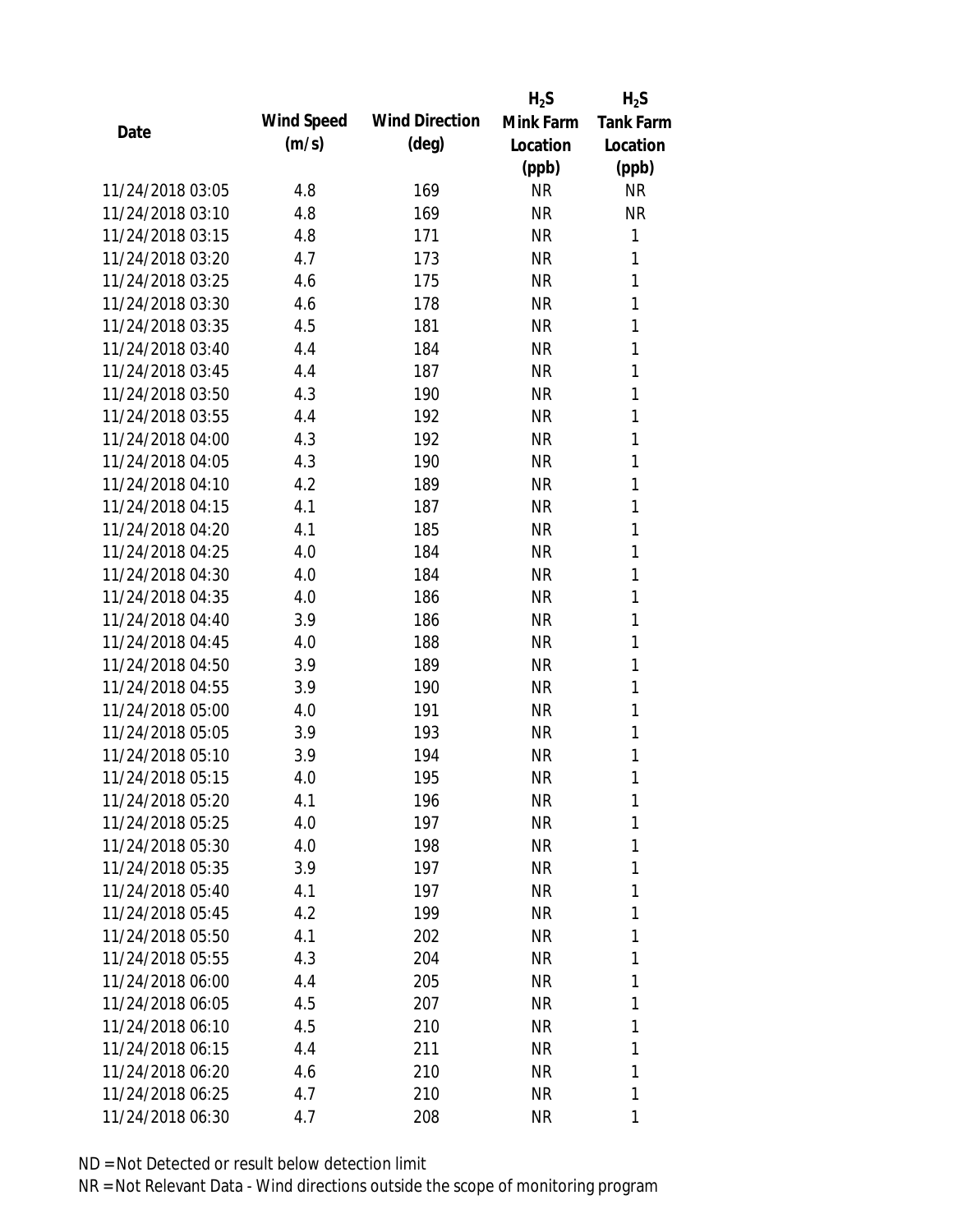| Date | Wind Speed (m/s) | Wind Direction (deg) | $H_2S$ Mink Farm Location (ppb) | $H_2S$ Tank Farm Location (ppb) |
|---|---|---|---|---|
| 11/24/2018 03:05 | 4.8 | 169 | NR | NR |
| 11/24/2018 03:10 | 4.8 | 169 | NR | NR |
| 11/24/2018 03:15 | 4.8 | 171 | NR | 1 |
| 11/24/2018 03:20 | 4.7 | 173 | NR | 1 |
| 11/24/2018 03:25 | 4.6 | 175 | NR | 1 |
| 11/24/2018 03:30 | 4.6 | 178 | NR | 1 |
| 11/24/2018 03:35 | 4.5 | 181 | NR | 1 |
| 11/24/2018 03:40 | 4.4 | 184 | NR | 1 |
| 11/24/2018 03:45 | 4.4 | 187 | NR | 1 |
| 11/24/2018 03:50 | 4.3 | 190 | NR | 1 |
| 11/24/2018 03:55 | 4.4 | 192 | NR | 1 |
| 11/24/2018 04:00 | 4.3 | 192 | NR | 1 |
| 11/24/2018 04:05 | 4.3 | 190 | NR | 1 |
| 11/24/2018 04:10 | 4.2 | 189 | NR | 1 |
| 11/24/2018 04:15 | 4.1 | 187 | NR | 1 |
| 11/24/2018 04:20 | 4.1 | 185 | NR | 1 |
| 11/24/2018 04:25 | 4.0 | 184 | NR | 1 |
| 11/24/2018 04:30 | 4.0 | 184 | NR | 1 |
| 11/24/2018 04:35 | 4.0 | 186 | NR | 1 |
| 11/24/2018 04:40 | 3.9 | 186 | NR | 1 |
| 11/24/2018 04:45 | 4.0 | 188 | NR | 1 |
| 11/24/2018 04:50 | 3.9 | 189 | NR | 1 |
| 11/24/2018 04:55 | 3.9 | 190 | NR | 1 |
| 11/24/2018 05:00 | 4.0 | 191 | NR | 1 |
| 11/24/2018 05:05 | 3.9 | 193 | NR | 1 |
| 11/24/2018 05:10 | 3.9 | 194 | NR | 1 |
| 11/24/2018 05:15 | 4.0 | 195 | NR | 1 |
| 11/24/2018 05:20 | 4.1 | 196 | NR | 1 |
| 11/24/2018 05:25 | 4.0 | 197 | NR | 1 |
| 11/24/2018 05:30 | 4.0 | 198 | NR | 1 |
| 11/24/2018 05:35 | 3.9 | 197 | NR | 1 |
| 11/24/2018 05:40 | 4.1 | 197 | NR | 1 |
| 11/24/2018 05:45 | 4.2 | 199 | NR | 1 |
| 11/24/2018 05:50 | 4.1 | 202 | NR | 1 |
| 11/24/2018 05:55 | 4.3 | 204 | NR | 1 |
| 11/24/2018 06:00 | 4.4 | 205 | NR | 1 |
| 11/24/2018 06:05 | 4.5 | 207 | NR | 1 |
| 11/24/2018 06:10 | 4.5 | 210 | NR | 1 |
| 11/24/2018 06:15 | 4.4 | 211 | NR | 1 |
| 11/24/2018 06:20 | 4.6 | 210 | NR | 1 |
| 11/24/2018 06:25 | 4.7 | 210 | NR | 1 |
| 11/24/2018 06:30 | 4.7 | 208 | NR | 1 |

ND = Not Detected or result below detection limit

NR = Not Relevant Data - Wind directions outside the scope of monitoring program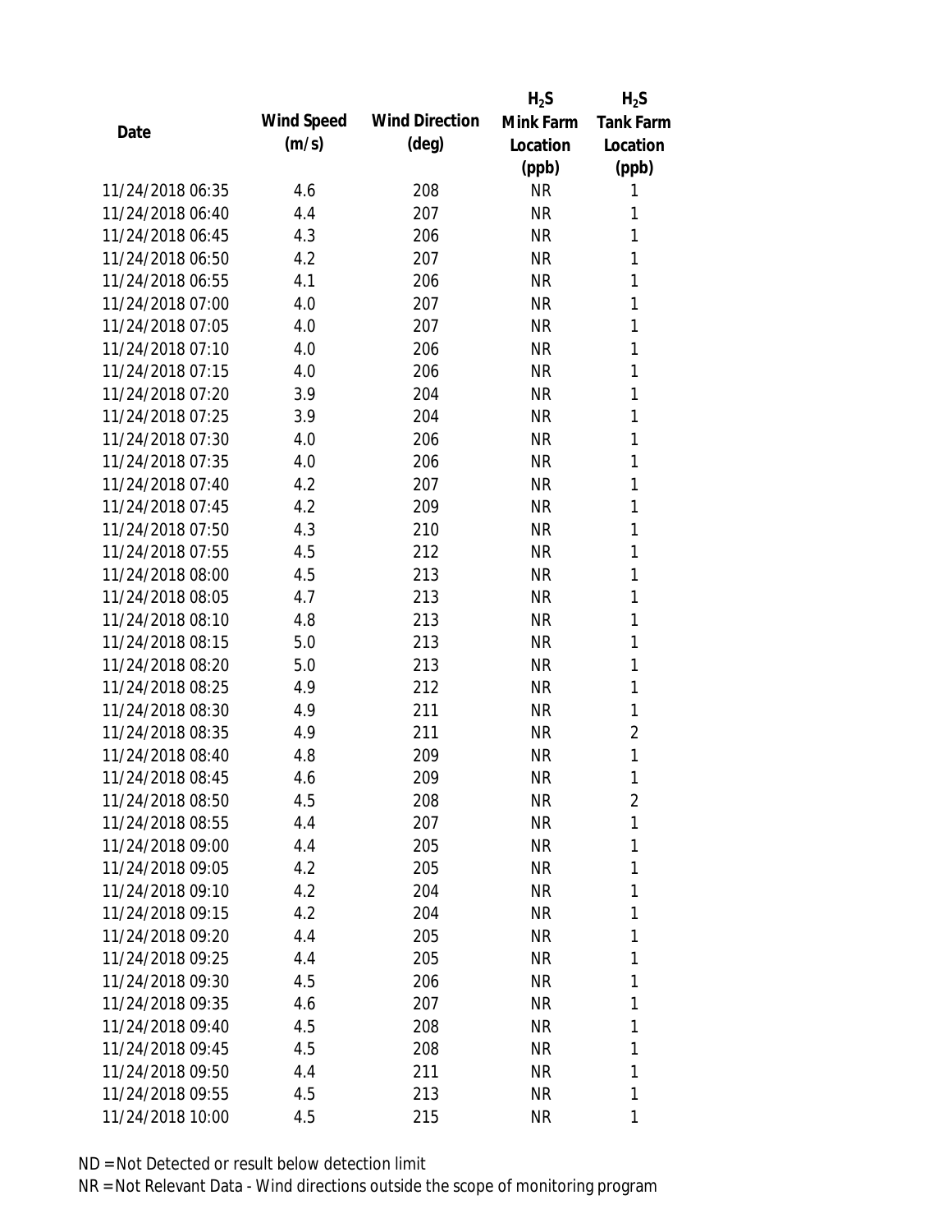| Date | Wind Speed (m/s) | Wind Direction (deg) | $H_2S$ Mink Farm Location (ppb) | $H_2S$ Tank Farm Location (ppb) |
|---|---|---|---|---|
| 11/24/2018 06:35 | 4.6 | 208 | NR | 1 |
| 11/24/2018 06:40 | 4.4 | 207 | NR | 1 |
| 11/24/2018 06:45 | 4.3 | 206 | NR | 1 |
| 11/24/2018 06:50 | 4.2 | 207 | NR | 1 |
| 11/24/2018 06:55 | 4.1 | 206 | NR | 1 |
| 11/24/2018 07:00 | 4.0 | 207 | NR | 1 |
| 11/24/2018 07:05 | 4.0 | 207 | NR | 1 |
| 11/24/2018 07:10 | 4.0 | 206 | NR | 1 |
| 11/24/2018 07:15 | 4.0 | 206 | NR | 1 |
| 11/24/2018 07:20 | 3.9 | 204 | NR | 1 |
| 11/24/2018 07:25 | 3.9 | 204 | NR | 1 |
| 11/24/2018 07:30 | 4.0 | 206 | NR | 1 |
| 11/24/2018 07:35 | 4.0 | 206 | NR | 1 |
| 11/24/2018 07:40 | 4.2 | 207 | NR | 1 |
| 11/24/2018 07:45 | 4.2 | 209 | NR | 1 |
| 11/24/2018 07:50 | 4.3 | 210 | NR | 1 |
| 11/24/2018 07:55 | 4.5 | 212 | NR | 1 |
| 11/24/2018 08:00 | 4.5 | 213 | NR | 1 |
| 11/24/2018 08:05 | 4.7 | 213 | NR | 1 |
| 11/24/2018 08:10 | 4.8 | 213 | NR | 1 |
| 11/24/2018 08:15 | 5.0 | 213 | NR | 1 |
| 11/24/2018 08:20 | 5.0 | 213 | NR | 1 |
| 11/24/2018 08:25 | 4.9 | 212 | NR | 1 |
| 11/24/2018 08:30 | 4.9 | 211 | NR | 1 |
| 11/24/2018 08:35 | 4.9 | 211 | NR | 2 |
| 11/24/2018 08:40 | 4.8 | 209 | NR | 1 |
| 11/24/2018 08:45 | 4.6 | 209 | NR | 1 |
| 11/24/2018 08:50 | 4.5 | 208 | NR | 2 |
| 11/24/2018 08:55 | 4.4 | 207 | NR | 1 |
| 11/24/2018 09:00 | 4.4 | 205 | NR | 1 |
| 11/24/2018 09:05 | 4.2 | 205 | NR | 1 |
| 11/24/2018 09:10 | 4.2 | 204 | NR | 1 |
| 11/24/2018 09:15 | 4.2 | 204 | NR | 1 |
| 11/24/2018 09:20 | 4.4 | 205 | NR | 1 |
| 11/24/2018 09:25 | 4.4 | 205 | NR | 1 |
| 11/24/2018 09:30 | 4.5 | 206 | NR | 1 |
| 11/24/2018 09:35 | 4.6 | 207 | NR | 1 |
| 11/24/2018 09:40 | 4.5 | 208 | NR | 1 |
| 11/24/2018 09:45 | 4.5 | 208 | NR | 1 |
| 11/24/2018 09:50 | 4.4 | 211 | NR | 1 |
| 11/24/2018 09:55 | 4.5 | 213 | NR | 1 |
| 11/24/2018 10:00 | 4.5 | 215 | NR | 1 |

ND = Not Detected or result below detection limit

NR = Not Relevant Data - Wind directions outside the scope of monitoring program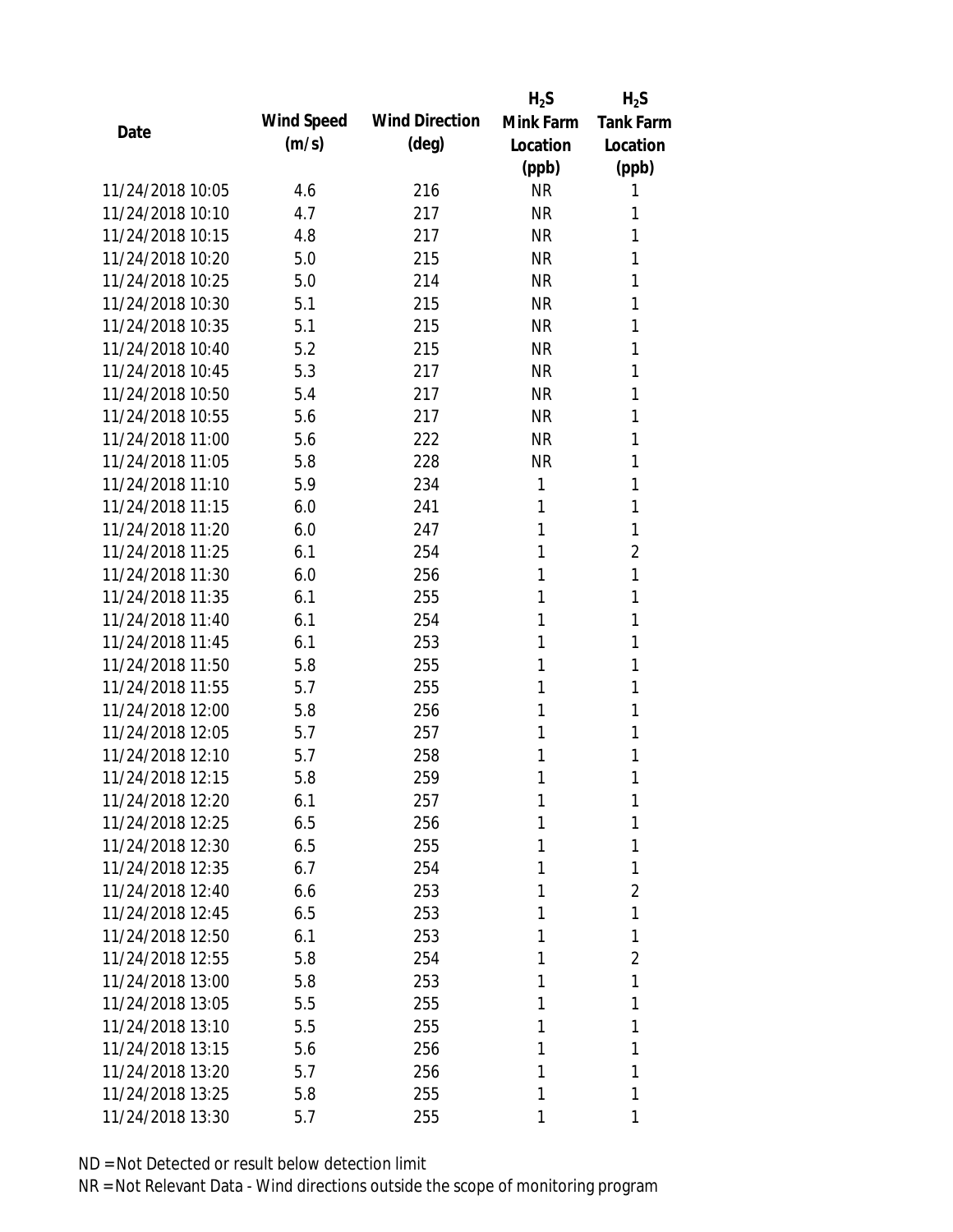| Date | Wind Speed (m/s) | Wind Direction (deg) | $H_2S$ Mink Farm Location (ppb) | $H_2S$ Tank Farm Location (ppb) |
|---|---|---|---|---|
| 11/24/2018 10:05 | 4.6 | 216 | NR | 1 |
| 11/24/2018 10:10 | 4.7 | 217 | NR | 1 |
| 11/24/2018 10:15 | 4.8 | 217 | NR | 1 |
| 11/24/2018 10:20 | 5.0 | 215 | NR | 1 |
| 11/24/2018 10:25 | 5.0 | 214 | NR | 1 |
| 11/24/2018 10:30 | 5.1 | 215 | NR | 1 |
| 11/24/2018 10:35 | 5.1 | 215 | NR | 1 |
| 11/24/2018 10:40 | 5.2 | 215 | NR | 1 |
| 11/24/2018 10:45 | 5.3 | 217 | NR | 1 |
| 11/24/2018 10:50 | 5.4 | 217 | NR | 1 |
| 11/24/2018 10:55 | 5.6 | 217 | NR | 1 |
| 11/24/2018 11:00 | 5.6 | 222 | NR | 1 |
| 11/24/2018 11:05 | 5.8 | 228 | NR | 1 |
| 11/24/2018 11:10 | 5.9 | 234 | 1 | 1 |
| 11/24/2018 11:15 | 6.0 | 241 | 1 | 1 |
| 11/24/2018 11:20 | 6.0 | 247 | 1 | 1 |
| 11/24/2018 11:25 | 6.1 | 254 | 1 | 2 |
| 11/24/2018 11:30 | 6.0 | 256 | 1 | 1 |
| 11/24/2018 11:35 | 6.1 | 255 | 1 | 1 |
| 11/24/2018 11:40 | 6.1 | 254 | 1 | 1 |
| 11/24/2018 11:45 | 6.1 | 253 | 1 | 1 |
| 11/24/2018 11:50 | 5.8 | 255 | 1 | 1 |
| 11/24/2018 11:55 | 5.7 | 255 | 1 | 1 |
| 11/24/2018 12:00 | 5.8 | 256 | 1 | 1 |
| 11/24/2018 12:05 | 5.7 | 257 | 1 | 1 |
| 11/24/2018 12:10 | 5.7 | 258 | 1 | 1 |
| 11/24/2018 12:15 | 5.8 | 259 | 1 | 1 |
| 11/24/2018 12:20 | 6.1 | 257 | 1 | 1 |
| 11/24/2018 12:25 | 6.5 | 256 | 1 | 1 |
| 11/24/2018 12:30 | 6.5 | 255 | 1 | 1 |
| 11/24/2018 12:35 | 6.7 | 254 | 1 | 1 |
| 11/24/2018 12:40 | 6.6 | 253 | 1 | 2 |
| 11/24/2018 12:45 | 6.5 | 253 | 1 | 1 |
| 11/24/2018 12:50 | 6.1 | 253 | 1 | 1 |
| 11/24/2018 12:55 | 5.8 | 254 | 1 | 2 |
| 11/24/2018 13:00 | 5.8 | 253 | 1 | 1 |
| 11/24/2018 13:05 | 5.5 | 255 | 1 | 1 |
| 11/24/2018 13:10 | 5.5 | 255 | 1 | 1 |
| 11/24/2018 13:15 | 5.6 | 256 | 1 | 1 |
| 11/24/2018 13:20 | 5.7 | 256 | 1 | 1 |
| 11/24/2018 13:25 | 5.8 | 255 | 1 | 1 |
| 11/24/2018 13:30 | 5.7 | 255 | 1 | 1 |

ND = Not Detected or result below detection limit

NR = Not Relevant Data - Wind directions outside the scope of monitoring program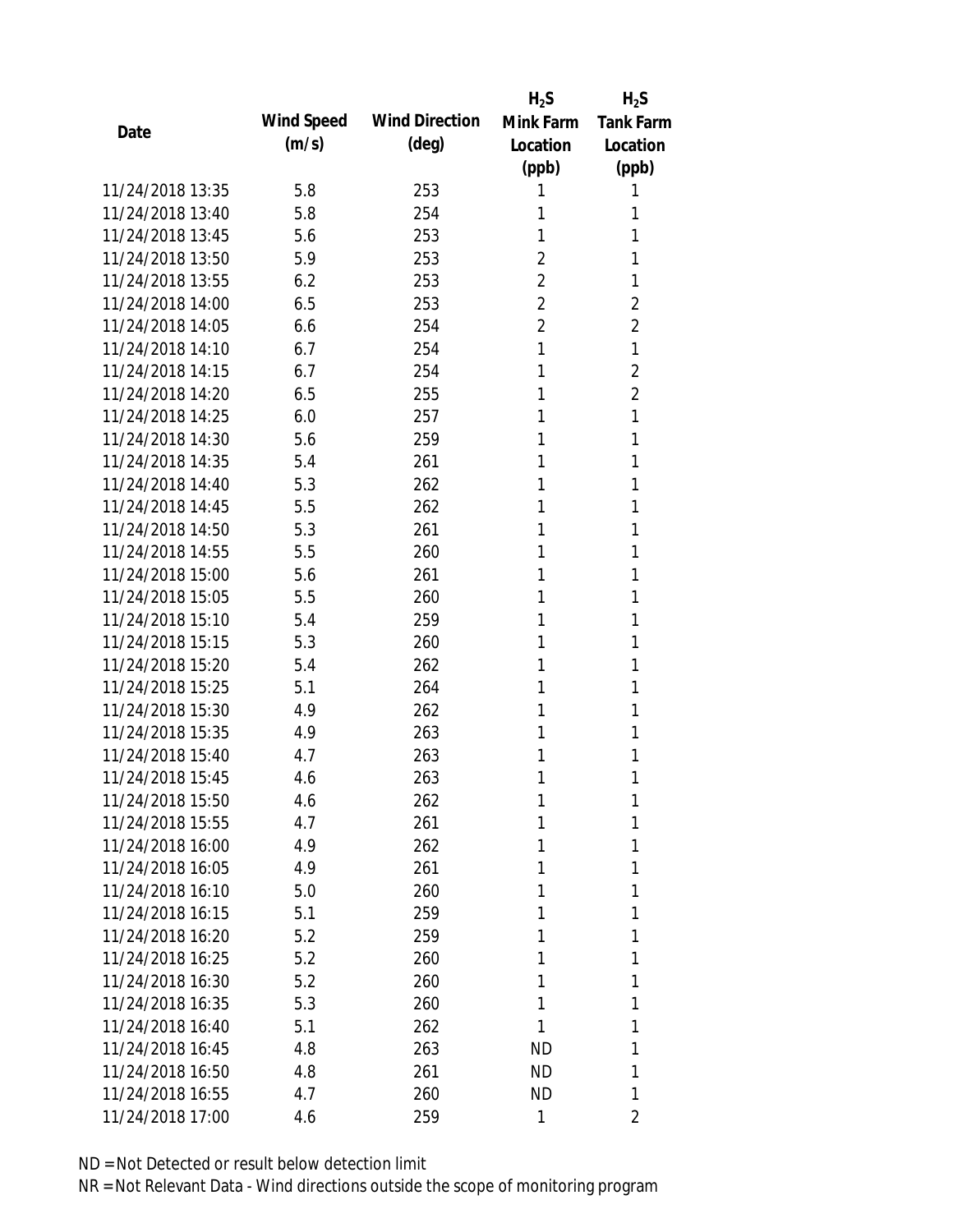| Date | Wind Speed (m/s) | Wind Direction (deg) | $H_2S$ Mink Farm Location (ppb) | $H_2S$ Tank Farm Location (ppb) |
|---|---|---|---|---|
| 11/24/2018 13:35 | 5.8 | 253 | 1 | 1 |
| 11/24/2018 13:40 | 5.8 | 254 | 1 | 1 |
| 11/24/2018 13:45 | 5.6 | 253 | 1 | 1 |
| 11/24/2018 13:50 | 5.9 | 253 | 2 | 1 |
| 11/24/2018 13:55 | 6.2 | 253 | 2 | 1 |
| 11/24/2018 14:00 | 6.5 | 253 | 2 | 2 |
| 11/24/2018 14:05 | 6.6 | 254 | 2 | 2 |
| 11/24/2018 14:10 | 6.7 | 254 | 1 | 1 |
| 11/24/2018 14:15 | 6.7 | 254 | 1 | 2 |
| 11/24/2018 14:20 | 6.5 | 255 | 1 | 2 |
| 11/24/2018 14:25 | 6.0 | 257 | 1 | 1 |
| 11/24/2018 14:30 | 5.6 | 259 | 1 | 1 |
| 11/24/2018 14:35 | 5.4 | 261 | 1 | 1 |
| 11/24/2018 14:40 | 5.3 | 262 | 1 | 1 |
| 11/24/2018 14:45 | 5.5 | 262 | 1 | 1 |
| 11/24/2018 14:50 | 5.3 | 261 | 1 | 1 |
| 11/24/2018 14:55 | 5.5 | 260 | 1 | 1 |
| 11/24/2018 15:00 | 5.6 | 261 | 1 | 1 |
| 11/24/2018 15:05 | 5.5 | 260 | 1 | 1 |
| 11/24/2018 15:10 | 5.4 | 259 | 1 | 1 |
| 11/24/2018 15:15 | 5.3 | 260 | 1 | 1 |
| 11/24/2018 15:20 | 5.4 | 262 | 1 | 1 |
| 11/24/2018 15:25 | 5.1 | 264 | 1 | 1 |
| 11/24/2018 15:30 | 4.9 | 262 | 1 | 1 |
| 11/24/2018 15:35 | 4.9 | 263 | 1 | 1 |
| 11/24/2018 15:40 | 4.7 | 263 | 1 | 1 |
| 11/24/2018 15:45 | 4.6 | 263 | 1 | 1 |
| 11/24/2018 15:50 | 4.6 | 262 | 1 | 1 |
| 11/24/2018 15:55 | 4.7 | 261 | 1 | 1 |
| 11/24/2018 16:00 | 4.9 | 262 | 1 | 1 |
| 11/24/2018 16:05 | 4.9 | 261 | 1 | 1 |
| 11/24/2018 16:10 | 5.0 | 260 | 1 | 1 |
| 11/24/2018 16:15 | 5.1 | 259 | 1 | 1 |
| 11/24/2018 16:20 | 5.2 | 259 | 1 | 1 |
| 11/24/2018 16:25 | 5.2 | 260 | 1 | 1 |
| 11/24/2018 16:30 | 5.2 | 260 | 1 | 1 |
| 11/24/2018 16:35 | 5.3 | 260 | 1 | 1 |
| 11/24/2018 16:40 | 5.1 | 262 | 1 | 1 |
| 11/24/2018 16:45 | 4.8 | 263 | ND | 1 |
| 11/24/2018 16:50 | 4.8 | 261 | ND | 1 |
| 11/24/2018 16:55 | 4.7 | 260 | ND | 1 |
| 11/24/2018 17:00 | 4.6 | 259 | 1 | 2 |

ND = Not Detected or result below detection limit

NR = Not Relevant Data - Wind directions outside the scope of monitoring program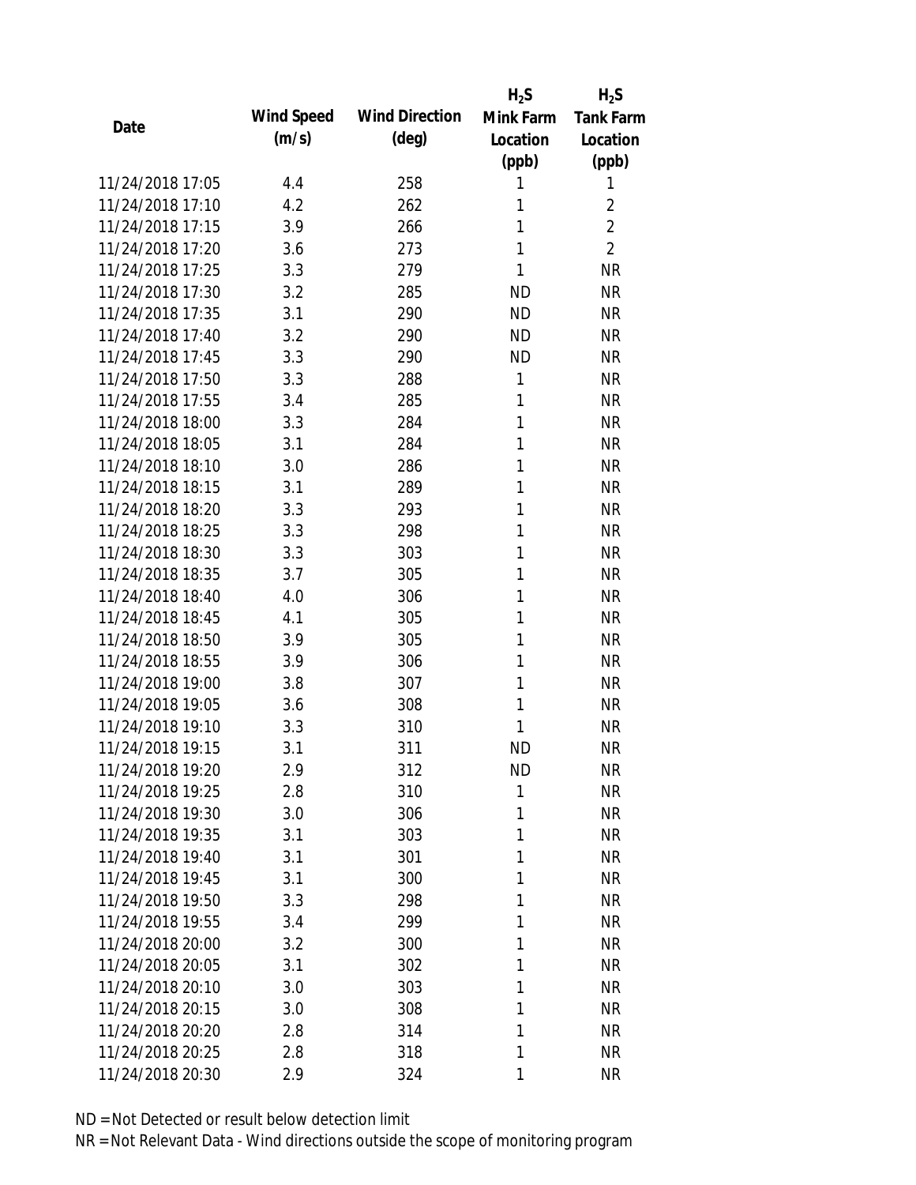| Date | Wind Speed (m/s) | Wind Direction (deg) | $H_2S$ Mink Farm Location (ppb) | $H_2S$ Tank Farm Location (ppb) |
|---|---|---|---|---|
| 11/24/2018 17:05 | 4.4 | 258 | 1 | 1 |
| 11/24/2018 17:10 | 4.2 | 262 | 1 | 2 |
| 11/24/2018 17:15 | 3.9 | 266 | 1 | 2 |
| 11/24/2018 17:20 | 3.6 | 273 | 1 | 2 |
| 11/24/2018 17:25 | 3.3 | 279 | 1 | NR |
| 11/24/2018 17:30 | 3.2 | 285 | ND | NR |
| 11/24/2018 17:35 | 3.1 | 290 | ND | NR |
| 11/24/2018 17:40 | 3.2 | 290 | ND | NR |
| 11/24/2018 17:45 | 3.3 | 290 | ND | NR |
| 11/24/2018 17:50 | 3.3 | 288 | 1 | NR |
| 11/24/2018 17:55 | 3.4 | 285 | 1 | NR |
| 11/24/2018 18:00 | 3.3 | 284 | 1 | NR |
| 11/24/2018 18:05 | 3.1 | 284 | 1 | NR |
| 11/24/2018 18:10 | 3.0 | 286 | 1 | NR |
| 11/24/2018 18:15 | 3.1 | 289 | 1 | NR |
| 11/24/2018 18:20 | 3.3 | 293 | 1 | NR |
| 11/24/2018 18:25 | 3.3 | 298 | 1 | NR |
| 11/24/2018 18:30 | 3.3 | 303 | 1 | NR |
| 11/24/2018 18:35 | 3.7 | 305 | 1 | NR |
| 11/24/2018 18:40 | 4.0 | 306 | 1 | NR |
| 11/24/2018 18:45 | 4.1 | 305 | 1 | NR |
| 11/24/2018 18:50 | 3.9 | 305 | 1 | NR |
| 11/24/2018 18:55 | 3.9 | 306 | 1 | NR |
| 11/24/2018 19:00 | 3.8 | 307 | 1 | NR |
| 11/24/2018 19:05 | 3.6 | 308 | 1 | NR |
| 11/24/2018 19:10 | 3.3 | 310 | 1 | NR |
| 11/24/2018 19:15 | 3.1 | 311 | ND | NR |
| 11/24/2018 19:20 | 2.9 | 312 | ND | NR |
| 11/24/2018 19:25 | 2.8 | 310 | 1 | NR |
| 11/24/2018 19:30 | 3.0 | 306 | 1 | NR |
| 11/24/2018 19:35 | 3.1 | 303 | 1 | NR |
| 11/24/2018 19:40 | 3.1 | 301 | 1 | NR |
| 11/24/2018 19:45 | 3.1 | 300 | 1 | NR |
| 11/24/2018 19:50 | 3.3 | 298 | 1 | NR |
| 11/24/2018 19:55 | 3.4 | 299 | 1 | NR |
| 11/24/2018 20:00 | 3.2 | 300 | 1 | NR |
| 11/24/2018 20:05 | 3.1 | 302 | 1 | NR |
| 11/24/2018 20:10 | 3.0 | 303 | 1 | NR |
| 11/24/2018 20:15 | 3.0 | 308 | 1 | NR |
| 11/24/2018 20:20 | 2.8 | 314 | 1 | NR |
| 11/24/2018 20:25 | 2.8 | 318 | 1 | NR |
| 11/24/2018 20:30 | 2.9 | 324 | 1 | NR |

ND = Not Detected or result below detection limit

NR = Not Relevant Data - Wind directions outside the scope of monitoring program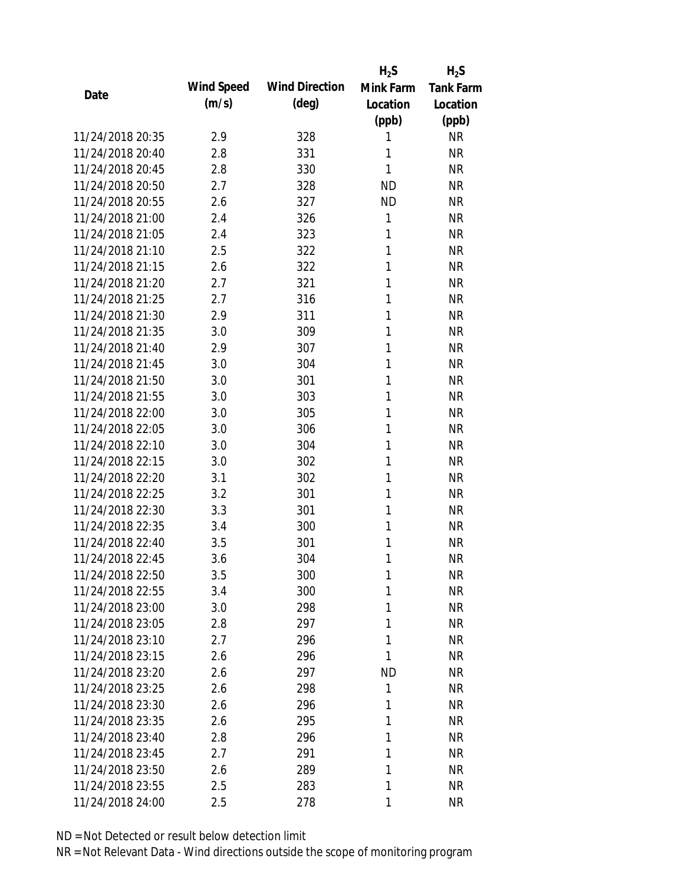| Date | Wind Speed (m/s) | Wind Direction (deg) | $H_2S$ Mink Farm Location (ppb) | $H_2S$ Tank Farm Location (ppb) |
|---|---|---|---|---|
| 11/24/2018 20:35 | 2.9 | 328 | 1 | NR |
| 11/24/2018 20:40 | 2.8 | 331 | 1 | NR |
| 11/24/2018 20:45 | 2.8 | 330 | 1 | NR |
| 11/24/2018 20:50 | 2.7 | 328 | ND | NR |
| 11/24/2018 20:55 | 2.6 | 327 | ND | NR |
| 11/24/2018 21:00 | 2.4 | 326 | 1 | NR |
| 11/24/2018 21:05 | 2.4 | 323 | 1 | NR |
| 11/24/2018 21:10 | 2.5 | 322 | 1 | NR |
| 11/24/2018 21:15 | 2.6 | 322 | 1 | NR |
| 11/24/2018 21:20 | 2.7 | 321 | 1 | NR |
| 11/24/2018 21:25 | 2.7 | 316 | 1 | NR |
| 11/24/2018 21:30 | 2.9 | 311 | 1 | NR |
| 11/24/2018 21:35 | 3.0 | 309 | 1 | NR |
| 11/24/2018 21:40 | 2.9 | 307 | 1 | NR |
| 11/24/2018 21:45 | 3.0 | 304 | 1 | NR |
| 11/24/2018 21:50 | 3.0 | 301 | 1 | NR |
| 11/24/2018 21:55 | 3.0 | 303 | 1 | NR |
| 11/24/2018 22:00 | 3.0 | 305 | 1 | NR |
| 11/24/2018 22:05 | 3.0 | 306 | 1 | NR |
| 11/24/2018 22:10 | 3.0 | 304 | 1 | NR |
| 11/24/2018 22:15 | 3.0 | 302 | 1 | NR |
| 11/24/2018 22:20 | 3.1 | 302 | 1 | NR |
| 11/24/2018 22:25 | 3.2 | 301 | 1 | NR |
| 11/24/2018 22:30 | 3.3 | 301 | 1 | NR |
| 11/24/2018 22:35 | 3.4 | 300 | 1 | NR |
| 11/24/2018 22:40 | 3.5 | 301 | 1 | NR |
| 11/24/2018 22:45 | 3.6 | 304 | 1 | NR |
| 11/24/2018 22:50 | 3.5 | 300 | 1 | NR |
| 11/24/2018 22:55 | 3.4 | 300 | 1 | NR |
| 11/24/2018 23:00 | 3.0 | 298 | 1 | NR |
| 11/24/2018 23:05 | 2.8 | 297 | 1 | NR |
| 11/24/2018 23:10 | 2.7 | 296 | 1 | NR |
| 11/24/2018 23:15 | 2.6 | 296 | 1 | NR |
| 11/24/2018 23:20 | 2.6 | 297 | ND | NR |
| 11/24/2018 23:25 | 2.6 | 298 | 1 | NR |
| 11/24/2018 23:30 | 2.6 | 296 | 1 | NR |
| 11/24/2018 23:35 | 2.6 | 295 | 1 | NR |
| 11/24/2018 23:40 | 2.8 | 296 | 1 | NR |
| 11/24/2018 23:45 | 2.7 | 291 | 1 | NR |
| 11/24/2018 23:50 | 2.6 | 289 | 1 | NR |
| 11/24/2018 23:55 | 2.5 | 283 | 1 | NR |
| 11/24/2018 24:00 | 2.5 | 278 | 1 | NR |

ND = Not Detected or result below detection limit

NR = Not Relevant Data - Wind directions outside the scope of monitoring program